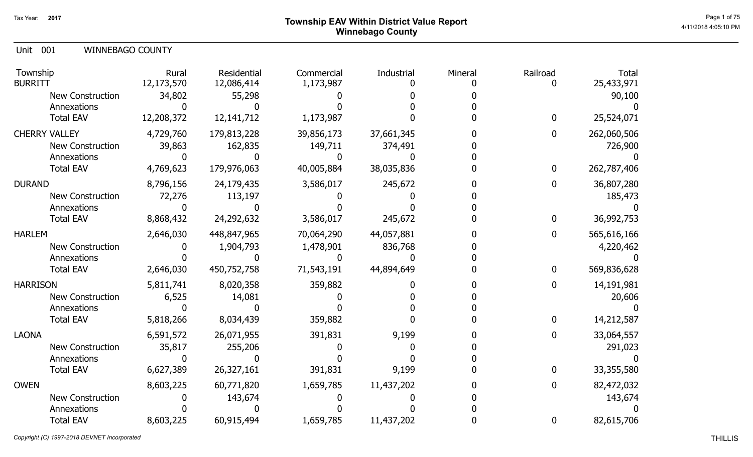Tax Year: **2017**

# Township EAV Within District Value Report
## Winnebago County

Unit 001 WINNEBAGO COUNTY

| Township | Rural | Residential | Commercial | Industrial | Mineral | Railroad | Total |
|---|---|---|---|---|---|---|---|
| BURRITT | 12,173,570 | 12,086,414 | 1,173,987 | 0 | 0 | 0 | 25,433,971 |
| New Construction | 34,802 | 55,298 | 0 | 0 | 0 | | 90,100 |
| Annexations | 0 | 0 | 0 | 0 | 0 | | 0 |
| Total EAV | 12,208,372 | 12,141,712 | 1,173,987 | 0 | 0 | 0 | 25,524,071 |
| CHERRY VALLEY | 4,729,760 | 179,813,228 | 39,856,173 | 37,661,345 | 0 | 0 | 262,060,506 |
| New Construction | 39,863 | 162,835 | 149,711 | 374,491 | 0 | | 726,900 |
| Annexations | 0 | 0 | 0 | 0 | 0 | | 0 |
| Total EAV | 4,769,623 | 179,976,063 | 40,005,884 | 38,035,836 | 0 | 0 | 262,787,406 |
| DURAND | 8,796,156 | 24,179,435 | 3,586,017 | 245,672 | 0 | 0 | 36,807,280 |
| New Construction | 72,276 | 113,197 | 0 | 0 | 0 | | 185,473 |
| Annexations | 0 | 0 | 0 | 0 | 0 | | 0 |
| Total EAV | 8,868,432 | 24,292,632 | 3,586,017 | 245,672 | 0 | 0 | 36,992,753 |
| HARLEM | 2,646,030 | 448,847,965 | 70,064,290 | 44,057,881 | 0 | 0 | 565,616,166 |
| New Construction | 0 | 1,904,793 | 1,478,901 | 836,768 | 0 | | 4,220,462 |
| Annexations | 0 | 0 | 0 | 0 | 0 | | 0 |
| Total EAV | 2,646,030 | 450,752,758 | 71,543,191 | 44,894,649 | 0 | 0 | 569,836,628 |
| HARRISON | 5,811,741 | 8,020,358 | 359,882 | 0 | 0 | 0 | 14,191,981 |
| New Construction | 6,525 | 14,081 | 0 | 0 | 0 | | 20,606 |
| Annexations | 0 | 0 | 0 | 0 | 0 | | 0 |
| Total EAV | 5,818,266 | 8,034,439 | 359,882 | 0 | 0 | 0 | 14,212,587 |
| LAONA | 6,591,572 | 26,071,955 | 391,831 | 9,199 | 0 | 0 | 33,064,557 |
| New Construction | 35,817 | 255,206 | 0 | 0 | 0 | | 291,023 |
| Annexations | 0 | 0 | 0 | 0 | 0 | | 0 |
| Total EAV | 6,627,389 | 26,327,161 | 391,831 | 9,199 | 0 | 0 | 33,355,580 |
| OWEN | 8,603,225 | 60,771,820 | 1,659,785 | 11,437,202 | 0 | 0 | 82,472,032 |
| New Construction | 0 | 143,674 | 0 | 0 | 0 | | 143,674 |
| Annexations | 0 | 0 | 0 | 0 | 0 | | 0 |
| Total EAV | 8,603,225 | 60,915,494 | 1,659,785 | 11,437,202 | 0 | 0 | 82,615,706 |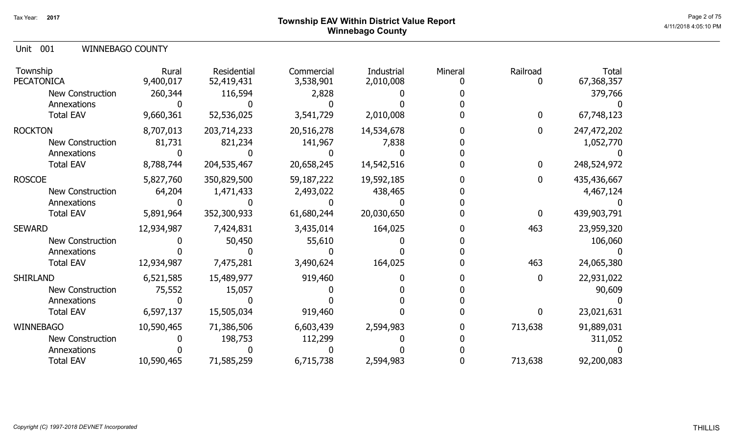Tax Year: 2017

# Township EAV Within District Value Report
## Winnebago County

Unit 001 WINNEBAGO COUNTY

| Township | Rural | Residential | Commercial | Industrial | Mineral | Railroad | Total |
|---|---|---|---|---|---|---|---|
| PECATONICA | 9,400,017 | 52,419,431 | 3,538,901 | 2,010,008 | 0 | 0 | 67,368,357 |
| New Construction | 260,344 | 116,594 | 2,828 | 0 | 0 | | 379,766 |
| Annexations | 0 | 0 | 0 | 0 | 0 | | 0 |
| Total EAV | 9,660,361 | 52,536,025 | 3,541,729 | 2,010,008 | 0 | 0 | 67,748,123 |
| ROCKTON | 8,707,013 | 203,714,233 | 20,516,278 | 14,534,678 | 0 | 0 | 247,472,202 |
| New Construction | 81,731 | 821,234 | 141,967 | 7,838 | 0 | | 1,052,770 |
| Annexations | 0 | 0 | 0 | 0 | 0 | | 0 |
| Total EAV | 8,788,744 | 204,535,467 | 20,658,245 | 14,542,516 | 0 | 0 | 248,524,972 |
| ROSCOE | 5,827,760 | 350,829,500 | 59,187,222 | 19,592,185 | 0 | 0 | 435,436,667 |
| New Construction | 64,204 | 1,471,433 | 2,493,022 | 438,465 | 0 | | 4,467,124 |
| Annexations | 0 | 0 | 0 | 0 | 0 | | 0 |
| Total EAV | 5,891,964 | 352,300,933 | 61,680,244 | 20,030,650 | 0 | 0 | 439,903,791 |
| SEWARD | 12,934,987 | 7,424,831 | 3,435,014 | 164,025 | 0 | 463 | 23,959,320 |
| New Construction | 0 | 50,450 | 55,610 | 0 | 0 | | 106,060 |
| Annexations | 0 | 0 | 0 | 0 | 0 | | 0 |
| Total EAV | 12,934,987 | 7,475,281 | 3,490,624 | 164,025 | 0 | 463 | 24,065,380 |
| SHIRLAND | 6,521,585 | 15,489,977 | 919,460 | 0 | 0 | 0 | 22,931,022 |
| New Construction | 75,552 | 15,057 | 0 | 0 | 0 | | 90,609 |
| Annexations | 0 | 0 | 0 | 0 | 0 | | 0 |
| Total EAV | 6,597,137 | 15,505,034 | 919,460 | 0 | 0 | 0 | 23,021,631 |
| WINNEBAGO | 10,590,465 | 71,386,506 | 6,603,439 | 2,594,983 | 0 | 713,638 | 91,889,031 |
| New Construction | 0 | 198,753 | 112,299 | 0 | 0 | | 311,052 |
| Annexations | 0 | 0 | 0 | 0 | 0 | | 0 |
| Total EAV | 10,590,465 | 71,585,259 | 6,715,738 | 2,594,983 | 0 | 713,638 | 92,200,083 |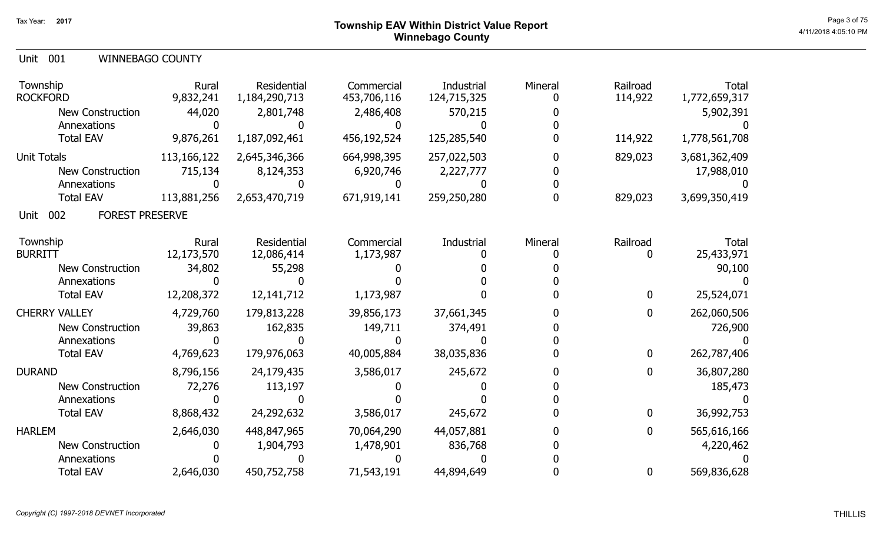## Township EAV Within District Value Report
## Winnebago County

Tax Year: 2017

### Unit 001 WINNEBAGO COUNTY

| Township | Rural | Residential | Commercial | Industrial | Mineral | Railroad | Total |
|---|---|---|---|---|---|---|---|
| ROCKFORD | 9,832,241 | 1,184,290,713 | 453,706,116 | 124,715,325 | 0 | 114,922 | 1,772,659,317 |
| New Construction | 44,020 | 2,801,748 | 2,486,408 | 570,215 | 0 | | 5,902,391 |
| Annexations | 0 | 0 | 0 | 0 | 0 | | 0 |
| Total EAV | 9,876,261 | 1,187,092,461 | 456,192,524 | 125,285,540 | 0 | 114,922 | 1,778,561,708 |
| Unit Totals | 113,166,122 | 2,645,346,366 | 664,998,395 | 257,022,503 | 0 | 829,023 | 3,681,362,409 |
| New Construction | 715,134 | 8,124,353 | 6,920,746 | 2,227,777 | 0 | | 17,988,010 |
| Annexations | 0 | 0 | 0 | 0 | 0 | | 0 |
| Total EAV | 113,881,256 | 2,653,470,719 | 671,919,141 | 259,250,280 | 0 | 829,023 | 3,699,350,419 |

### Unit 002 FOREST PRESERVE

| Township | Rural | Residential | Commercial | Industrial | Mineral | Railroad | Total |
|---|---|---|---|---|---|---|---|
| BURRITT | 12,173,570 | 12,086,414 | 1,173,987 | 0 | 0 | 0 | 25,433,971 |
| New Construction | 34,802 | 55,298 | 0 | 0 | 0 | | 90,100 |
| Annexations | 0 | 0 | 0 | 0 | 0 | | 0 |
| Total EAV | 12,208,372 | 12,141,712 | 1,173,987 | 0 | 0 | 0 | 25,524,071 |
| CHERRY VALLEY | 4,729,760 | 179,813,228 | 39,856,173 | 37,661,345 | 0 | 0 | 262,060,506 |
| New Construction | 39,863 | 162,835 | 149,711 | 374,491 | 0 | | 726,900 |
| Annexations | 0 | 0 | 0 | 0 | 0 | | 0 |
| Total EAV | 4,769,623 | 179,976,063 | 40,005,884 | 38,035,836 | 0 | 0 | 262,787,406 |
| DURAND | 8,796,156 | 24,179,435 | 3,586,017 | 245,672 | 0 | 0 | 36,807,280 |
| New Construction | 72,276 | 113,197 | 0 | 0 | 0 | | 185,473 |
| Annexations | 0 | 0 | 0 | 0 | 0 | | 0 |
| Total EAV | 8,868,432 | 24,292,632 | 3,586,017 | 245,672 | 0 | 0 | 36,992,753 |
| HARLEM | 2,646,030 | 448,847,965 | 70,064,290 | 44,057,881 | 0 | 0 | 565,616,166 |
| New Construction | 0 | 1,904,793 | 1,478,901 | 836,768 | 0 | | 4,220,462 |
| Annexations | 0 | 0 | 0 | 0 | 0 | | 0 |
| Total EAV | 2,646,030 | 450,752,758 | 71,543,191 | 44,894,649 | 0 | 0 | 569,836,628 |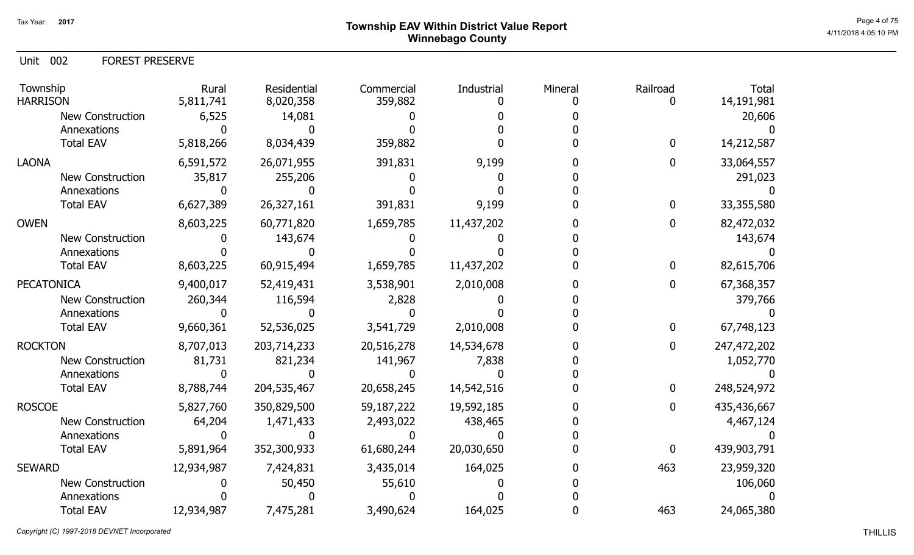Tax Year: **2017**

# Township EAV Within District Value Report
## Winnebago County

Unit 002 FOREST PRESERVE

| Township | Rural | Residential | Commercial | Industrial | Mineral | Railroad | Total |
|---|---|---|---|---|---|---|---|
| HARRISON | 5,811,741 | 8,020,358 | 359,882 | 0 | 0 | 0 | 14,191,981 |
| New Construction | 6,525 | 14,081 | 0 | 0 | 0 | | 20,606 |
| Annexations | 0 | 0 | 0 | 0 | 0 | | 0 |
| Total EAV | 5,818,266 | 8,034,439 | 359,882 | 0 | 0 | 0 | 14,212,587 |
| LAONA | 6,591,572 | 26,071,955 | 391,831 | 9,199 | 0 | 0 | 33,064,557 |
| New Construction | 35,817 | 255,206 | 0 | 0 | 0 | | 291,023 |
| Annexations | 0 | 0 | 0 | 0 | 0 | | 0 |
| Total EAV | 6,627,389 | 26,327,161 | 391,831 | 9,199 | 0 | 0 | 33,355,580 |
| OWEN | 8,603,225 | 60,771,820 | 1,659,785 | 11,437,202 | 0 | 0 | 82,472,032 |
| New Construction | 0 | 143,674 | 0 | 0 | 0 | | 143,674 |
| Annexations | 0 | 0 | 0 | 0 | 0 | | 0 |
| Total EAV | 8,603,225 | 60,915,494 | 1,659,785 | 11,437,202 | 0 | 0 | 82,615,706 |
| PECATONICA | 9,400,017 | 52,419,431 | 3,538,901 | 2,010,008 | 0 | 0 | 67,368,357 |
| New Construction | 260,344 | 116,594 | 2,828 | 0 | 0 | | 379,766 |
| Annexations | 0 | 0 | 0 | 0 | 0 | | 0 |
| Total EAV | 9,660,361 | 52,536,025 | 3,541,729 | 2,010,008 | 0 | 0 | 67,748,123 |
| ROCKTON | 8,707,013 | 203,714,233 | 20,516,278 | 14,534,678 | 0 | 0 | 247,472,202 |
| New Construction | 81,731 | 821,234 | 141,967 | 7,838 | 0 | | 1,052,770 |
| Annexations | 0 | 0 | 0 | 0 | 0 | | 0 |
| Total EAV | 8,788,744 | 204,535,467 | 20,658,245 | 14,542,516 | 0 | 0 | 248,524,972 |
| ROSCOE | 5,827,760 | 350,829,500 | 59,187,222 | 19,592,185 | 0 | 0 | 435,436,667 |
| New Construction | 64,204 | 1,471,433 | 2,493,022 | 438,465 | 0 | | 4,467,124 |
| Annexations | 0 | 0 | 0 | 0 | 0 | | 0 |
| Total EAV | 5,891,964 | 352,300,933 | 61,680,244 | 20,030,650 | 0 | 0 | 439,903,791 |
| SEWARD | 12,934,987 | 7,424,831 | 3,435,014 | 164,025 | 0 | 463 | 23,959,320 |
| New Construction | 0 | 50,450 | 55,610 | 0 | 0 | | 106,060 |
| Annexations | 0 | 0 | 0 | 0 | 0 | | 0 |
| Total EAV | 12,934,987 | 7,475,281 | 3,490,624 | 164,025 | 0 | 463 | 24,065,380 |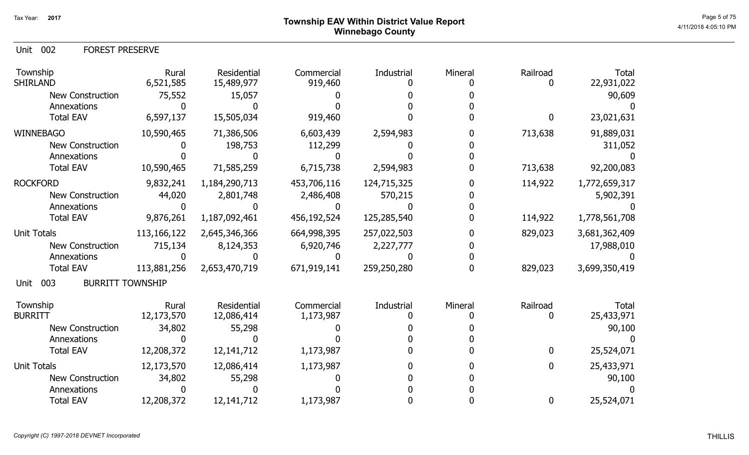Tax Year: 2017

# Township EAV Within District Value Report
## Winnebago County

### Unit 002 FOREST PRESERVE

| Township | Rural | Residential | Commercial | Industrial | Mineral | Railroad | Total |
|---|---|---|---|---|---|---|---|
| SHIRLAND | 6,521,585 | 15,489,977 | 919,460 | 0 | 0 | 0 | 22,931,022 |
| New Construction | 75,552 | 15,057 | 0 | 0 | 0 | | 90,609 |
| Annexations | 0 | 0 | 0 | 0 | 0 | | 0 |
| Total EAV | 6,597,137 | 15,505,034 | 919,460 | 0 | 0 | 0 | 23,021,631 |
| WINNEBAGO | 10,590,465 | 71,386,506 | 6,603,439 | 2,594,983 | 0 | 713,638 | 91,889,031 |
| New Construction | 0 | 198,753 | 112,299 | 0 | 0 | | 311,052 |
| Annexations | 0 | 0 | 0 | 0 | 0 | | 0 |
| Total EAV | 10,590,465 | 71,585,259 | 6,715,738 | 2,594,983 | 0 | 713,638 | 92,200,083 |
| ROCKFORD | 9,832,241 | 1,184,290,713 | 453,706,116 | 124,715,325 | 0 | 114,922 | 1,772,659,317 |
| New Construction | 44,020 | 2,801,748 | 2,486,408 | 570,215 | 0 | | 5,902,391 |
| Annexations | 0 | 0 | 0 | 0 | 0 | | 0 |
| Total EAV | 9,876,261 | 1,187,092,461 | 456,192,524 | 125,285,540 | 0 | 114,922 | 1,778,561,708 |
| Unit Totals | 113,166,122 | 2,645,346,366 | 664,998,395 | 257,022,503 | 0 | 829,023 | 3,681,362,409 |
| New Construction | 715,134 | 8,124,353 | 6,920,746 | 2,227,777 | 0 | | 17,988,010 |
| Annexations | 0 | 0 | 0 | 0 | 0 | | 0 |
| Total EAV | 113,881,256 | 2,653,470,719 | 671,919,141 | 259,250,280 | 0 | 829,023 | 3,699,350,419 |

### Unit 003 BURRITT TOWNSHIP

| Township | Rural | Residential | Commercial | Industrial | Mineral | Railroad | Total |
|---|---|---|---|---|---|---|---|
| BURRITT | 12,173,570 | 12,086,414 | 1,173,987 | 0 | 0 | 0 | 25,433,971 |
| New Construction | 34,802 | 55,298 | 0 | 0 | 0 | | 90,100 |
| Annexations | 0 | 0 | 0 | 0 | 0 | | 0 |
| Total EAV | 12,208,372 | 12,141,712 | 1,173,987 | 0 | 0 | 0 | 25,524,071 |
| Unit Totals | 12,173,570 | 12,086,414 | 1,173,987 | 0 | 0 | 0 | 25,433,971 |
| New Construction | 34,802 | 55,298 | 0 | 0 | 0 | | 90,100 |
| Annexations | 0 | 0 | 0 | 0 | 0 | | 0 |
| Total EAV | 12,208,372 | 12,141,712 | 1,173,987 | 0 | 0 | 0 | 25,524,071 |

*Copyright (C) 1997-2018 DEVNET Incorporated*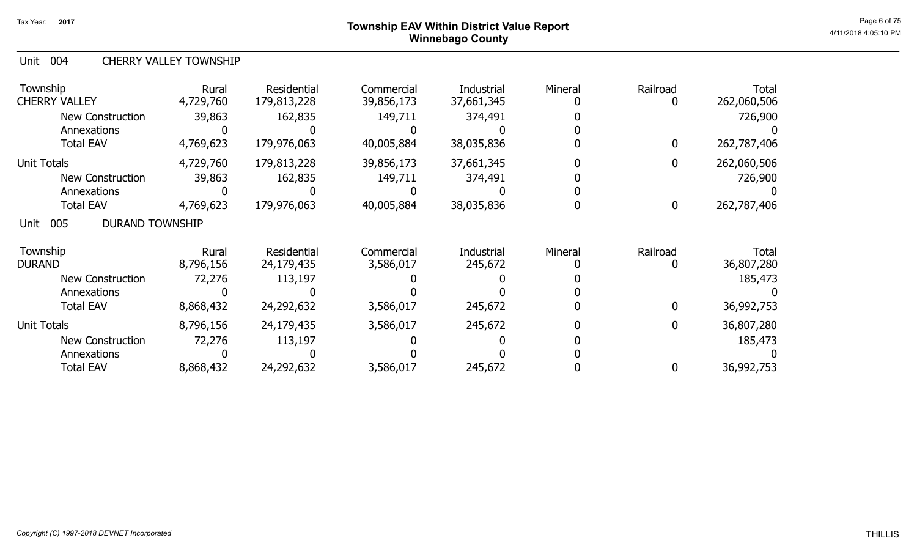## Township EAV Within District Value Report
## Winnebago County

Tax Year: 2017

### Unit 004 CHERRY VALLEY TOWNSHIP

| Township | Rural | Residential | Commercial | Industrial | Mineral | Railroad | Total |
|---|---|---|---|---|---|---|---|
| CHERRY VALLEY | 4,729,760 | 179,813,228 | 39,856,173 | 37,661,345 | 0 | 0 | 262,060,506 |
| New Construction | 39,863 | 162,835 | 149,711 | 374,491 | 0 | | 726,900 |
| Annexations | 0 | 0 | 0 | 0 | 0 | | 0 |
| Total EAV | 4,769,623 | 179,976,063 | 40,005,884 | 38,035,836 | 0 | 0 | 262,787,406 |
| Unit Totals | 4,729,760 | 179,813,228 | 39,856,173 | 37,661,345 | 0 | 0 | 262,060,506 |
| New Construction | 39,863 | 162,835 | 149,711 | 374,491 | 0 | | 726,900 |
| Annexations | 0 | 0 | 0 | 0 | 0 | | 0 |
| Total EAV | 4,769,623 | 179,976,063 | 40,005,884 | 38,035,836 | 0 | 0 | 262,787,406 |

### Unit 005 DURAND TOWNSHIP

| Township | Rural | Residential | Commercial | Industrial | Mineral | Railroad | Total |
|---|---|---|---|---|---|---|---|
| DURAND | 8,796,156 | 24,179,435 | 3,586,017 | 245,672 | 0 | 0 | 36,807,280 |
| New Construction | 72,276 | 113,197 | 0 | 0 | 0 | | 185,473 |
| Annexations | 0 | 0 | 0 | 0 | 0 | | 0 |
| Total EAV | 8,868,432 | 24,292,632 | 3,586,017 | 245,672 | 0 | 0 | 36,992,753 |
| Unit Totals | 8,796,156 | 24,179,435 | 3,586,017 | 245,672 | 0 | 0 | 36,807,280 |
| New Construction | 72,276 | 113,197 | 0 | 0 | 0 | | 185,473 |
| Annexations | 0 | 0 | 0 | 0 | 0 | | 0 |
| Total EAV | 8,868,432 | 24,292,632 | 3,586,017 | 245,672 | 0 | 0 | 36,992,753 |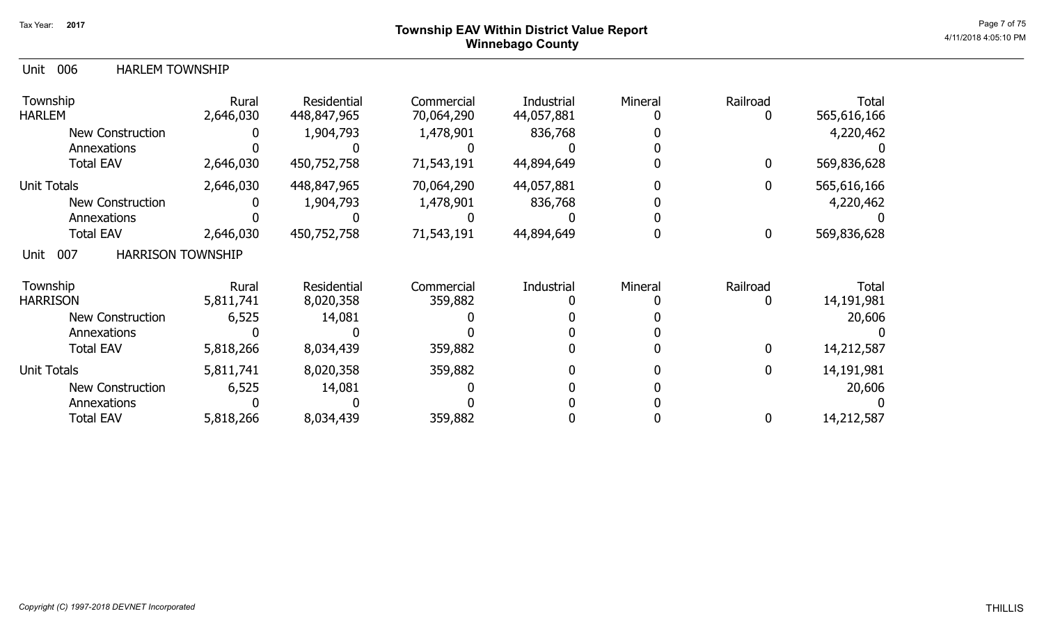# Township EAV Within District Value Report
## Winnebago County

Tax Year: 2017

### Unit 006 HARLEM TOWNSHIP

| Township | Rural | Residential | Commercial | Industrial | Mineral | Railroad | Total |
|---|---|---|---|---|---|---|---|
| HARLEM | 2,646,030 | 448,847,965 | 70,064,290 | 44,057,881 | 0 | 0 | 565,616,166 |
| New Construction | 0 | 1,904,793 | 1,478,901 | 836,768 | 0 | | 4,220,462 |
| Annexations | 0 | 0 | 0 | 0 | 0 | | 0 |
| Total EAV | 2,646,030 | 450,752,758 | 71,543,191 | 44,894,649 | 0 | 0 | 569,836,628 |
| Unit Totals | 2,646,030 | 448,847,965 | 70,064,290 | 44,057,881 | 0 | 0 | 565,616,166 |
| New Construction | 0 | 1,904,793 | 1,478,901 | 836,768 | 0 | | 4,220,462 |
| Annexations | 0 | 0 | 0 | 0 | 0 | | 0 |
| Total EAV | 2,646,030 | 450,752,758 | 71,543,191 | 44,894,649 | 0 | 0 | 569,836,628 |

### Unit 007 HARRISON TOWNSHIP

| Township | Rural | Residential | Commercial | Industrial | Mineral | Railroad | Total |
|---|---|---|---|---|---|---|---|
| HARRISON | 5,811,741 | 8,020,358 | 359,882 | 0 | 0 | 0 | 14,191,981 |
| New Construction | 6,525 | 14,081 | 0 | 0 | 0 | | 20,606 |
| Annexations | 0 | 0 | 0 | 0 | 0 | | 0 |
| Total EAV | 5,818,266 | 8,034,439 | 359,882 | 0 | 0 | 0 | 14,212,587 |
| Unit Totals | 5,811,741 | 8,020,358 | 359,882 | 0 | 0 | 0 | 14,191,981 |
| New Construction | 6,525 | 14,081 | 0 | 0 | 0 | | 20,606 |
| Annexations | 0 | 0 | 0 | 0 | 0 | | 0 |
| Total EAV | 5,818,266 | 8,034,439 | 359,882 | 0 | 0 | 0 | 14,212,587 |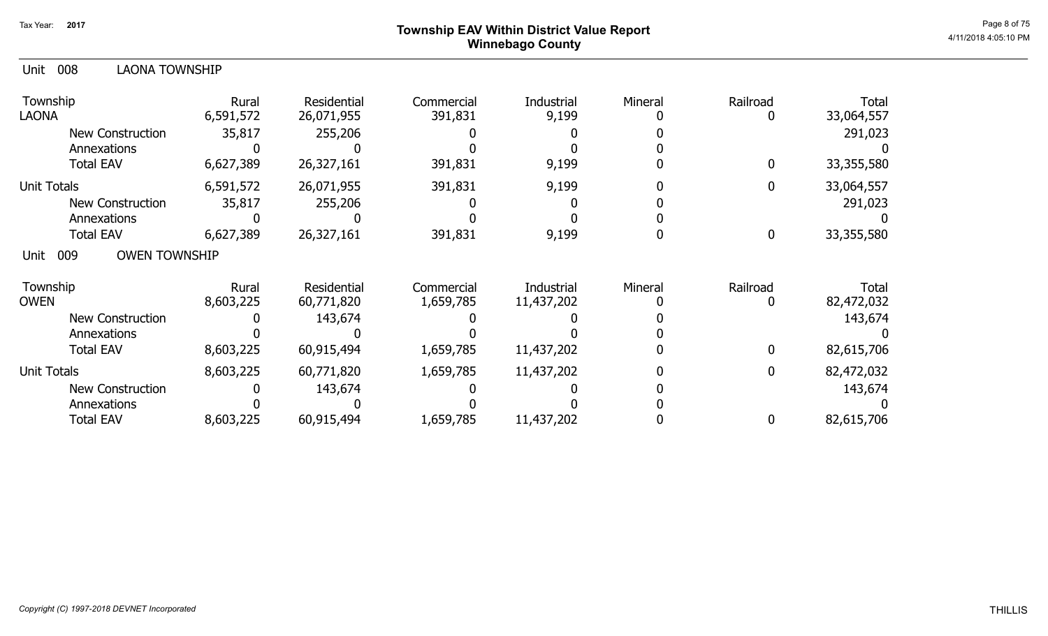# Township EAV Within District Value Report
## Winnebago County

Tax Year: 2017

4/11/2018 4:05:10 PM

### Unit 008 LAONA TOWNSHIP

| Township | Rural | Residential | Commercial | Industrial | Mineral | Railroad | Total |
|---|---|---|---|---|---|---|---|
| LAONA | 6,591,572 | 26,071,955 | 391,831 | 9,199 | 0 | 0 | 33,064,557 |
| New Construction | 35,817 | 255,206 | 0 | 0 | 0 | | 291,023 |
| Annexations | 0 | 0 | 0 | 0 | 0 | | 0 |
| Total EAV | 6,627,389 | 26,327,161 | 391,831 | 9,199 | 0 | 0 | 33,355,580 |
| Unit Totals | 6,591,572 | 26,071,955 | 391,831 | 9,199 | 0 | 0 | 33,064,557 |
| New Construction | 35,817 | 255,206 | 0 | 0 | 0 | | 291,023 |
| Annexations | 0 | 0 | 0 | 0 | 0 | | 0 |
| Total EAV | 6,627,389 | 26,327,161 | 391,831 | 9,199 | 0 | 0 | 33,355,580 |

### Unit 009 OWEN TOWNSHIP

| Township | Rural | Residential | Commercial | Industrial | Mineral | Railroad | Total |
|---|---|---|---|---|---|---|---|
| OWEN | 8,603,225 | 60,771,820 | 1,659,785 | 11,437,202 | 0 | 0 | 82,472,032 |
| New Construction | 0 | 143,674 | 0 | 0 | 0 | | 143,674 |
| Annexations | 0 | 0 | 0 | 0 | 0 | | 0 |
| Total EAV | 8,603,225 | 60,915,494 | 1,659,785 | 11,437,202 | 0 | 0 | 82,615,706 |
| Unit Totals | 8,603,225 | 60,771,820 | 1,659,785 | 11,437,202 | 0 | 0 | 82,472,032 |
| New Construction | 0 | 143,674 | 0 | 0 | 0 | | 143,674 |
| Annexations | 0 | 0 | 0 | 0 | 0 | | 0 |
| Total EAV | 8,603,225 | 60,915,494 | 1,659,785 | 11,437,202 | 0 | 0 | 82,615,706 |

*Copyright (C) 1997-2018 DEVNET Incorporated*

THILLIS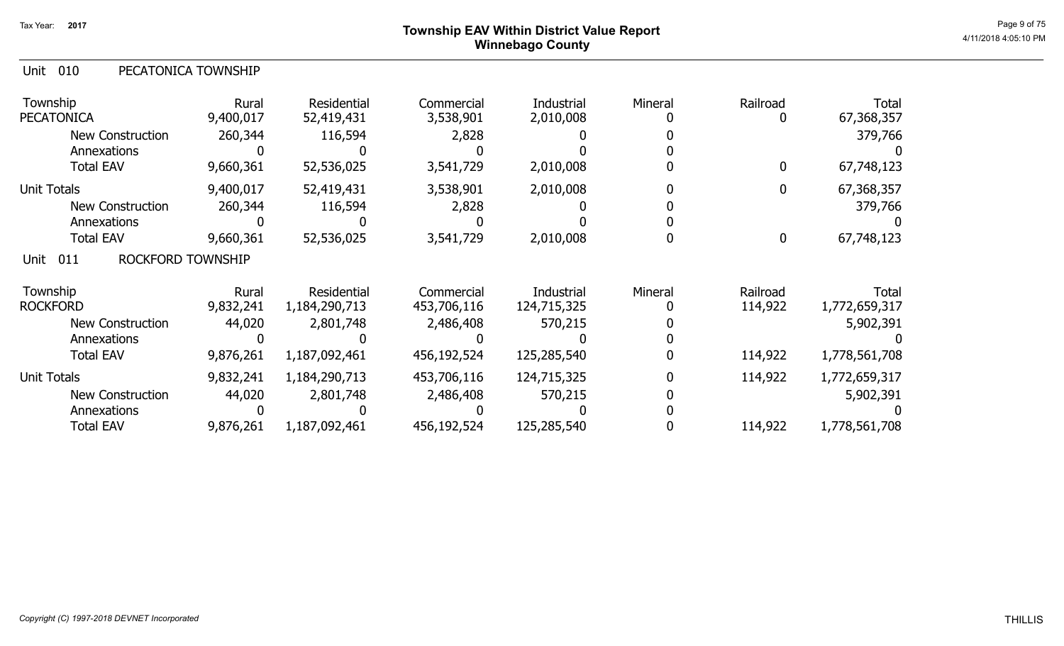# Township EAV Within District Value Report
## Winnebago County

Tax Year: 2017

### Unit 010 PECATONICA TOWNSHIP

| Township | Rural | Residential | Commercial | Industrial | Mineral | Railroad | Total |
|---|---|---|---|---|---|---|---|
| PECATONICA | 9,400,017 | 52,419,431 | 3,538,901 | 2,010,008 | 0 | 0 | 67,368,357 |
| New Construction | 260,344 | 116,594 | 2,828 | 0 | 0 | | 379,766 |
| Annexations | 0 | 0 | 0 | 0 | 0 | | 0 |
| Total EAV | 9,660,361 | 52,536,025 | 3,541,729 | 2,010,008 | 0 | 0 | 67,748,123 |
| Unit Totals | 9,400,017 | 52,419,431 | 3,538,901 | 2,010,008 | 0 | 0 | 67,368,357 |
| New Construction | 260,344 | 116,594 | 2,828 | 0 | 0 | | 379,766 |
| Annexations | 0 | 0 | 0 | 0 | 0 | | 0 |
| Total EAV | 9,660,361 | 52,536,025 | 3,541,729 | 2,010,008 | 0 | 0 | 67,748,123 |

### Unit 011 ROCKFORD TOWNSHIP

| Township | Rural | Residential | Commercial | Industrial | Mineral | Railroad | Total |
|---|---|---|---|---|---|---|---|
| ROCKFORD | 9,832,241 | 1,184,290,713 | 453,706,116 | 124,715,325 | 0 | 114,922 | 1,772,659,317 |
| New Construction | 44,020 | 2,801,748 | 2,486,408 | 570,215 | 0 | | 5,902,391 |
| Annexations | 0 | 0 | 0 | 0 | 0 | | 0 |
| Total EAV | 9,876,261 | 1,187,092,461 | 456,192,524 | 125,285,540 | 0 | 114,922 | 1,778,561,708 |
| Unit Totals | 9,832,241 | 1,184,290,713 | 453,706,116 | 124,715,325 | 0 | 114,922 | 1,772,659,317 |
| New Construction | 44,020 | 2,801,748 | 2,486,408 | 570,215 | 0 | | 5,902,391 |
| Annexations | 0 | 0 | 0 | 0 | 0 | | 0 |
| Total EAV | 9,876,261 | 1,187,092,461 | 456,192,524 | 125,285,540 | 0 | 114,922 | 1,778,561,708 |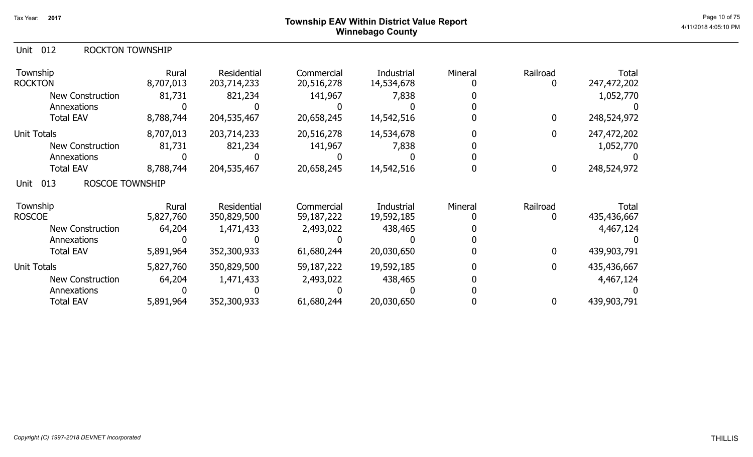Tax Year: **2017**

# Township EAV Within District Value Report
## Winnebago County

### Unit 012 ROCKTON TOWNSHIP

| Township | Rural | Residential | Commercial | Industrial | Mineral | Railroad | Total |
|---|---|---|---|---|---|---|---|
| ROCKTON | 8,707,013 | 203,714,233 | 20,516,278 | 14,534,678 | 0 | 0 | 247,472,202 |
| New Construction | 81,731 | 821,234 | 141,967 | 7,838 | 0 | | 1,052,770 |
| Annexations | 0 | 0 | 0 | 0 | 0 | | 0 |
| Total EAV | 8,788,744 | 204,535,467 | 20,658,245 | 14,542,516 | 0 | 0 | 248,524,972 |
| Unit Totals | 8,707,013 | 203,714,233 | 20,516,278 | 14,534,678 | 0 | 0 | 247,472,202 |
| New Construction | 81,731 | 821,234 | 141,967 | 7,838 | 0 | | 1,052,770 |
| Annexations | 0 | 0 | 0 | 0 | 0 | | 0 |
| Total EAV | 8,788,744 | 204,535,467 | 20,658,245 | 14,542,516 | 0 | 0 | 248,524,972 |

### Unit 013 ROSCOE TOWNSHIP

| Township | Rural | Residential | Commercial | Industrial | Mineral | Railroad | Total |
|---|---|---|---|---|---|---|---|
| ROSCOE | 5,827,760 | 350,829,500 | 59,187,222 | 19,592,185 | 0 | 0 | 435,436,667 |
| New Construction | 64,204 | 1,471,433 | 2,493,022 | 438,465 | 0 | | 4,467,124 |
| Annexations | 0 | 0 | 0 | 0 | 0 | | 0 |
| Total EAV | 5,891,964 | 352,300,933 | 61,680,244 | 20,030,650 | 0 | 0 | 439,903,791 |
| Unit Totals | 5,827,760 | 350,829,500 | 59,187,222 | 19,592,185 | 0 | 0 | 435,436,667 |
| New Construction | 64,204 | 1,471,433 | 2,493,022 | 438,465 | 0 | | 4,467,124 |
| Annexations | 0 | 0 | 0 | 0 | 0 | | 0 |
| Total EAV | 5,891,964 | 352,300,933 | 61,680,244 | 20,030,650 | 0 | 0 | 439,903,791 |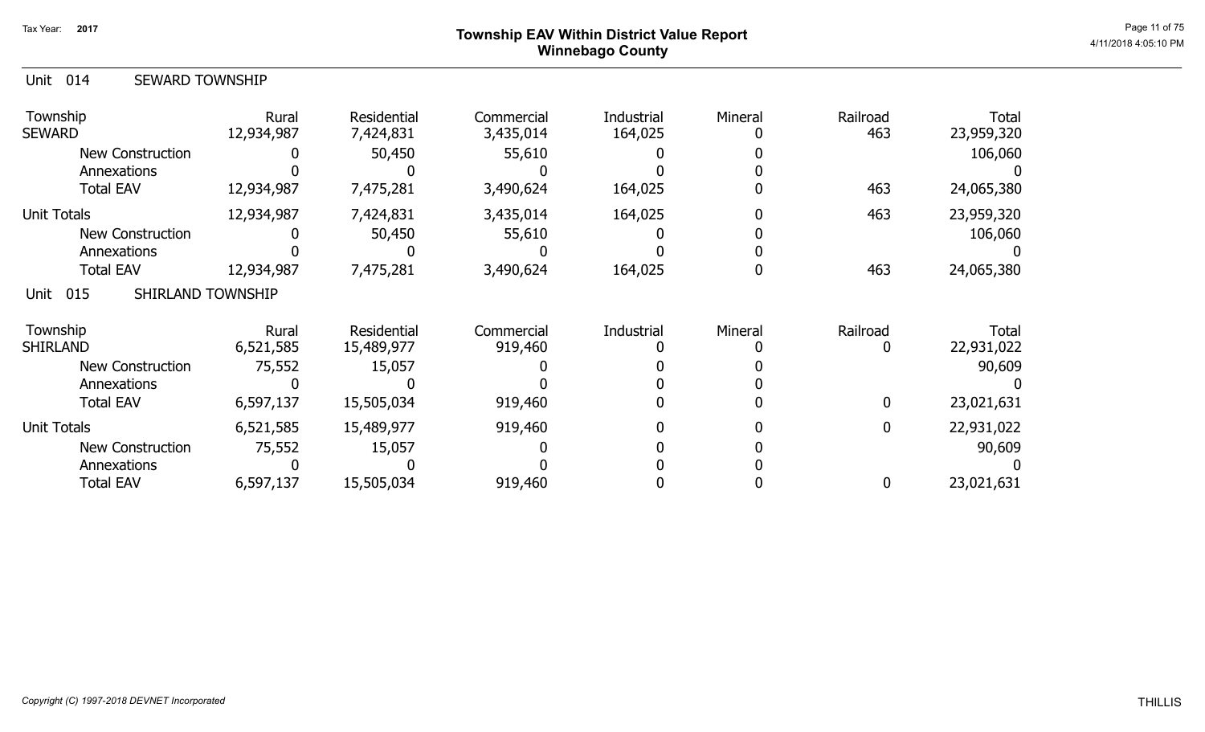# Township EAV Within District Value Report
## Winnebago County

Tax Year: 2017

### Unit 014 SEWARD TOWNSHIP

| Township | Rural | Residential | Commercial | Industrial | Mineral | Railroad | Total |
|---|---|---|---|---|---|---|---|
| SEWARD | 12,934,987 | 7,424,831 | 3,435,014 | 164,025 | 0 | 463 | 23,959,320 |
| New Construction | 0 | 50,450 | 55,610 | 0 | 0 | | 106,060 |
| Annexations | 0 | 0 | 0 | 0 | 0 | | 0 |
| Total EAV | 12,934,987 | 7,475,281 | 3,490,624 | 164,025 | 0 | 463 | 24,065,380 |
| Unit Totals | 12,934,987 | 7,424,831 | 3,435,014 | 164,025 | 0 | 463 | 23,959,320 |
| New Construction | 0 | 50,450 | 55,610 | 0 | 0 | | 106,060 |
| Annexations | 0 | 0 | 0 | 0 | 0 | | 0 |
| Total EAV | 12,934,987 | 7,475,281 | 3,490,624 | 164,025 | 0 | 463 | 24,065,380 |

### Unit 015 SHIRLAND TOWNSHIP

| Township | Rural | Residential | Commercial | Industrial | Mineral | Railroad | Total |
|---|---|---|---|---|---|---|---|
| SHIRLAND | 6,521,585 | 15,489,977 | 919,460 | 0 | 0 | 0 | 22,931,022 |
| New Construction | 75,552 | 15,057 | 0 | 0 | 0 | | 90,609 |
| Annexations | 0 | 0 | 0 | 0 | 0 | | 0 |
| Total EAV | 6,597,137 | 15,505,034 | 919,460 | 0 | 0 | 0 | 23,021,631 |
| Unit Totals | 6,521,585 | 15,489,977 | 919,460 | 0 | 0 | 0 | 22,931,022 |
| New Construction | 75,552 | 15,057 | 0 | 0 | 0 | | 90,609 |
| Annexations | 0 | 0 | 0 | 0 | 0 | | 0 |
| Total EAV | 6,597,137 | 15,505,034 | 919,460 | 0 | 0 | 0 | 23,021,631 |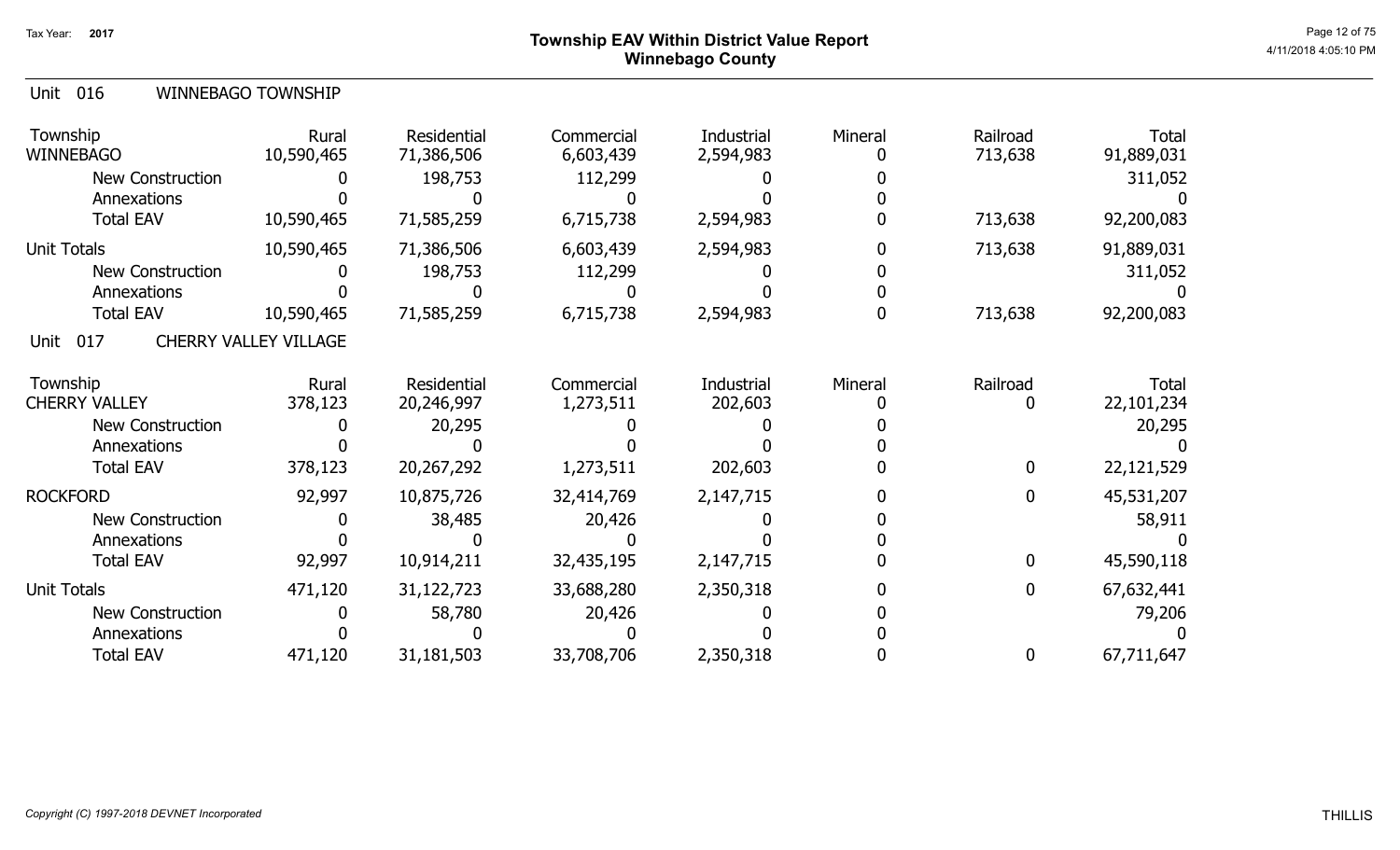# Township EAV Within District Value Report
## Winnebago County

Tax Year: 2017

### Unit 016 WINNEBAGO TOWNSHIP

| Township | Rural | Residential | Commercial | Industrial | Mineral | Railroad | Total |
|---|---|---|---|---|---|---|---|
| WINNEBAGO | 10,590,465 | 71,386,506 | 6,603,439 | 2,594,983 | 0 | 713,638 | 91,889,031 |
| New Construction | 0 | 198,753 | 112,299 | 0 | 0 | | 311,052 |
| Annexations | 0 | 0 | 0 | 0 | 0 | | 0 |
| Total EAV | 10,590,465 | 71,585,259 | 6,715,738 | 2,594,983 | 0 | 713,638 | 92,200,083 |
| Unit Totals | 10,590,465 | 71,386,506 | 6,603,439 | 2,594,983 | 0 | 713,638 | 91,889,031 |
| New Construction | 0 | 198,753 | 112,299 | 0 | 0 | | 311,052 |
| Annexations | 0 | 0 | 0 | 0 | 0 | | 0 |
| Total EAV | 10,590,465 | 71,585,259 | 6,715,738 | 2,594,983 | 0 | 713,638 | 92,200,083 |

### Unit 017 CHERRY VALLEY VILLAGE

| Township | Rural | Residential | Commercial | Industrial | Mineral | Railroad | Total |
|---|---|---|---|---|---|---|---|
| CHERRY VALLEY | 378,123 | 20,246,997 | 1,273,511 | 202,603 | 0 | 0 | 22,101,234 |
| New Construction | 0 | 20,295 | 0 | 0 | 0 | | 20,295 |
| Annexations | 0 | 0 | 0 | 0 | 0 | | 0 |
| Total EAV | 378,123 | 20,267,292 | 1,273,511 | 202,603 | 0 | 0 | 22,121,529 |
| ROCKFORD | 92,997 | 10,875,726 | 32,414,769 | 2,147,715 | 0 | 0 | 45,531,207 |
| New Construction | 0 | 38,485 | 20,426 | 0 | 0 | | 58,911 |
| Annexations | 0 | 0 | 0 | 0 | 0 | | 0 |
| Total EAV | 92,997 | 10,914,211 | 32,435,195 | 2,147,715 | 0 | 0 | 45,590,118 |
| Unit Totals | 471,120 | 31,122,723 | 33,688,280 | 2,350,318 | 0 | 0 | 67,632,441 |
| New Construction | 0 | 58,780 | 20,426 | 0 | 0 | | 79,206 |
| Annexations | 0 | 0 | 0 | 0 | 0 | | 0 |
| Total EAV | 471,120 | 31,181,503 | 33,708,706 | 2,350,318 | 0 | 0 | 67,711,647 |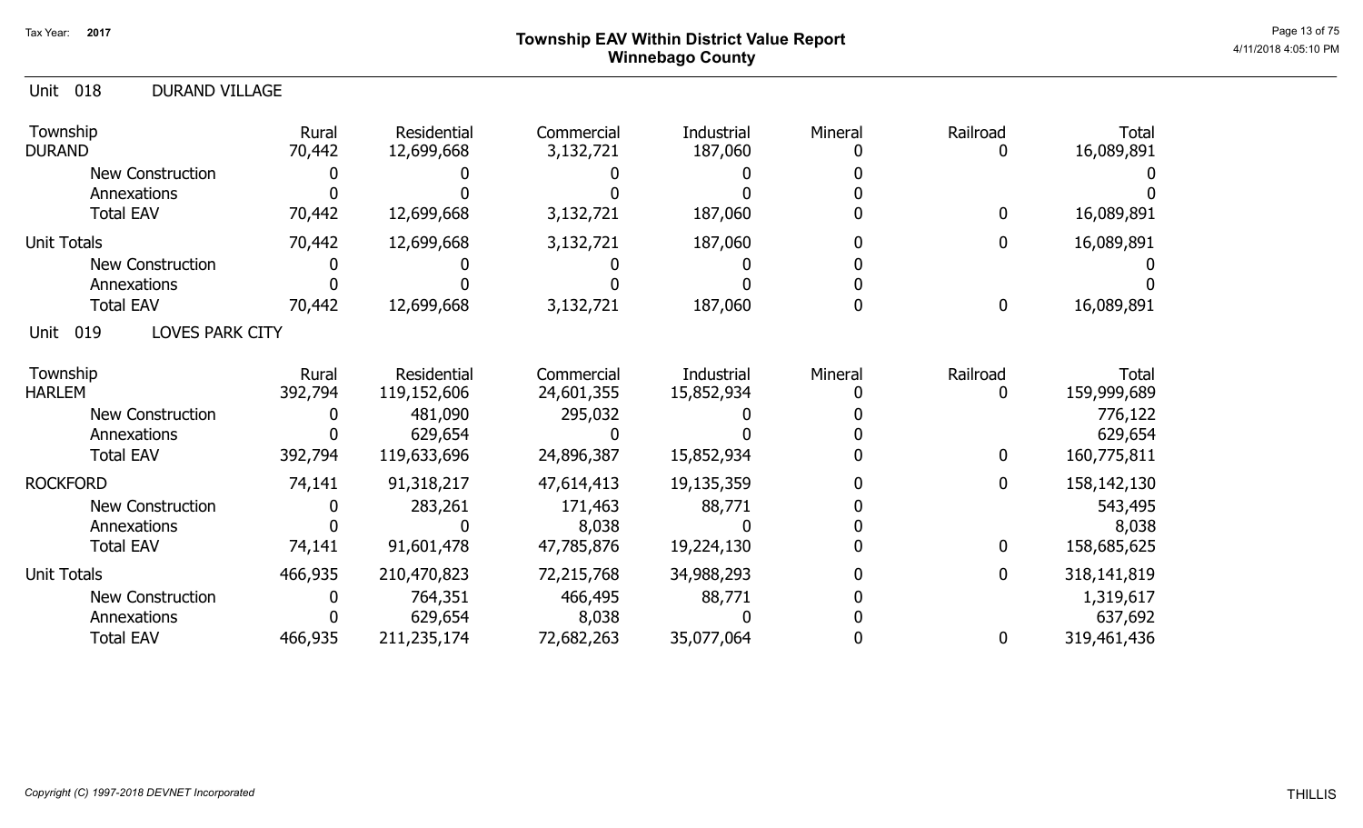# Township EAV Within District Value Report
## Winnebago County

Tax Year: 2017

### Unit 018 DURAND VILLAGE

| Township | Rural | Residential | Commercial | Industrial | Mineral | Railroad | Total |
|---|---|---|---|---|---|---|---|
| DURAND | 70,442 | 12,699,668 | 3,132,721 | 187,060 | 0 | 0 | 16,089,891 |
| New Construction | 0 | 0 | 0 | 0 | 0 | | 0 |
| Annexations | 0 | 0 | 0 | 0 | 0 | | 0 |
| Total EAV | 70,442 | 12,699,668 | 3,132,721 | 187,060 | 0 | 0 | 16,089,891 |
| Unit Totals | 70,442 | 12,699,668 | 3,132,721 | 187,060 | 0 | 0 | 16,089,891 |
| New Construction | 0 | 0 | 0 | 0 | 0 | | 0 |
| Annexations | 0 | 0 | 0 | 0 | 0 | | 0 |
| Total EAV | 70,442 | 12,699,668 | 3,132,721 | 187,060 | 0 | 0 | 16,089,891 |

### Unit 019 LOVES PARK CITY

| Township | Rural | Residential | Commercial | Industrial | Mineral | Railroad | Total |
|---|---|---|---|---|---|---|---|
| HARLEM | 392,794 | 119,152,606 | 24,601,355 | 15,852,934 | 0 | 0 | 159,999,689 |
| New Construction | 0 | 481,090 | 295,032 | 0 | 0 | | 776,122 |
| Annexations | 0 | 629,654 | 0 | 0 | 0 | | 629,654 |
| Total EAV | 392,794 | 119,633,696 | 24,896,387 | 15,852,934 | 0 | 0 | 160,775,811 |
| ROCKFORD | 74,141 | 91,318,217 | 47,614,413 | 19,135,359 | 0 | 0 | 158,142,130 |
| New Construction | 0 | 283,261 | 171,463 | 88,771 | 0 | | 543,495 |
| Annexations | 0 | 0 | 8,038 | 0 | 0 | | 8,038 |
| Total EAV | 74,141 | 91,601,478 | 47,785,876 | 19,224,130 | 0 | 0 | 158,685,625 |
| Unit Totals | 466,935 | 210,470,823 | 72,215,768 | 34,988,293 | 0 | 0 | 318,141,819 |
| New Construction | 0 | 764,351 | 466,495 | 88,771 | 0 | | 1,319,617 |
| Annexations | 0 | 629,654 | 8,038 | 0 | 0 | | 637,692 |
| Total EAV | 466,935 | 211,235,174 | 72,682,263 | 35,077,064 | 0 | 0 | 319,461,436 |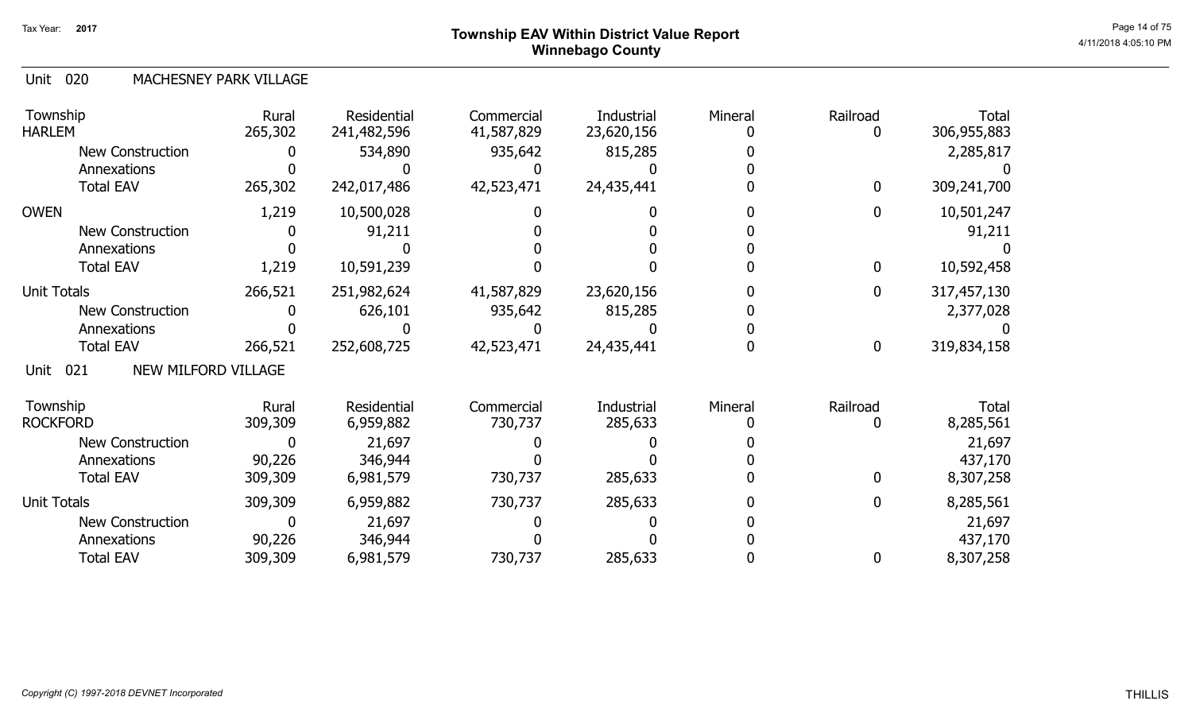## Township EAV Within District Value Report
## Winnebago County

Tax Year: 2017

### Unit 020 MACHESNEY PARK VILLAGE

| Township | Rural | Residential | Commercial | Industrial | Mineral | Railroad | Total |
|---|---|---|---|---|---|---|---|
| HARLEM | 265,302 | 241,482,596 | 41,587,829 | 23,620,156 | 0 | 0 | 306,955,883 |
| New Construction | 0 | 534,890 | 935,642 | 815,285 | 0 | | 2,285,817 |
| Annexations | 0 | 0 | 0 | 0 | 0 | | 0 |
| Total EAV | 265,302 | 242,017,486 | 42,523,471 | 24,435,441 | 0 | 0 | 309,241,700 |
| OWEN | 1,219 | 10,500,028 | 0 | 0 | 0 | 0 | 10,501,247 |
| New Construction | 0 | 91,211 | 0 | 0 | 0 | | 91,211 |
| Annexations | 0 | 0 | 0 | 0 | 0 | | 0 |
| Total EAV | 1,219 | 10,591,239 | 0 | 0 | 0 | 0 | 10,592,458 |
| Unit Totals | 266,521 | 251,982,624 | 41,587,829 | 23,620,156 | 0 | 0 | 317,457,130 |
| New Construction | 0 | 626,101 | 935,642 | 815,285 | 0 | | 2,377,028 |
| Annexations | 0 | 0 | 0 | 0 | 0 | | 0 |
| Total EAV | 266,521 | 252,608,725 | 42,523,471 | 24,435,441 | 0 | 0 | 319,834,158 |

### Unit 021 NEW MILFORD VILLAGE

| Township | Rural | Residential | Commercial | Industrial | Mineral | Railroad | Total |
|---|---|---|---|---|---|---|---|
| ROCKFORD | 309,309 | 6,959,882 | 730,737 | 285,633 | 0 | 0 | 8,285,561 |
| New Construction | 0 | 21,697 | 0 | 0 | 0 | | 21,697 |
| Annexations | 90,226 | 346,944 | 0 | 0 | 0 | | 437,170 |
| Total EAV | 309,309 | 6,981,579 | 730,737 | 285,633 | 0 | 0 | 8,307,258 |
| Unit Totals | 309,309 | 6,959,882 | 730,737 | 285,633 | 0 | 0 | 8,285,561 |
| New Construction | 0 | 21,697 | 0 | 0 | 0 | | 21,697 |
| Annexations | 90,226 | 346,944 | 0 | 0 | 0 | | 437,170 |
| Total EAV | 309,309 | 6,981,579 | 730,737 | 285,633 | 0 | 0 | 8,307,258 |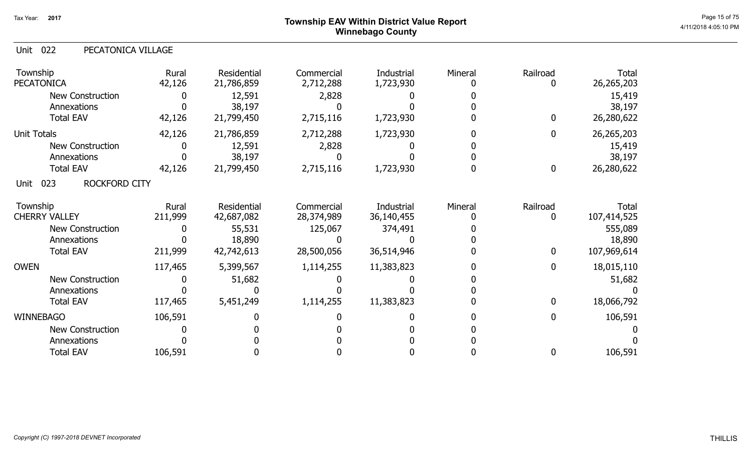# Township EAV Within District Value Report
## Winnebago County

Tax Year: 2017

### Unit 022 PECATONICA VILLAGE

| Township | Rural | Residential | Commercial | Industrial | Mineral | Railroad | Total |
|---|---|---|---|---|---|---|---|
| PECATONICA | 42,126 | 21,786,859 | 2,712,288 | 1,723,930 | 0 | 0 | 26,265,203 |
| New Construction | 0 | 12,591 | 2,828 | 0 | 0 | | 15,419 |
| Annexations | 0 | 38,197 | 0 | 0 | 0 | | 38,197 |
| Total EAV | 42,126 | 21,799,450 | 2,715,116 | 1,723,930 | 0 | 0 | 26,280,622 |
| Unit Totals | 42,126 | 21,786,859 | 2,712,288 | 1,723,930 | 0 | 0 | 26,265,203 |
| New Construction | 0 | 12,591 | 2,828 | 0 | 0 | | 15,419 |
| Annexations | 0 | 38,197 | 0 | 0 | 0 | | 38,197 |
| Total EAV | 42,126 | 21,799,450 | 2,715,116 | 1,723,930 | 0 | 0 | 26,280,622 |

### Unit 023 ROCKFORD CITY

| Township | Rural | Residential | Commercial | Industrial | Mineral | Railroad | Total |
|---|---|---|---|---|---|---|---|
| CHERRY VALLEY | 211,999 | 42,687,082 | 28,374,989 | 36,140,455 | 0 | 0 | 107,414,525 |
| New Construction | 0 | 55,531 | 125,067 | 374,491 | 0 | | 555,089 |
| Annexations | 0 | 18,890 | 0 | 0 | 0 | | 18,890 |
| Total EAV | 211,999 | 42,742,613 | 28,500,056 | 36,514,946 | 0 | 0 | 107,969,614 |
| OWEN | 117,465 | 5,399,567 | 1,114,255 | 11,383,823 | 0 | 0 | 18,015,110 |
| New Construction | 0 | 51,682 | 0 | 0 | 0 | | 51,682 |
| Annexations | 0 | 0 | 0 | 0 | 0 | | 0 |
| Total EAV | 117,465 | 5,451,249 | 1,114,255 | 11,383,823 | 0 | 0 | 18,066,792 |
| WINNEBAGO | 106,591 | 0 | 0 | 0 | 0 | 0 | 106,591 |
| New Construction | 0 | 0 | 0 | 0 | 0 | | 0 |
| Annexations | 0 | 0 | 0 | 0 | 0 | | 0 |
| Total EAV | 106,591 | 0 | 0 | 0 | 0 | 0 | 106,591 |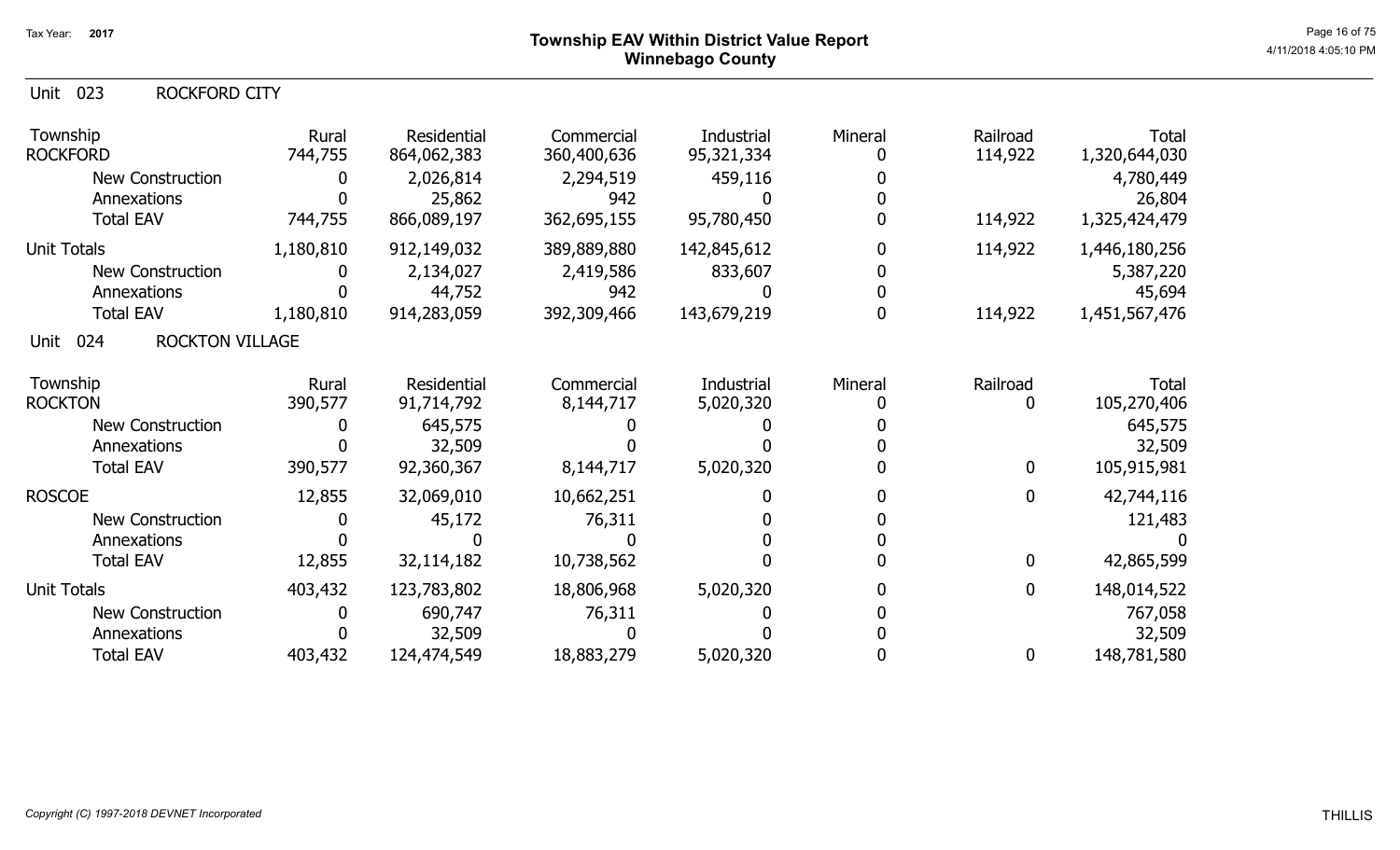Tax Year: 2017

# Township EAV Within District Value Report
## Winnebago County

Unit 023 ROCKFORD CITY

| Township | Rural | Residential | Commercial | Industrial | Mineral | Railroad | Total |
|---|---|---|---|---|---|---|---|
| ROCKFORD | 744,755 | 864,062,383 | 360,400,636 | 95,321,334 | 0 | 114,922 | 1,320,644,030 |
| New Construction | 0 | 2,026,814 | 2,294,519 | 459,116 | 0 | | 4,780,449 |
| Annexations | 0 | 25,862 | 942 | 0 | 0 | | 26,804 |
| Total EAV | 744,755 | 866,089,197 | 362,695,155 | 95,780,450 | 0 | 114,922 | 1,325,424,479 |
| Unit Totals | 1,180,810 | 912,149,032 | 389,889,880 | 142,845,612 | 0 | 114,922 | 1,446,180,256 |
| New Construction | 0 | 2,134,027 | 2,419,586 | 833,607 | 0 | | 5,387,220 |
| Annexations | 0 | 44,752 | 942 | 0 | 0 | | 45,694 |
| Total EAV | 1,180,810 | 914,283,059 | 392,309,466 | 143,679,219 | 0 | 114,922 | 1,451,567,476 |

Unit 024 ROCKTON VILLAGE

| Township | Rural | Residential | Commercial | Industrial | Mineral | Railroad | Total |
|---|---|---|---|---|---|---|---|
| ROCKTON | 390,577 | 91,714,792 | 8,144,717 | 5,020,320 | 0 | 0 | 105,270,406 |
| New Construction | 0 | 645,575 | 0 | 0 | 0 | | 645,575 |
| Annexations | 0 | 32,509 | 0 | 0 | 0 | | 32,509 |
| Total EAV | 390,577 | 92,360,367 | 8,144,717 | 5,020,320 | 0 | 0 | 105,915,981 |
| ROSCOE | 12,855 | 32,069,010 | 10,662,251 | 0 | 0 | 0 | 42,744,116 |
| New Construction | 0 | 45,172 | 76,311 | 0 | 0 | | 121,483 |
| Annexations | 0 | 0 | 0 | 0 | 0 | | 0 |
| Total EAV | 12,855 | 32,114,182 | 10,738,562 | 0 | 0 | 0 | 42,865,599 |
| Unit Totals | 403,432 | 123,783,802 | 18,806,968 | 5,020,320 | 0 | 0 | 148,014,522 |
| New Construction | 0 | 690,747 | 76,311 | 0 | 0 | | 767,058 |
| Annexations | 0 | 32,509 | 0 | 0 | 0 | | 32,509 |
| Total EAV | 403,432 | 124,474,549 | 18,883,279 | 5,020,320 | 0 | 0 | 148,781,580 |

*Copyright (C) 1997-2018 DEVNET Incorporated*

THILLIS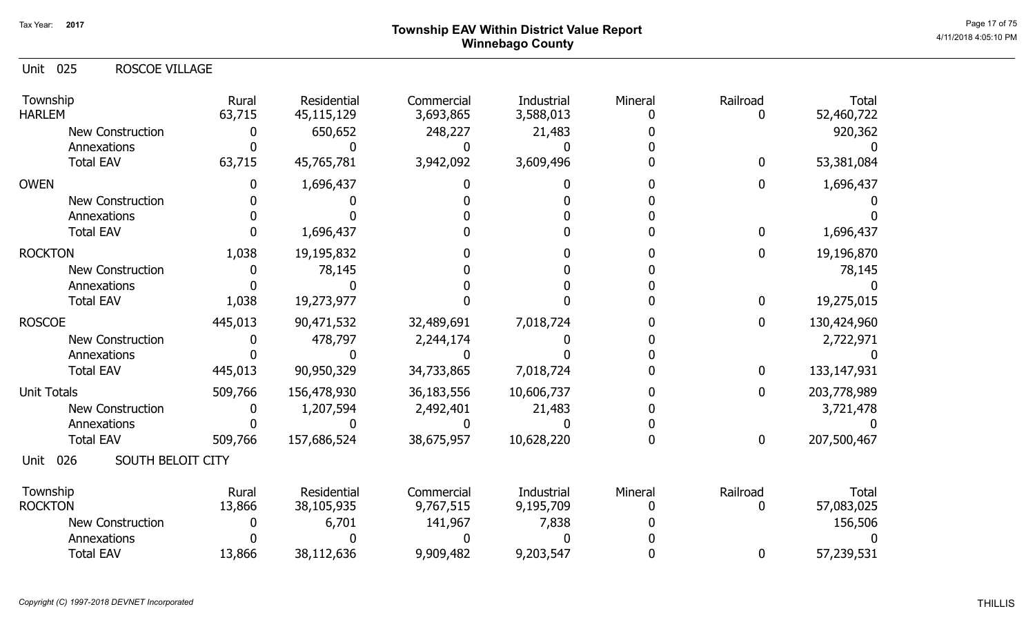Tax Year: 2017

# Township EAV Within District Value Report
## Winnebago County

Unit 025 ROSCOE VILLAGE

| Township | Rural | Residential | Commercial | Industrial | Mineral | Railroad | Total |
|---|---|---|---|---|---|---|---|
| HARLEM | 63,715 | 45,115,129 | 3,693,865 | 3,588,013 | 0 | 0 | 52,460,722 |
| New Construction | 0 | 650,652 | 248,227 | 21,483 | 0 | | 920,362 |
| Annexations | 0 | 0 | 0 | 0 | 0 | | 0 |
| Total EAV | 63,715 | 45,765,781 | 3,942,092 | 3,609,496 | 0 | 0 | 53,381,084 |
| OWEN | 0 | 1,696,437 | 0 | 0 | 0 | 0 | 1,696,437 |
| New Construction | 0 | 0 | 0 | 0 | 0 | | 0 |
| Annexations | 0 | 0 | 0 | 0 | 0 | | 0 |
| Total EAV | 0 | 1,696,437 | 0 | 0 | 0 | 0 | 1,696,437 |
| ROCKTON | 1,038 | 19,195,832 | 0 | 0 | 0 | 0 | 19,196,870 |
| New Construction | 0 | 78,145 | 0 | 0 | 0 | | 78,145 |
| Annexations | 0 | 0 | 0 | 0 | 0 | | 0 |
| Total EAV | 1,038 | 19,273,977 | 0 | 0 | 0 | 0 | 19,275,015 |
| ROSCOE | 445,013 | 90,471,532 | 32,489,691 | 7,018,724 | 0 | 0 | 130,424,960 |
| New Construction | 0 | 478,797 | 2,244,174 | 0 | 0 | | 2,722,971 |
| Annexations | 0 | 0 | 0 | 0 | 0 | | 0 |
| Total EAV | 445,013 | 90,950,329 | 34,733,865 | 7,018,724 | 0 | 0 | 133,147,931 |
| Unit Totals | 509,766 | 156,478,930 | 36,183,556 | 10,606,737 | 0 | 0 | 203,778,989 |
| New Construction | 0 | 1,207,594 | 2,492,401 | 21,483 | 0 | | 3,721,478 |
| Annexations | 0 | 0 | 0 | 0 | 0 | | 0 |
| Total EAV | 509,766 | 157,686,524 | 38,675,957 | 10,628,220 | 0 | 0 | 207,500,467 |

Unit 026 SOUTH BELOIT CITY

| Township | Rural | Residential | Commercial | Industrial | Mineral | Railroad | Total |
|---|---|---|---|---|---|---|---|
| ROCKTON | 13,866 | 38,105,935 | 9,767,515 | 9,195,709 | 0 | 0 | 57,083,025 |
| New Construction | 0 | 6,701 | 141,967 | 7,838 | 0 | | 156,506 |
| Annexations | 0 | 0 | 0 | 0 | 0 | | 0 |
| Total EAV | 13,866 | 38,112,636 | 9,909,482 | 9,203,547 | 0 | 0 | 57,239,531 |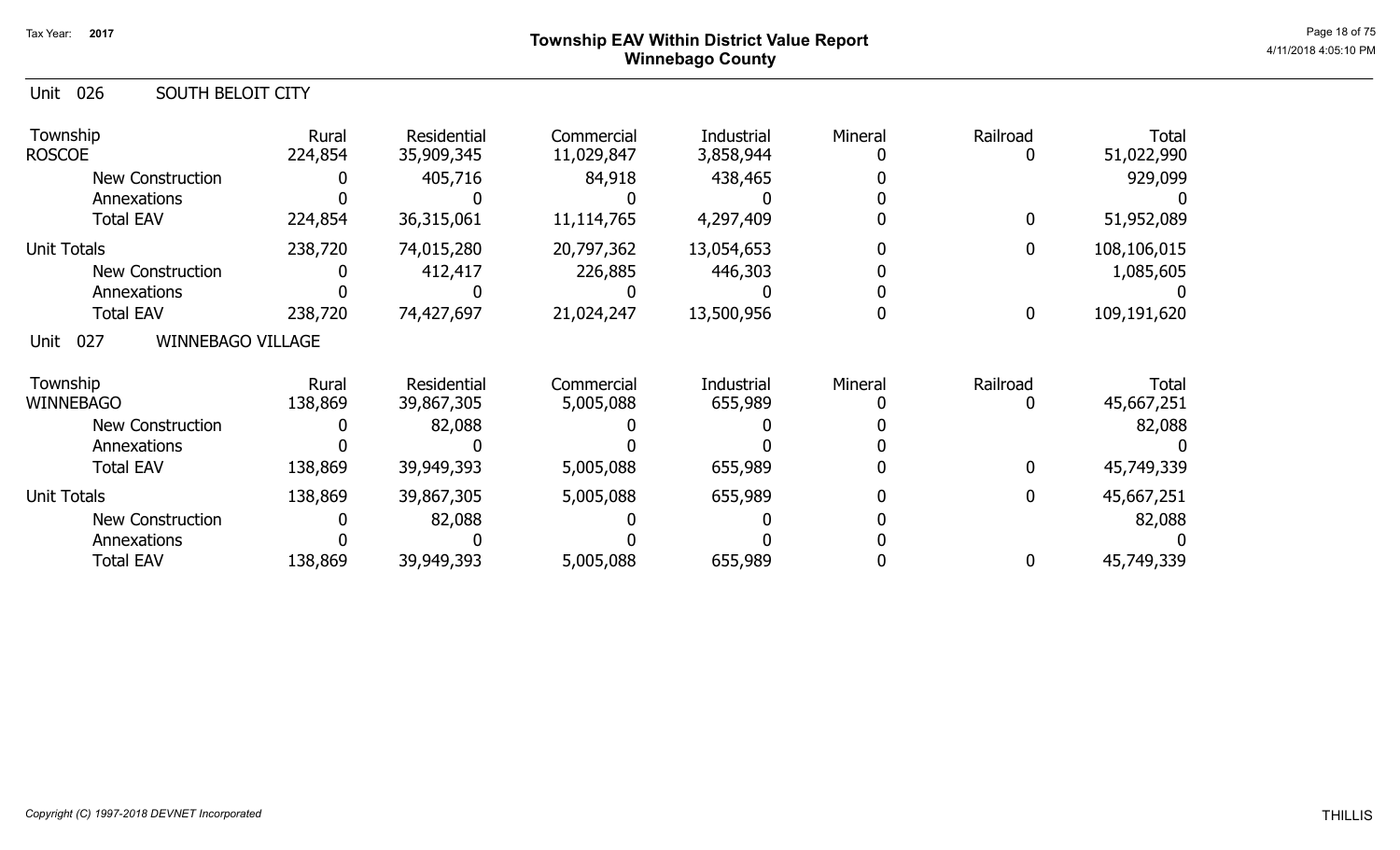# Township EAV Within District Value Report
## Winnebago County

Tax Year: 2017

### Unit 026 SOUTH BELOIT CITY

| Township | Rural | Residential | Commercial | Industrial | Mineral | Railroad | Total |
|---|---|---|---|---|---|---|---|
| ROSCOE | 224,854 | 35,909,345 | 11,029,847 | 3,858,944 | 0 | 0 | 51,022,990 |
| New Construction | 0 | 405,716 | 84,918 | 438,465 | 0 | | 929,099 |
| Annexations | 0 | 0 | 0 | 0 | 0 | | 0 |
| Total EAV | 224,854 | 36,315,061 | 11,114,765 | 4,297,409 | 0 | 0 | 51,952,089 |
| Unit Totals | 238,720 | 74,015,280 | 20,797,362 | 13,054,653 | 0 | 0 | 108,106,015 |
| New Construction | 0 | 412,417 | 226,885 | 446,303 | 0 | | 1,085,605 |
| Annexations | 0 | 0 | 0 | 0 | 0 | | 0 |
| Total EAV | 238,720 | 74,427,697 | 21,024,247 | 13,500,956 | 0 | 0 | 109,191,620 |

### Unit 027 WINNEBAGO VILLAGE

| Township | Rural | Residential | Commercial | Industrial | Mineral | Railroad | Total |
|---|---|---|---|---|---|---|---|
| WINNEBAGO | 138,869 | 39,867,305 | 5,005,088 | 655,989 | 0 | 0 | 45,667,251 |
| New Construction | 0 | 82,088 | 0 | 0 | 0 | | 82,088 |
| Annexations | 0 | 0 | 0 | 0 | 0 | | 0 |
| Total EAV | 138,869 | 39,949,393 | 5,005,088 | 655,989 | 0 | 0 | 45,749,339 |
| Unit Totals | 138,869 | 39,867,305 | 5,005,088 | 655,989 | 0 | 0 | 45,667,251 |
| New Construction | 0 | 82,088 | 0 | 0 | 0 | | 82,088 |
| Annexations | 0 | 0 | 0 | 0 | 0 | | 0 |
| Total EAV | 138,869 | 39,949,393 | 5,005,088 | 655,989 | 0 | 0 | 45,749,339 |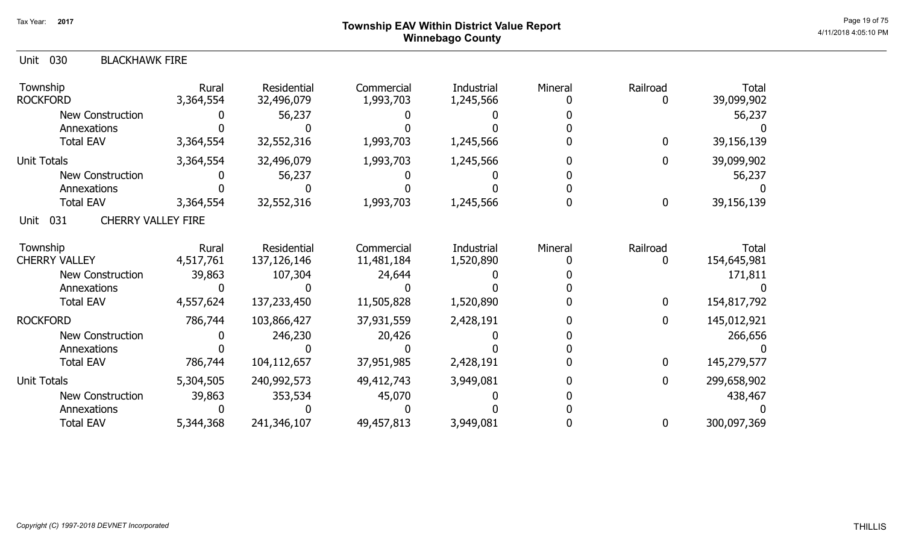# Township EAV Within District Value Report
## Winnebago County

Tax Year: 2017

### Unit 030 BLACKHAWK FIRE

| Township | Rural | Residential | Commercial | Industrial | Mineral | Railroad | Total |
|---|---|---|---|---|---|---|---|
| ROCKFORD | 3,364,554 | 32,496,079 | 1,993,703 | 1,245,566 | 0 | 0 | 39,099,902 |
| New Construction | 0 | 56,237 | 0 | 0 | 0 | | 56,237 |
| Annexations | 0 | 0 | 0 | 0 | 0 | | 0 |
| Total EAV | 3,364,554 | 32,552,316 | 1,993,703 | 1,245,566 | 0 | 0 | 39,156,139 |
| Unit Totals | 3,364,554 | 32,496,079 | 1,993,703 | 1,245,566 | 0 | 0 | 39,099,902 |
| New Construction | 0 | 56,237 | 0 | 0 | 0 | | 56,237 |
| Annexations | 0 | 0 | 0 | 0 | 0 | | 0 |
| Total EAV | 3,364,554 | 32,552,316 | 1,993,703 | 1,245,566 | 0 | 0 | 39,156,139 |

### Unit 031 CHERRY VALLEY FIRE

| Township | Rural | Residential | Commercial | Industrial | Mineral | Railroad | Total |
|---|---|---|---|---|---|---|---|
| CHERRY VALLEY | 4,517,761 | 137,126,146 | 11,481,184 | 1,520,890 | 0 | 0 | 154,645,981 |
| New Construction | 39,863 | 107,304 | 24,644 | 0 | 0 | | 171,811 |
| Annexations | 0 | 0 | 0 | 0 | 0 | | 0 |
| Total EAV | 4,557,624 | 137,233,450 | 11,505,828 | 1,520,890 | 0 | 0 | 154,817,792 |
| ROCKFORD | 786,744 | 103,866,427 | 37,931,559 | 2,428,191 | 0 | 0 | 145,012,921 |
| New Construction | 0 | 246,230 | 20,426 | 0 | 0 | | 266,656 |
| Annexations | 0 | 0 | 0 | 0 | 0 | | 0 |
| Total EAV | 786,744 | 104,112,657 | 37,951,985 | 2,428,191 | 0 | 0 | 145,279,577 |
| Unit Totals | 5,304,505 | 240,992,573 | 49,412,743 | 3,949,081 | 0 | 0 | 299,658,902 |
| New Construction | 39,863 | 353,534 | 45,070 | 0 | 0 | | 438,467 |
| Annexations | 0 | 0 | 0 | 0 | 0 | | 0 |
| Total EAV | 5,344,368 | 241,346,107 | 49,457,813 | 3,949,081 | 0 | 0 | 300,097,369 |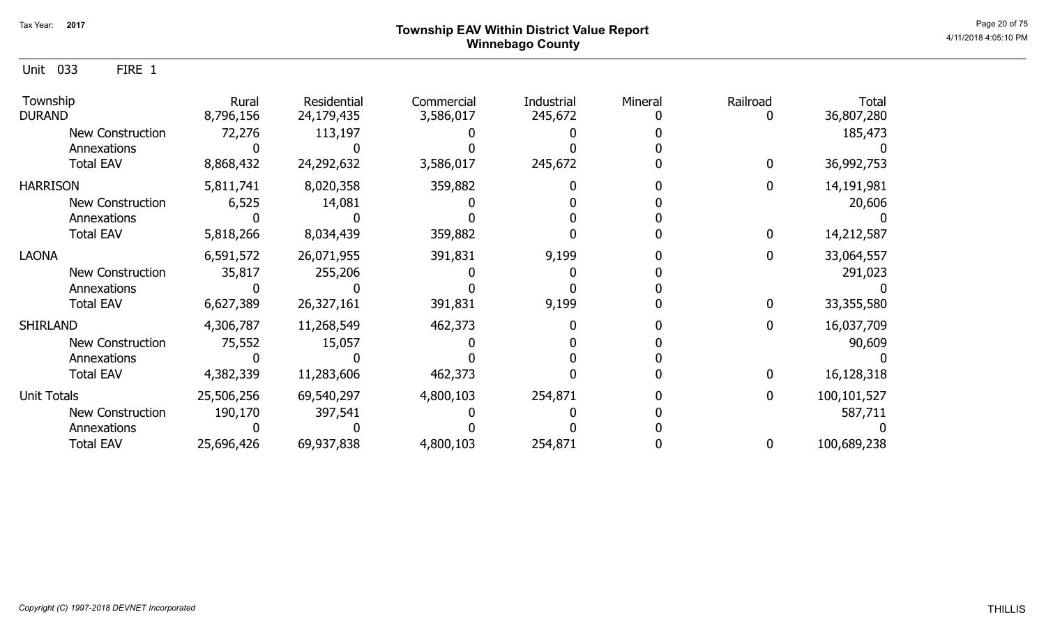# Township EAV Within District Value Report
## Winnebago County

Tax Year: **2017**

Unit 033 FIRE 1

| Township | Rural | Residential | Commercial | Industrial | Mineral | Railroad | Total |
|---|---|---|---|---|---|---|---|
| DURAND | 8,796,156 | 24,179,435 | 3,586,017 | 245,672 | 0 | 0 | 36,807,280 |
| New Construction | 72,276 | 113,197 | 0 | 0 | 0 | | 185,473 |
| Annexations | 0 | 0 | 0 | 0 | 0 | | 0 |
| Total EAV | 8,868,432 | 24,292,632 | 3,586,017 | 245,672 | 0 | 0 | 36,992,753 |
| HARRISON | 5,811,741 | 8,020,358 | 359,882 | 0 | 0 | 0 | 14,191,981 |
| New Construction | 6,525 | 14,081 | 0 | 0 | 0 | | 20,606 |
| Annexations | 0 | 0 | 0 | 0 | 0 | | 0 |
| Total EAV | 5,818,266 | 8,034,439 | 359,882 | 0 | 0 | 0 | 14,212,587 |
| LAONA | 6,591,572 | 26,071,955 | 391,831 | 9,199 | 0 | 0 | 33,064,557 |
| New Construction | 35,817 | 255,206 | 0 | 0 | 0 | | 291,023 |
| Annexations | 0 | 0 | 0 | 0 | 0 | | 0 |
| Total EAV | 6,627,389 | 26,327,161 | 391,831 | 9,199 | 0 | 0 | 33,355,580 |
| SHIRLAND | 4,306,787 | 11,268,549 | 462,373 | 0 | 0 | 0 | 16,037,709 |
| New Construction | 75,552 | 15,057 | 0 | 0 | 0 | | 90,609 |
| Annexations | 0 | 0 | 0 | 0 | 0 | | 0 |
| Total EAV | 4,382,339 | 11,283,606 | 462,373 | 0 | 0 | 0 | 16,128,318 |
| Unit Totals | 25,506,256 | 69,540,297 | 4,800,103 | 254,871 | 0 | 0 | 100,101,527 |
| New Construction | 190,170 | 397,541 | 0 | 0 | 0 | | 587,711 |
| Annexations | 0 | 0 | 0 | 0 | 0 | | 0 |
| Total EAV | 25,696,426 | 69,937,838 | 4,800,103 | 254,871 | 0 | 0 | 100,689,238 |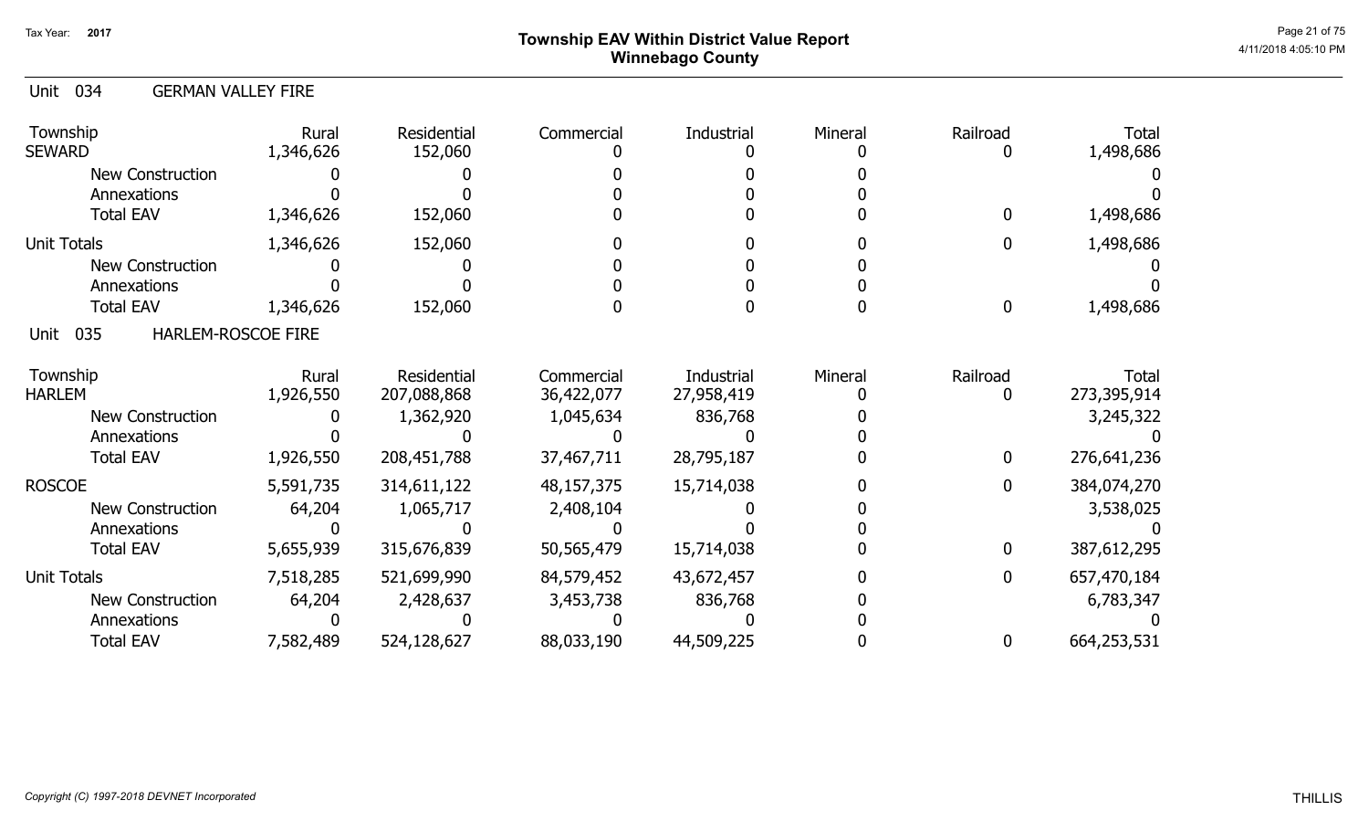# Township EAV Within District Value Report
## Winnebago County

Tax Year: 2017

### Unit 034 GERMAN VALLEY FIRE

| Township | Rural | Residential | Commercial | Industrial | Mineral | Railroad | Total |
|---|---|---|---|---|---|---|---|
| SEWARD | 1,346,626 | 152,060 | 0 | 0 | 0 | 0 | 1,498,686 |
| New Construction | 0 | 0 | 0 | 0 | 0 | | 0 |
| Annexations | 0 | 0 | 0 | 0 | 0 | | 0 |
| Total EAV | 1,346,626 | 152,060 | 0 | 0 | 0 | 0 | 1,498,686 |
| Unit Totals | 1,346,626 | 152,060 | 0 | 0 | 0 | 0 | 1,498,686 |
| New Construction | 0 | 0 | 0 | 0 | 0 | | 0 |
| Annexations | 0 | 0 | 0 | 0 | 0 | | 0 |
| Total EAV | 1,346,626 | 152,060 | 0 | 0 | 0 | 0 | 1,498,686 |

### Unit 035 HARLEM-ROSCOE FIRE

| Township | Rural | Residential | Commercial | Industrial | Mineral | Railroad | Total |
|---|---|---|---|---|---|---|---|
| HARLEM | 1,926,550 | 207,088,868 | 36,422,077 | 27,958,419 | 0 | 0 | 273,395,914 |
| New Construction | 0 | 1,362,920 | 1,045,634 | 836,768 | 0 | | 3,245,322 |
| Annexations | 0 | 0 | 0 | 0 | 0 | | 0 |
| Total EAV | 1,926,550 | 208,451,788 | 37,467,711 | 28,795,187 | 0 | 0 | 276,641,236 |
| ROSCOE | 5,591,735 | 314,611,122 | 48,157,375 | 15,714,038 | 0 | 0 | 384,074,270 |
| New Construction | 64,204 | 1,065,717 | 2,408,104 | 0 | 0 | | 3,538,025 |
| Annexations | 0 | 0 | 0 | 0 | 0 | | 0 |
| Total EAV | 5,655,939 | 315,676,839 | 50,565,479 | 15,714,038 | 0 | 0 | 387,612,295 |
| Unit Totals | 7,518,285 | 521,699,990 | 84,579,452 | 43,672,457 | 0 | 0 | 657,470,184 |
| New Construction | 64,204 | 2,428,637 | 3,453,738 | 836,768 | 0 | | 6,783,347 |
| Annexations | 0 | 0 | 0 | 0 | 0 | | 0 |
| Total EAV | 7,582,489 | 524,128,627 | 88,033,190 | 44,509,225 | 0 | 0 | 664,253,531 |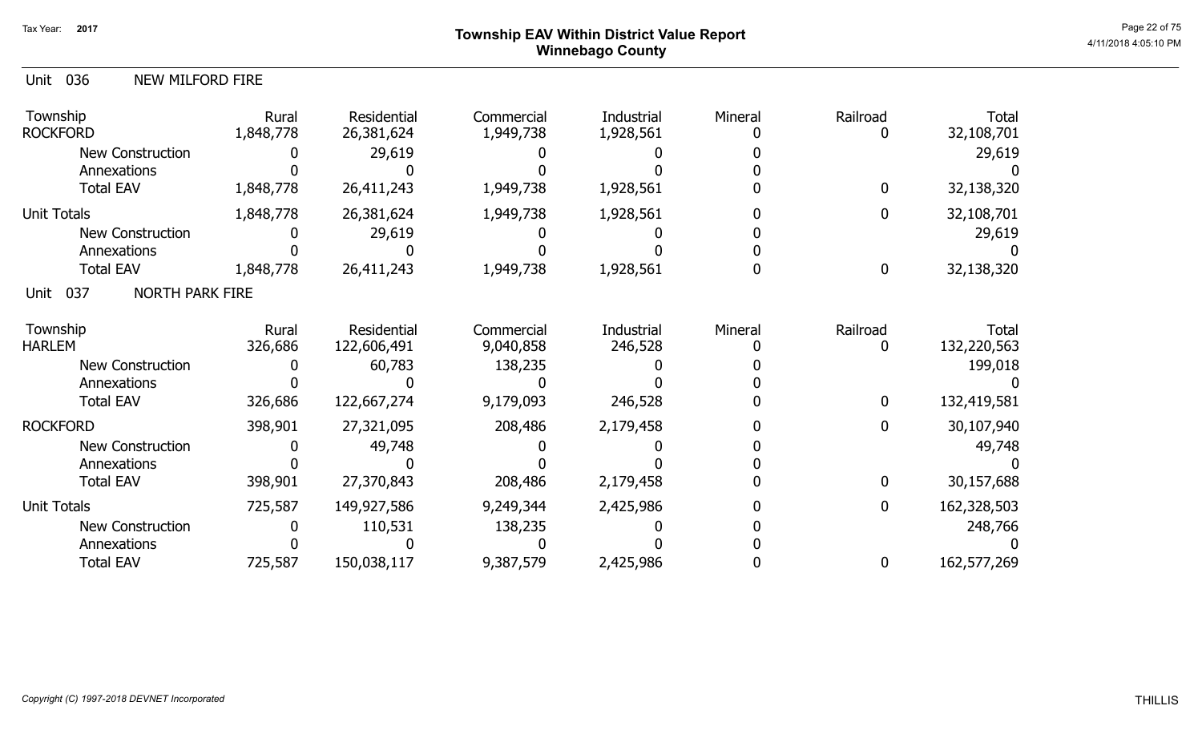# Township EAV Within District Value Report
## Winnebago County

Tax Year: 2017

### Unit 036 NEW MILFORD FIRE

| Township | Rural | Residential | Commercial | Industrial | Mineral | Railroad | Total |
|---|---|---|---|---|---|---|---|
| ROCKFORD | 1,848,778 | 26,381,624 | 1,949,738 | 1,928,561 | 0 | 0 | 32,108,701 |
| New Construction | 0 | 29,619 | 0 | 0 | 0 | | 29,619 |
| Annexations | 0 | 0 | 0 | 0 | 0 | | 0 |
| Total EAV | 1,848,778 | 26,411,243 | 1,949,738 | 1,928,561 | 0 | 0 | 32,138,320 |
| Unit Totals | 1,848,778 | 26,381,624 | 1,949,738 | 1,928,561 | 0 | 0 | 32,108,701 |
| New Construction | 0 | 29,619 | 0 | 0 | 0 | | 29,619 |
| Annexations | 0 | 0 | 0 | 0 | 0 | | 0 |
| Total EAV | 1,848,778 | 26,411,243 | 1,949,738 | 1,928,561 | 0 | 0 | 32,138,320 |

### Unit 037 NORTH PARK FIRE

| Township | Rural | Residential | Commercial | Industrial | Mineral | Railroad | Total |
|---|---|---|---|---|---|---|---|
| HARLEM | 326,686 | 122,606,491 | 9,040,858 | 246,528 | 0 | 0 | 132,220,563 |
| New Construction | 0 | 60,783 | 138,235 | 0 | 0 | | 199,018 |
| Annexations | 0 | 0 | 0 | 0 | 0 | | 0 |
| Total EAV | 326,686 | 122,667,274 | 9,179,093 | 246,528 | 0 | 0 | 132,419,581 |
| ROCKFORD | 398,901 | 27,321,095 | 208,486 | 2,179,458 | 0 | 0 | 30,107,940 |
| New Construction | 0 | 49,748 | 0 | 0 | 0 | | 49,748 |
| Annexations | 0 | 0 | 0 | 0 | 0 | | 0 |
| Total EAV | 398,901 | 27,370,843 | 208,486 | 2,179,458 | 0 | 0 | 30,157,688 |
| Unit Totals | 725,587 | 149,927,586 | 9,249,344 | 2,425,986 | 0 | 0 | 162,328,503 |
| New Construction | 0 | 110,531 | 138,235 | 0 | 0 | | 248,766 |
| Annexations | 0 | 0 | 0 | 0 | 0 | | 0 |
| Total EAV | 725,587 | 150,038,117 | 9,387,579 | 2,425,986 | 0 | 0 | 162,577,269 |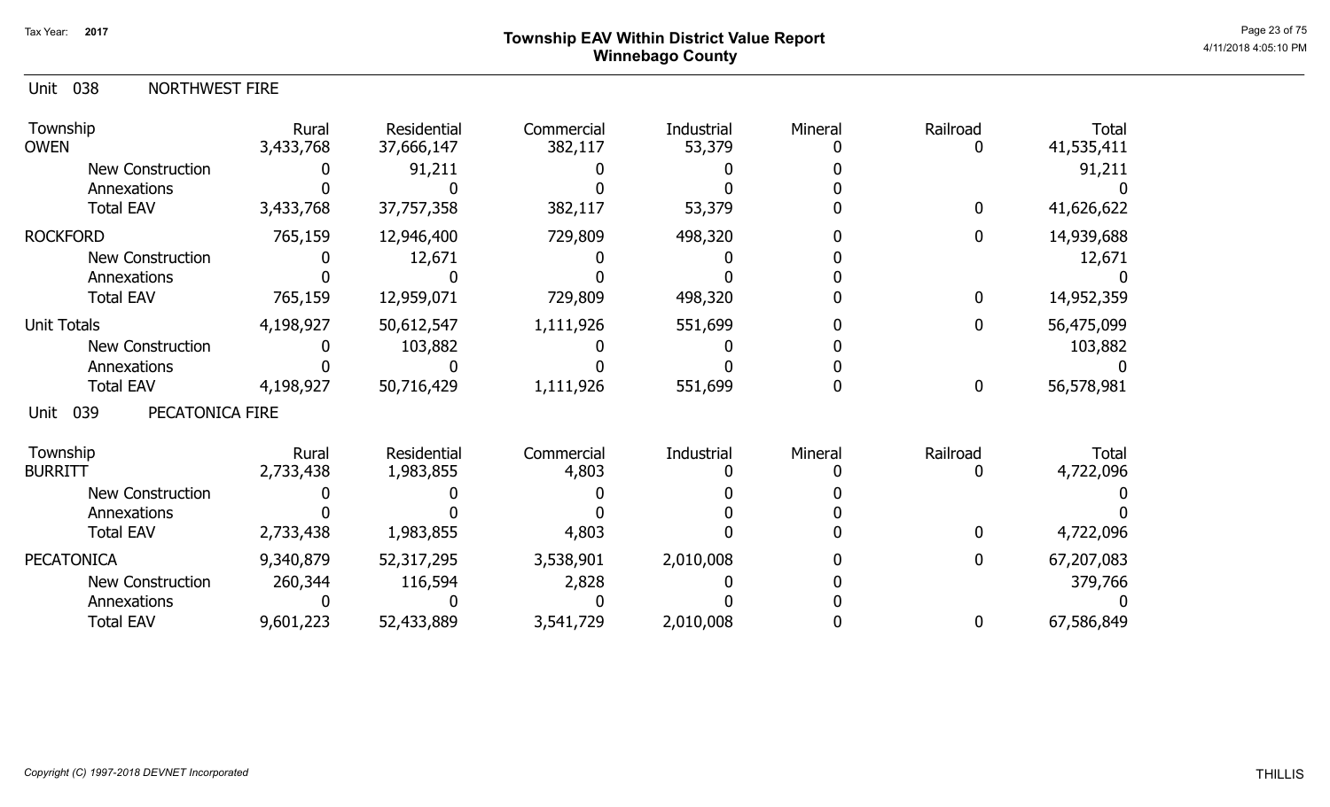# Township EAV Within District Value Report
## Winnebago County

Tax Year: 2017

### Unit 038 NORTHWEST FIRE

| Township | Rural | Residential | Commercial | Industrial | Mineral | Railroad | Total |
|---|---|---|---|---|---|---|---|
| OWEN | 3,433,768 | 37,666,147 | 382,117 | 53,379 | 0 | 0 | 41,535,411 |
| New Construction | 0 | 91,211 | 0 | 0 | 0 | | 91,211 |
| Annexations | 0 | 0 | 0 | 0 | 0 | | 0 |
| Total EAV | 3,433,768 | 37,757,358 | 382,117 | 53,379 | 0 | 0 | 41,626,622 |
| ROCKFORD | 765,159 | 12,946,400 | 729,809 | 498,320 | 0 | 0 | 14,939,688 |
| New Construction | 0 | 12,671 | 0 | 0 | 0 | | 12,671 |
| Annexations | 0 | 0 | 0 | 0 | 0 | | 0 |
| Total EAV | 765,159 | 12,959,071 | 729,809 | 498,320 | 0 | 0 | 14,952,359 |
| Unit Totals | 4,198,927 | 50,612,547 | 1,111,926 | 551,699 | 0 | 0 | 56,475,099 |
| New Construction | 0 | 103,882 | 0 | 0 | 0 | | 103,882 |
| Annexations | 0 | 0 | 0 | 0 | 0 | | 0 |
| Total EAV | 4,198,927 | 50,716,429 | 1,111,926 | 551,699 | 0 | 0 | 56,578,981 |

### Unit 039 PECATONICA FIRE

| Township | Rural | Residential | Commercial | Industrial | Mineral | Railroad | Total |
|---|---|---|---|---|---|---|---|
| BURRITT | 2,733,438 | 1,983,855 | 4,803 | 0 | 0 | 0 | 4,722,096 |
| New Construction | 0 | 0 | 0 | 0 | 0 | | 0 |
| Annexations | 0 | 0 | 0 | 0 | 0 | | 0 |
| Total EAV | 2,733,438 | 1,983,855 | 4,803 | 0 | 0 | 0 | 4,722,096 |
| PECATONICA | 9,340,879 | 52,317,295 | 3,538,901 | 2,010,008 | 0 | 0 | 67,207,083 |
| New Construction | 260,344 | 116,594 | 2,828 | 0 | 0 | | 379,766 |
| Annexations | 0 | 0 | 0 | 0 | 0 | | 0 |
| Total EAV | 9,601,223 | 52,433,889 | 3,541,729 | 2,010,008 | 0 | 0 | 67,586,849 |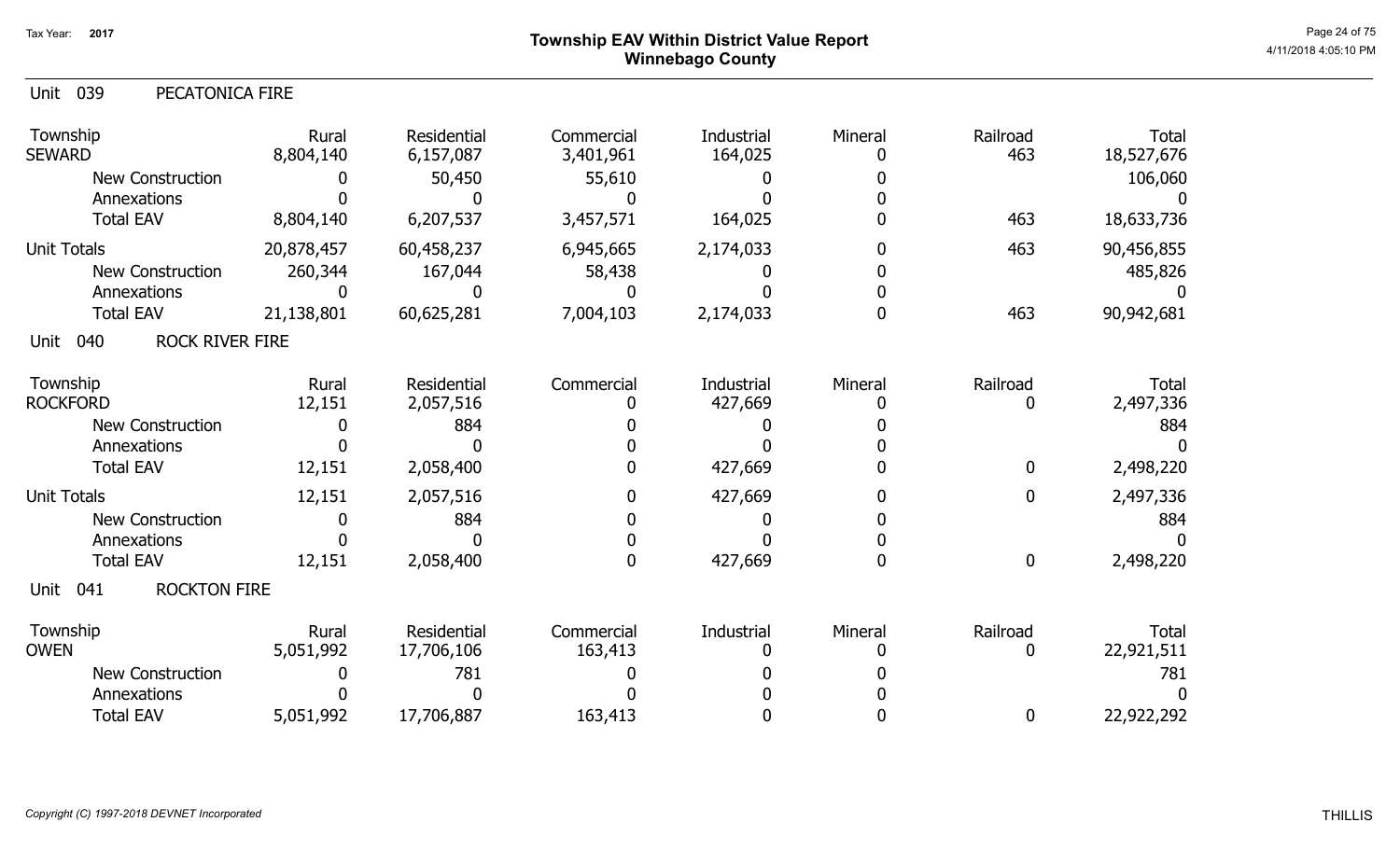Tax Year: 2017

# Township EAV Within District Value Report
## Winnebago County

4/11/2018 4:05:10 PM

### Unit 039 PECATONICA FIRE

| Township | Rural | Residential | Commercial | Industrial | Mineral | Railroad | Total |
|---|---|---|---|---|---|---|---|
| SEWARD | 8,804,140 | 6,157,087 | 3,401,961 | 164,025 | 0 | 463 | 18,527,676 |
| New Construction | 0 | 50,450 | 55,610 | 0 | 0 | | 106,060 |
| Annexations | 0 | 0 | 0 | 0 | 0 | | 0 |
| Total EAV | 8,804,140 | 6,207,537 | 3,457,571 | 164,025 | 0 | 463 | 18,633,736 |
| Unit Totals | 20,878,457 | 60,458,237 | 6,945,665 | 2,174,033 | 0 | 463 | 90,456,855 |
| New Construction | 260,344 | 167,044 | 58,438 | 0 | 0 | | 485,826 |
| Annexations | 0 | 0 | 0 | 0 | 0 | | 0 |
| Total EAV | 21,138,801 | 60,625,281 | 7,004,103 | 2,174,033 | 0 | 463 | 90,942,681 |

### Unit 040 ROCK RIVER FIRE

| Township | Rural | Residential | Commercial | Industrial | Mineral | Railroad | Total |
|---|---|---|---|---|---|---|---|
| ROCKFORD | 12,151 | 2,057,516 | 0 | 427,669 | 0 | 0 | 2,497,336 |
| New Construction | 0 | 884 | 0 | 0 | 0 | | 884 |
| Annexations | 0 | 0 | 0 | 0 | 0 | | 0 |
| Total EAV | 12,151 | 2,058,400 | 0 | 427,669 | 0 | 0 | 2,498,220 |
| Unit Totals | 12,151 | 2,057,516 | 0 | 427,669 | 0 | 0 | 2,497,336 |
| New Construction | 0 | 884 | 0 | 0 | 0 | | 884 |
| Annexations | 0 | 0 | 0 | 0 | 0 | | 0 |
| Total EAV | 12,151 | 2,058,400 | 0 | 427,669 | 0 | 0 | 2,498,220 |

### Unit 041 ROCKTON FIRE

| Township | Rural | Residential | Commercial | Industrial | Mineral | Railroad | Total |
|---|---|---|---|---|---|---|---|
| OWEN | 5,051,992 | 17,706,106 | 163,413 | 0 | 0 | 0 | 22,921,511 |
| New Construction | 0 | 781 | 0 | 0 | 0 | | 781 |
| Annexations | 0 | 0 | 0 | 0 | 0 | | 0 |
| Total EAV | 5,051,992 | 17,706,887 | 163,413 | 0 | 0 | 0 | 22,922,292 |

*Copyright (C) 1997-2018 DEVNET Incorporated*

THILLIS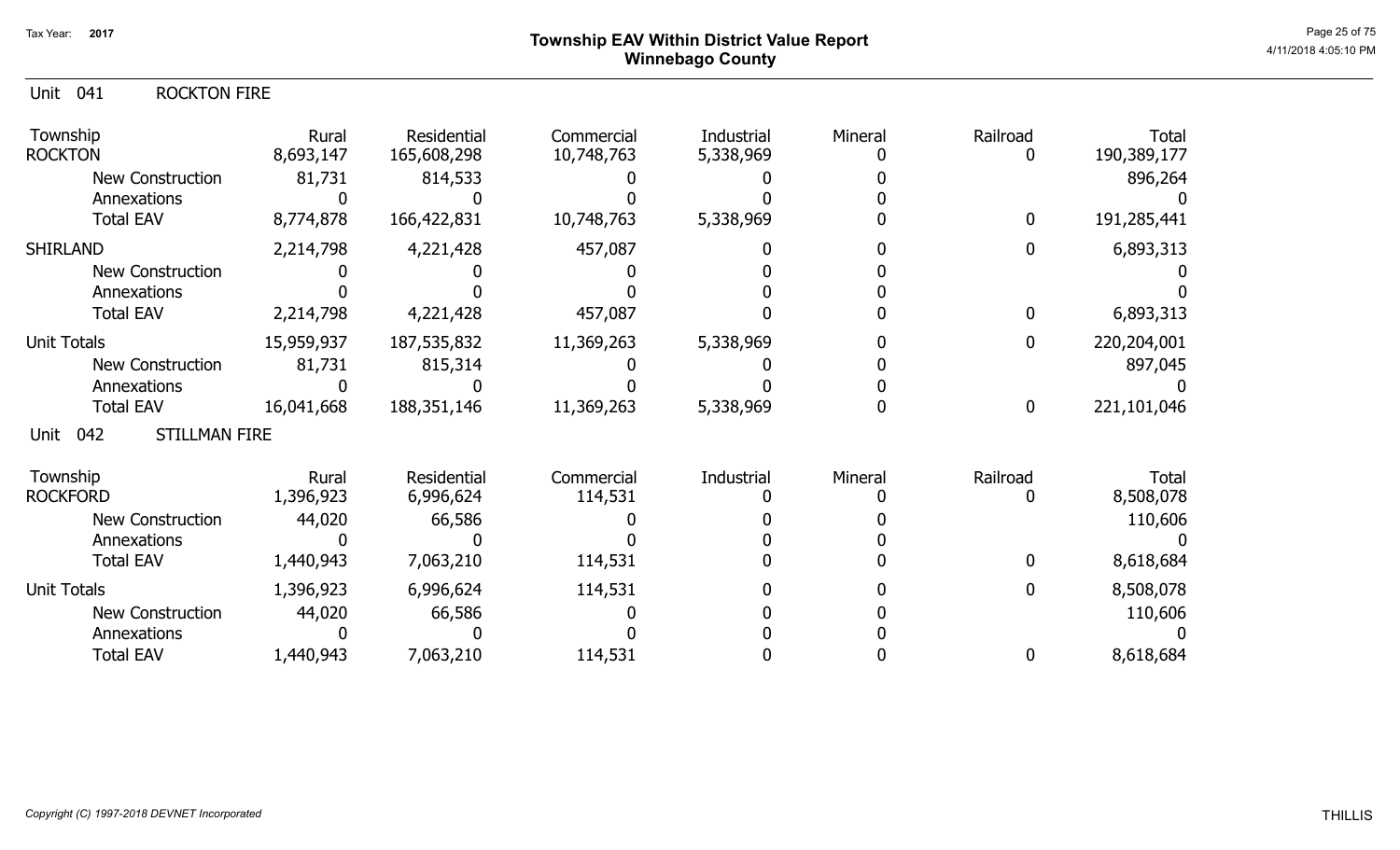# Township EAV Within District Value Report
## Winnebago County

Tax Year: 2017

4/11/2018 4:05:10 PM

### Unit 041 ROCKTON FIRE

| Township | Rural | Residential | Commercial | Industrial | Mineral | Railroad | Total |
|---|---|---|---|---|---|---|---|
| ROCKTON | 8,693,147 | 165,608,298 | 10,748,763 | 5,338,969 | 0 | 0 | 190,389,177 |
| New Construction | 81,731 | 814,533 | 0 | 0 | 0 | | 896,264 |
| Annexations | 0 | 0 | 0 | 0 | 0 | | 0 |
| Total EAV | 8,774,878 | 166,422,831 | 10,748,763 | 5,338,969 | 0 | 0 | 191,285,441 |
| SHIRLAND | 2,214,798 | 4,221,428 | 457,087 | 0 | 0 | 0 | 6,893,313 |
| New Construction | 0 | 0 | 0 | 0 | 0 | | 0 |
| Annexations | 0 | 0 | 0 | 0 | 0 | | 0 |
| Total EAV | 2,214,798 | 4,221,428 | 457,087 | 0 | 0 | 0 | 6,893,313 |
| Unit Totals | 15,959,937 | 187,535,832 | 11,369,263 | 5,338,969 | 0 | 0 | 220,204,001 |
| New Construction | 81,731 | 815,314 | 0 | 0 | 0 | | 897,045 |
| Annexations | 0 | 0 | 0 | 0 | 0 | | 0 |
| Total EAV | 16,041,668 | 188,351,146 | 11,369,263 | 5,338,969 | 0 | 0 | 221,101,046 |

### Unit 042 STILLMAN FIRE

| Township | Rural | Residential | Commercial | Industrial | Mineral | Railroad | Total |
|---|---|---|---|---|---|---|---|
| ROCKFORD | 1,396,923 | 6,996,624 | 114,531 | 0 | 0 | 0 | 8,508,078 |
| New Construction | 44,020 | 66,586 | 0 | 0 | 0 | | 110,606 |
| Annexations | 0 | 0 | 0 | 0 | 0 | | 0 |
| Total EAV | 1,440,943 | 7,063,210 | 114,531 | 0 | 0 | 0 | 8,618,684 |
| Unit Totals | 1,396,923 | 6,996,624 | 114,531 | 0 | 0 | 0 | 8,508,078 |
| New Construction | 44,020 | 66,586 | 0 | 0 | 0 | | 110,606 |
| Annexations | 0 | 0 | 0 | 0 | 0 | | 0 |
| Total EAV | 1,440,943 | 7,063,210 | 114,531 | 0 | 0 | 0 | 8,618,684 |

*Copyright (C) 1997-2018 DEVNET Incorporated*

THILLIS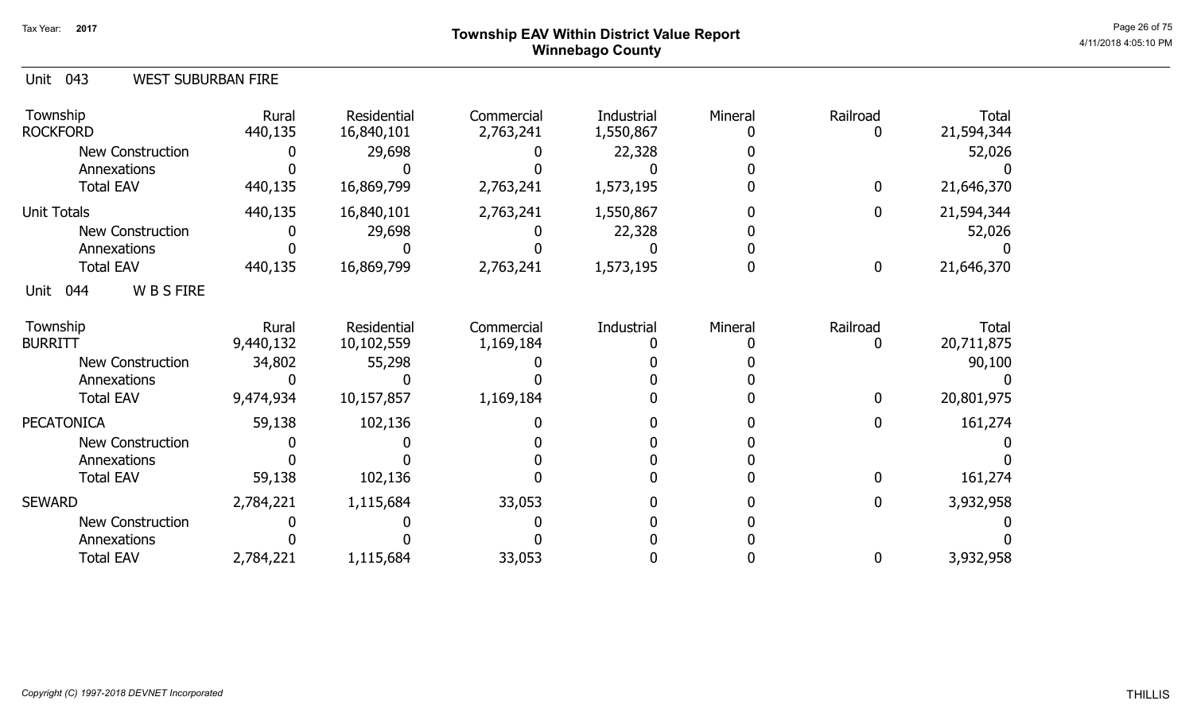# Township EAV Within District Value Report
## Winnebago County

Tax Year: 2017

Unit 043 WEST SUBURBAN FIRE

| Township | Rural | Residential | Commercial | Industrial | Mineral | Railroad | Total |
|---|---|---|---|---|---|---|---|
| ROCKFORD | 440,135 | 16,840,101 | 2,763,241 | 1,550,867 | 0 | 0 | 21,594,344 |
| New Construction | 0 | 29,698 | 0 | 22,328 | 0 | | 52,026 |
| Annexations | 0 | 0 | 0 | 0 | 0 | | 0 |
| Total EAV | 440,135 | 16,869,799 | 2,763,241 | 1,573,195 | 0 | 0 | 21,646,370 |
| Unit Totals | 440,135 | 16,840,101 | 2,763,241 | 1,550,867 | 0 | 0 | 21,594,344 |
| New Construction | 0 | 29,698 | 0 | 22,328 | 0 | | 52,026 |
| Annexations | 0 | 0 | 0 | 0 | 0 | | 0 |
| Total EAV | 440,135 | 16,869,799 | 2,763,241 | 1,573,195 | 0 | 0 | 21,646,370 |

Unit 044 W B S FIRE

| Township | Rural | Residential | Commercial | Industrial | Mineral | Railroad | Total |
|---|---|---|---|---|---|---|---|
| BURRITT | 9,440,132 | 10,102,559 | 1,169,184 | 0 | 0 | 0 | 20,711,875 |
| New Construction | 34,802 | 55,298 | 0 | 0 | 0 | | 90,100 |
| Annexations | 0 | 0 | 0 | 0 | 0 | | 0 |
| Total EAV | 9,474,934 | 10,157,857 | 1,169,184 | 0 | 0 | 0 | 20,801,975 |
| PECATONICA | 59,138 | 102,136 | 0 | 0 | 0 | 0 | 161,274 |
| New Construction | 0 | 0 | 0 | 0 | 0 | | 0 |
| Annexations | 0 | 0 | 0 | 0 | 0 | | 0 |
| Total EAV | 59,138 | 102,136 | 0 | 0 | 0 | 0 | 161,274 |
| SEWARD | 2,784,221 | 1,115,684 | 33,053 | 0 | 0 | 0 | 3,932,958 |
| New Construction | 0 | 0 | 0 | 0 | 0 | | 0 |
| Annexations | 0 | 0 | 0 | 0 | 0 | | 0 |
| Total EAV | 2,784,221 | 1,115,684 | 33,053 | 0 | 0 | 0 | 3,932,958 |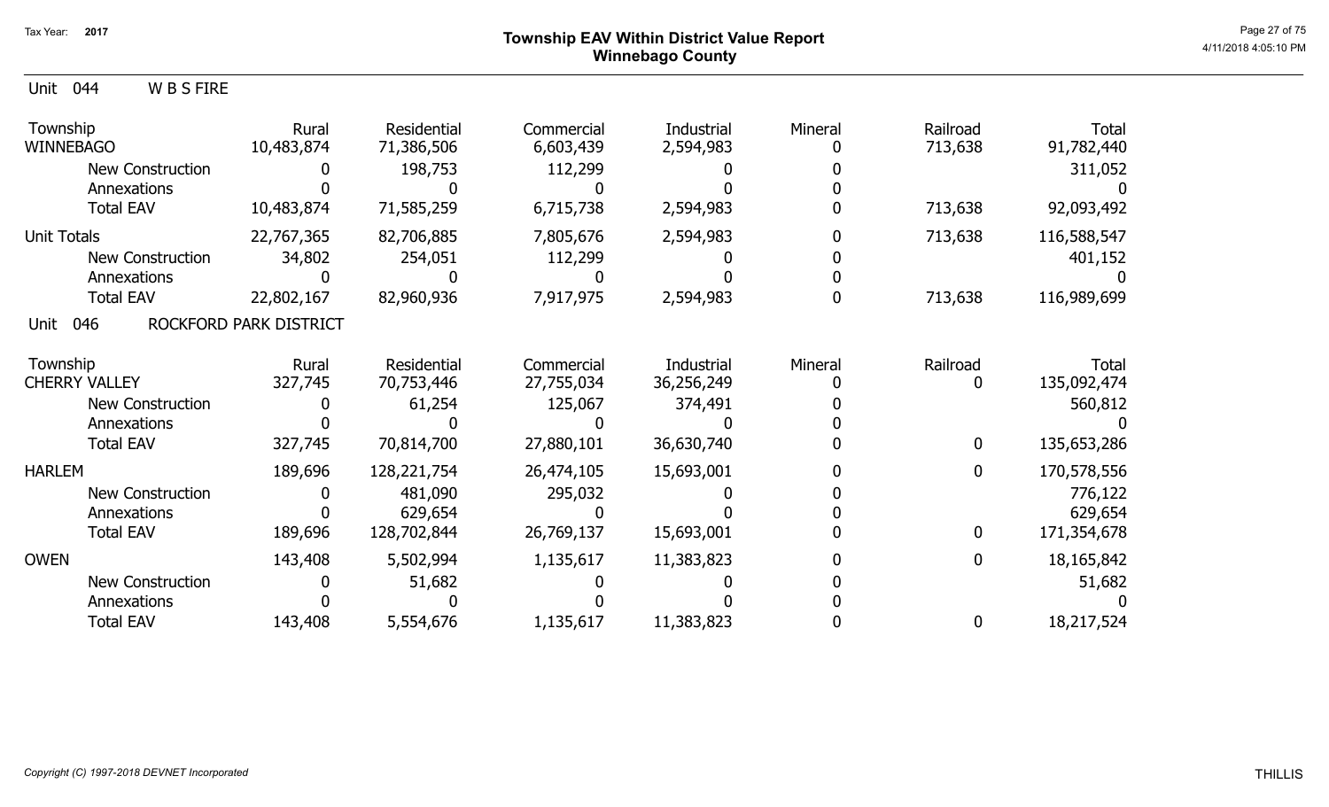# Township EAV Within District Value Report
## Winnebago County

Tax Year: 2017

### Unit 044 W B S FIRE

| Township | Rural | Residential | Commercial | Industrial | Mineral | Railroad | Total |
|---|---|---|---|---|---|---|---|
| WINNEBAGO | 10,483,874 | 71,386,506 | 6,603,439 | 2,594,983 | 0 | 713,638 | 91,782,440 |
| New Construction | 0 | 198,753 | 112,299 | 0 | 0 | | 311,052 |
| Annexations | 0 | 0 | 0 | 0 | 0 | | 0 |
| Total EAV | 10,483,874 | 71,585,259 | 6,715,738 | 2,594,983 | 0 | 713,638 | 92,093,492 |
| Unit Totals | 22,767,365 | 82,706,885 | 7,805,676 | 2,594,983 | 0 | 713,638 | 116,588,547 |
| New Construction | 34,802 | 254,051 | 112,299 | 0 | 0 | | 401,152 |
| Annexations | 0 | 0 | 0 | 0 | 0 | | 0 |
| Total EAV | 22,802,167 | 82,960,936 | 7,917,975 | 2,594,983 | 0 | 713,638 | 116,989,699 |

### Unit 046 ROCKFORD PARK DISTRICT

| Township | Rural | Residential | Commercial | Industrial | Mineral | Railroad | Total |
|---|---|---|---|---|---|---|---|
| CHERRY VALLEY | 327,745 | 70,753,446 | 27,755,034 | 36,256,249 | 0 | 0 | 135,092,474 |
| New Construction | 0 | 61,254 | 125,067 | 374,491 | 0 | | 560,812 |
| Annexations | 0 | 0 | 0 | 0 | 0 | | 0 |
| Total EAV | 327,745 | 70,814,700 | 27,880,101 | 36,630,740 | 0 | 0 | 135,653,286 |
| HARLEM | 189,696 | 128,221,754 | 26,474,105 | 15,693,001 | 0 | 0 | 170,578,556 |
| New Construction | 0 | 481,090 | 295,032 | 0 | 0 | | 776,122 |
| Annexations | 0 | 629,654 | 0 | 0 | 0 | | 629,654 |
| Total EAV | 189,696 | 128,702,844 | 26,769,137 | 15,693,001 | 0 | 0 | 171,354,678 |
| OWEN | 143,408 | 5,502,994 | 1,135,617 | 11,383,823 | 0 | 0 | 18,165,842 |
| New Construction | 0 | 51,682 | 0 | 0 | 0 | | 51,682 |
| Annexations | 0 | 0 | 0 | 0 | 0 | | 0 |
| Total EAV | 143,408 | 5,554,676 | 1,135,617 | 11,383,823 | 0 | 0 | 18,217,524 |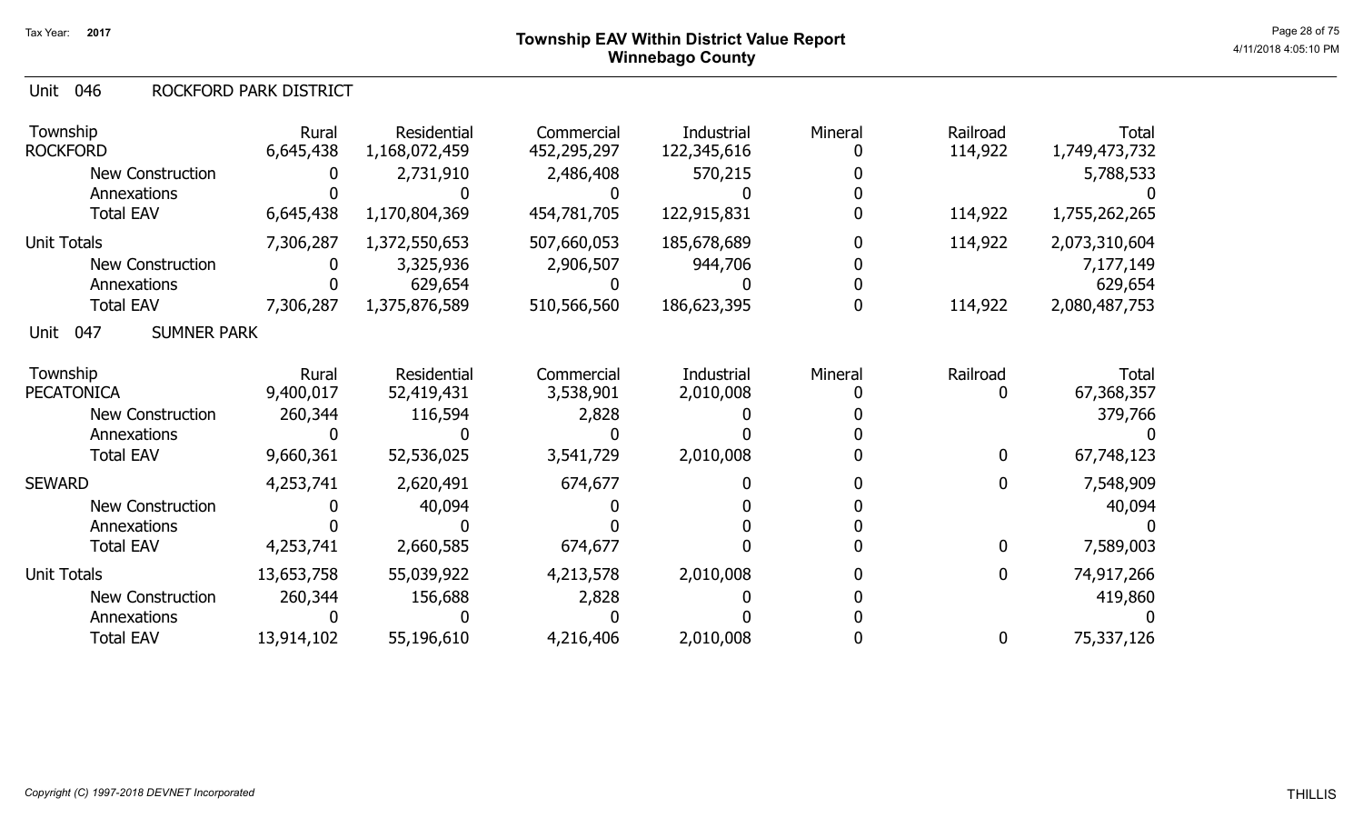Tax Year: **2017**

# Township EAV Within District Value Report
## Winnebago County

### Unit 046 ROCKFORD PARK DISTRICT

| Township | Rural | Residential | Commercial | Industrial | Mineral | Railroad | Total |
|---|---|---|---|---|---|---|---|
| ROCKFORD | 6,645,438 | 1,168,072,459 | 452,295,297 | 122,345,616 | 0 | 114,922 | 1,749,473,732 |
| New Construction | 0 | 2,731,910 | 2,486,408 | 570,215 | 0 | | 5,788,533 |
| Annexations | 0 | 0 | 0 | 0 | 0 | | 0 |
| Total EAV | 6,645,438 | 1,170,804,369 | 454,781,705 | 122,915,831 | 0 | 114,922 | 1,755,262,265 |
| Unit Totals | 7,306,287 | 1,372,550,653 | 507,660,053 | 185,678,689 | 0 | 114,922 | 2,073,310,604 |
| New Construction | 0 | 3,325,936 | 2,906,507 | 944,706 | 0 | | 7,177,149 |
| Annexations | 0 | 629,654 | 0 | 0 | 0 | | 629,654 |
| Total EAV | 7,306,287 | 1,375,876,589 | 510,566,560 | 186,623,395 | 0 | 114,922 | 2,080,487,753 |

### Unit 047 SUMNER PARK

| Township | Rural | Residential | Commercial | Industrial | Mineral | Railroad | Total |
|---|---|---|---|---|---|---|---|
| PECATONICA | 9,400,017 | 52,419,431 | 3,538,901 | 2,010,008 | 0 | 0 | 67,368,357 |
| New Construction | 260,344 | 116,594 | 2,828 | 0 | 0 | | 379,766 |
| Annexations | 0 | 0 | 0 | 0 | 0 | | 0 |
| Total EAV | 9,660,361 | 52,536,025 | 3,541,729 | 2,010,008 | 0 | 0 | 67,748,123 |
| SEWARD | 4,253,741 | 2,620,491 | 674,677 | 0 | 0 | 0 | 7,548,909 |
| New Construction | 0 | 40,094 | 0 | 0 | 0 | | 40,094 |
| Annexations | 0 | 0 | 0 | 0 | 0 | | 0 |
| Total EAV | 4,253,741 | 2,660,585 | 674,677 | 0 | 0 | 0 | 7,589,003 |
| Unit Totals | 13,653,758 | 55,039,922 | 4,213,578 | 2,010,008 | 0 | 0 | 74,917,266 |
| New Construction | 260,344 | 156,688 | 2,828 | 0 | 0 | | 419,860 |
| Annexations | 0 | 0 | 0 | 0 | 0 | | 0 |
| Total EAV | 13,914,102 | 55,196,610 | 4,216,406 | 2,010,008 | 0 | 0 | 75,337,126 |

*Copyright (C) 1997-2018 DEVNET Incorporated*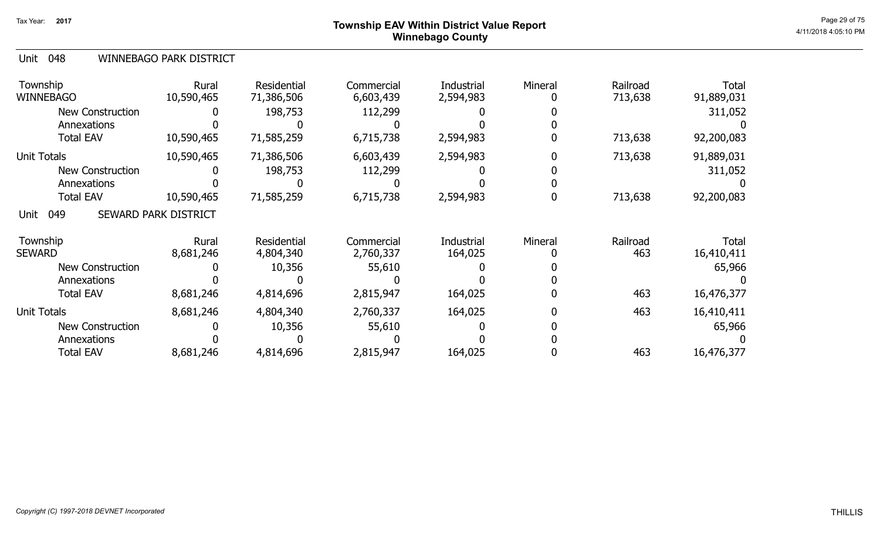# Township EAV Within District Value Report
## Winnebago County

Tax Year: 2017

### Unit 048 WINNEBAGO PARK DISTRICT

| Township | Rural | Residential | Commercial | Industrial | Mineral | Railroad | Total |
|---|---|---|---|---|---|---|---|
| WINNEBAGO | 10,590,465 | 71,386,506 | 6,603,439 | 2,594,983 | 0 | 713,638 | 91,889,031 |
| New Construction | 0 | 198,753 | 112,299 | 0 | 0 | | 311,052 |
| Annexations | 0 | 0 | 0 | 0 | 0 | | 0 |
| Total EAV | 10,590,465 | 71,585,259 | 6,715,738 | 2,594,983 | 0 | 713,638 | 92,200,083 |
| Unit Totals | 10,590,465 | 71,386,506 | 6,603,439 | 2,594,983 | 0 | 713,638 | 91,889,031 |
| New Construction | 0 | 198,753 | 112,299 | 0 | 0 | | 311,052 |
| Annexations | 0 | 0 | 0 | 0 | 0 | | 0 |
| Total EAV | 10,590,465 | 71,585,259 | 6,715,738 | 2,594,983 | 0 | 713,638 | 92,200,083 |

### Unit 049 SEWARD PARK DISTRICT

| Township | Rural | Residential | Commercial | Industrial | Mineral | Railroad | Total |
|---|---|---|---|---|---|---|---|
| SEWARD | 8,681,246 | 4,804,340 | 2,760,337 | 164,025 | 0 | 463 | 16,410,411 |
| New Construction | 0 | 10,356 | 55,610 | 0 | 0 | | 65,966 |
| Annexations | 0 | 0 | 0 | 0 | 0 | | 0 |
| Total EAV | 8,681,246 | 4,814,696 | 2,815,947 | 164,025 | 0 | 463 | 16,476,377 |
| Unit Totals | 8,681,246 | 4,804,340 | 2,760,337 | 164,025 | 0 | 463 | 16,410,411 |
| New Construction | 0 | 10,356 | 55,610 | 0 | 0 | | 65,966 |
| Annexations | 0 | 0 | 0 | 0 | 0 | | 0 |
| Total EAV | 8,681,246 | 4,814,696 | 2,815,947 | 164,025 | 0 | 463 | 16,476,377 |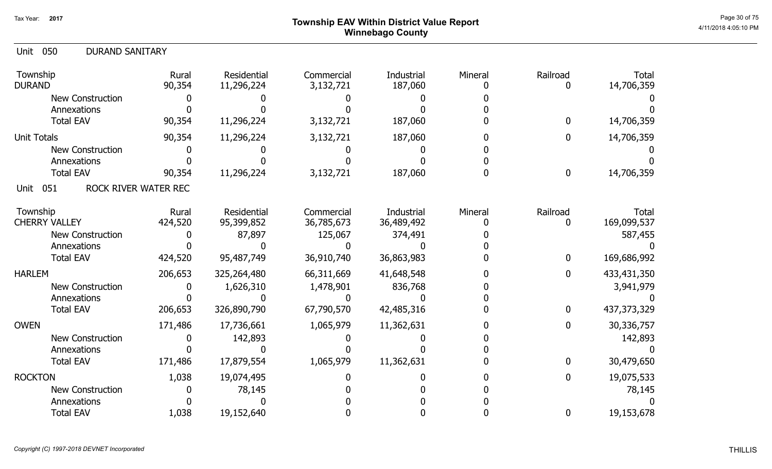# Township EAV Within District Value Report
## Winnebago County

Tax Year: 2017

### Unit 050 DURAND SANITARY

| Township | Rural | Residential | Commercial | Industrial | Mineral | Railroad | Total |
|---|---|---|---|---|---|---|---|
| DURAND | 90,354 | 11,296,224 | 3,132,721 | 187,060 | 0 | 0 | 14,706,359 |
| New Construction | 0 | 0 | 0 | 0 | 0 | | 0 |
| Annexations | 0 | 0 | 0 | 0 | 0 | | 0 |
| Total EAV | 90,354 | 11,296,224 | 3,132,721 | 187,060 | 0 | 0 | 14,706,359 |
| Unit Totals | 90,354 | 11,296,224 | 3,132,721 | 187,060 | 0 | 0 | 14,706,359 |
| New Construction | 0 | 0 | 0 | 0 | 0 | | 0 |
| Annexations | 0 | 0 | 0 | 0 | 0 | | 0 |
| Total EAV | 90,354 | 11,296,224 | 3,132,721 | 187,060 | 0 | 0 | 14,706,359 |

### Unit 051 ROCK RIVER WATER REC

| Township | Rural | Residential | Commercial | Industrial | Mineral | Railroad | Total |
|---|---|---|---|---|---|---|---|
| CHERRY VALLEY | 424,520 | 95,399,852 | 36,785,673 | 36,489,492 | 0 | 0 | 169,099,537 |
| New Construction | 0 | 87,897 | 125,067 | 374,491 | 0 | | 587,455 |
| Annexations | 0 | 0 | 0 | 0 | 0 | | 0 |
| Total EAV | 424,520 | 95,487,749 | 36,910,740 | 36,863,983 | 0 | 0 | 169,686,992 |
| HARLEM | 206,653 | 325,264,480 | 66,311,669 | 41,648,548 | 0 | 0 | 433,431,350 |
| New Construction | 0 | 1,626,310 | 1,478,901 | 836,768 | 0 | | 3,941,979 |
| Annexations | 0 | 0 | 0 | 0 | 0 | | 0 |
| Total EAV | 206,653 | 326,890,790 | 67,790,570 | 42,485,316 | 0 | 0 | 437,373,329 |
| OWEN | 171,486 | 17,736,661 | 1,065,979 | 11,362,631 | 0 | 0 | 30,336,757 |
| New Construction | 0 | 142,893 | 0 | 0 | 0 | | 142,893 |
| Annexations | 0 | 0 | 0 | 0 | 0 | | 0 |
| Total EAV | 171,486 | 17,879,554 | 1,065,979 | 11,362,631 | 0 | 0 | 30,479,650 |
| ROCKTON | 1,038 | 19,074,495 | 0 | 0 | 0 | 0 | 19,075,533 |
| New Construction | 0 | 78,145 | 0 | 0 | 0 | | 78,145 |
| Annexations | 0 | 0 | 0 | 0 | 0 | | 0 |
| Total EAV | 1,038 | 19,152,640 | 0 | 0 | 0 | 0 | 19,153,678 |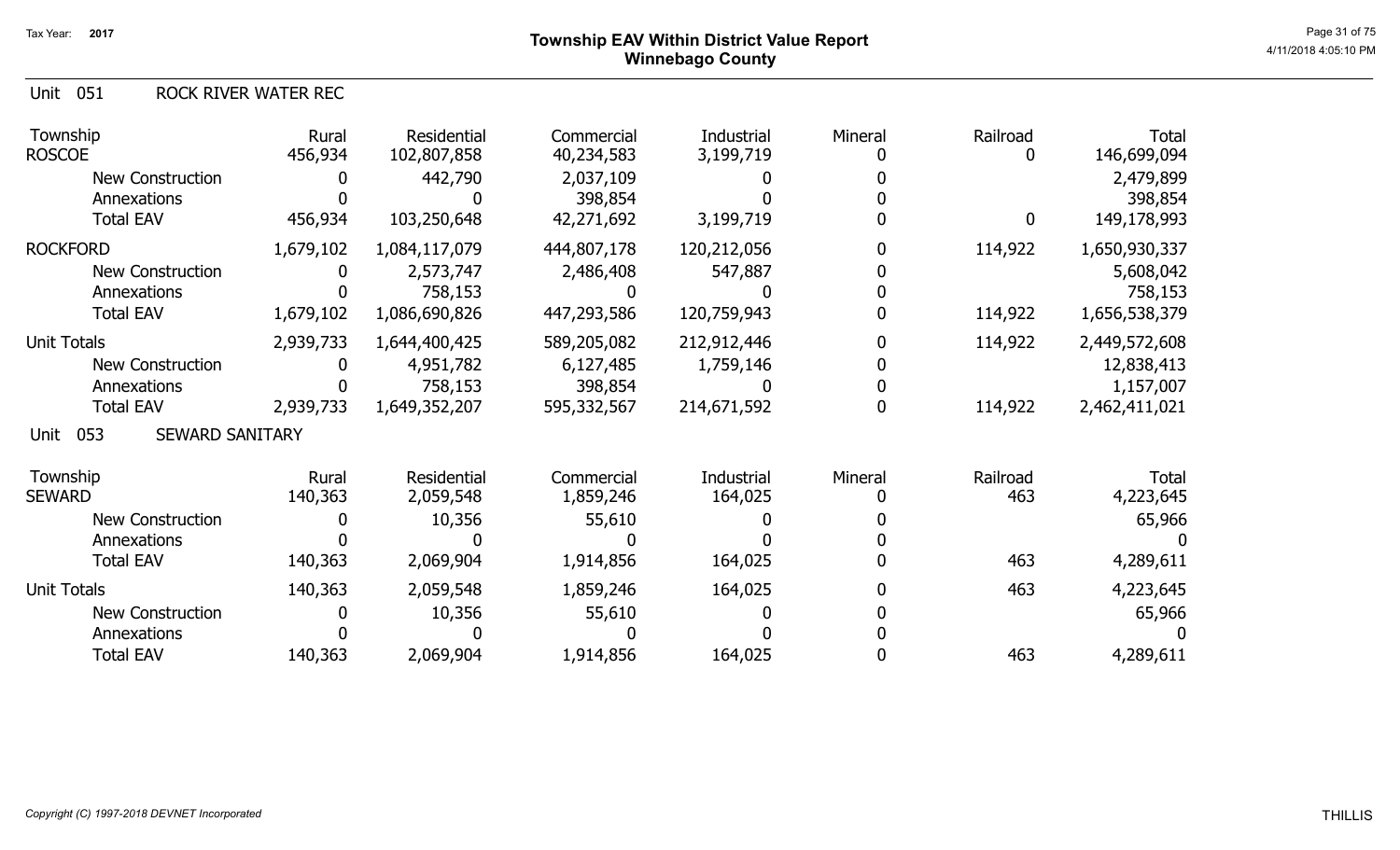Tax Year: 2017

# Township EAV Within District Value Report
## Winnebago County

Unit 051 ROCK RIVER WATER REC

| Township | Rural | Residential | Commercial | Industrial | Mineral | Railroad | Total |
|---|---|---|---|---|---|---|---|
| ROSCOE | 456,934 | 102,807,858 | 40,234,583 | 3,199,719 | 0 | 0 | 146,699,094 |
| New Construction | 0 | 442,790 | 2,037,109 | 0 | 0 | | 2,479,899 |
| Annexations | 0 | 0 | 398,854 | 0 | 0 | | 398,854 |
| Total EAV | 456,934 | 103,250,648 | 42,271,692 | 3,199,719 | 0 | 0 | 149,178,993 |
| ROCKFORD | 1,679,102 | 1,084,117,079 | 444,807,178 | 120,212,056 | 0 | 114,922 | 1,650,930,337 |
| New Construction | 0 | 2,573,747 | 2,486,408 | 547,887 | 0 | | 5,608,042 |
| Annexations | 0 | 758,153 | 0 | 0 | 0 | | 758,153 |
| Total EAV | 1,679,102 | 1,086,690,826 | 447,293,586 | 120,759,943 | 0 | 114,922 | 1,656,538,379 |
| Unit Totals | 2,939,733 | 1,644,400,425 | 589,205,082 | 212,912,446 | 0 | 114,922 | 2,449,572,608 |
| New Construction | 0 | 4,951,782 | 6,127,485 | 1,759,146 | 0 | | 12,838,413 |
| Annexations | 0 | 758,153 | 398,854 | 0 | 0 | | 1,157,007 |
| Total EAV | 2,939,733 | 1,649,352,207 | 595,332,567 | 214,671,592 | 0 | 114,922 | 2,462,411,021 |

Unit 053 SEWARD SANITARY

| Township | Rural | Residential | Commercial | Industrial | Mineral | Railroad | Total |
|---|---|---|---|---|---|---|---|
| SEWARD | 140,363 | 2,059,548 | 1,859,246 | 164,025 | 0 | 463 | 4,223,645 |
| New Construction | 0 | 10,356 | 55,610 | 0 | 0 | | 65,966 |
| Annexations | 0 | 0 | 0 | 0 | 0 | | 0 |
| Total EAV | 140,363 | 2,069,904 | 1,914,856 | 164,025 | 0 | 463 | 4,289,611 |
| Unit Totals | 140,363 | 2,059,548 | 1,859,246 | 164,025 | 0 | 463 | 4,223,645 |
| New Construction | 0 | 10,356 | 55,610 | 0 | 0 | | 65,966 |
| Annexations | 0 | 0 | 0 | 0 | 0 | | 0 |
| Total EAV | 140,363 | 2,069,904 | 1,914,856 | 164,025 | 0 | 463 | 4,289,611 |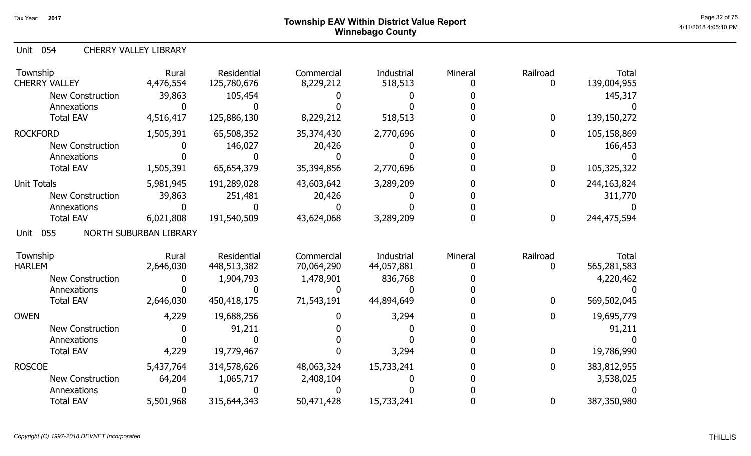Tax Year: 2017

# Township EAV Within District Value Report
## Winnebago County

Unit 054 CHERRY VALLEY LIBRARY

| Township | Rural | Residential | Commercial | Industrial | Mineral | Railroad | Total |
|---|---|---|---|---|---|---|---|
| CHERRY VALLEY | 4,476,554 | 125,780,676 | 8,229,212 | 518,513 | 0 | 0 | 139,004,955 |
| New Construction | 39,863 | 105,454 | 0 | 0 | 0 | | 145,317 |
| Annexations | 0 | 0 | 0 | 0 | 0 | | 0 |
| Total EAV | 4,516,417 | 125,886,130 | 8,229,212 | 518,513 | 0 | 0 | 139,150,272 |
| ROCKFORD | 1,505,391 | 65,508,352 | 35,374,430 | 2,770,696 | 0 | 0 | 105,158,869 |
| New Construction | 0 | 146,027 | 20,426 | 0 | 0 | | 166,453 |
| Annexations | 0 | 0 | 0 | 0 | 0 | | 0 |
| Total EAV | 1,505,391 | 65,654,379 | 35,394,856 | 2,770,696 | 0 | 0 | 105,325,322 |
| Unit Totals | 5,981,945 | 191,289,028 | 43,603,642 | 3,289,209 | 0 | 0 | 244,163,824 |
| New Construction | 39,863 | 251,481 | 20,426 | 0 | 0 | | 311,770 |
| Annexations | 0 | 0 | 0 | 0 | 0 | | 0 |
| Total EAV | 6,021,808 | 191,540,509 | 43,624,068 | 3,289,209 | 0 | 0 | 244,475,594 |

Unit 055 NORTH SUBURBAN LIBRARY

| Township | Rural | Residential | Commercial | Industrial | Mineral | Railroad | Total |
|---|---|---|---|---|---|---|---|
| HARLEM | 2,646,030 | 448,513,382 | 70,064,290 | 44,057,881 | 0 | 0 | 565,281,583 |
| New Construction | 0 | 1,904,793 | 1,478,901 | 836,768 | 0 | | 4,220,462 |
| Annexations | 0 | 0 | 0 | 0 | 0 | | 0 |
| Total EAV | 2,646,030 | 450,418,175 | 71,543,191 | 44,894,649 | 0 | 0 | 569,502,045 |
| OWEN | 4,229 | 19,688,256 | 0 | 3,294 | 0 | 0 | 19,695,779 |
| New Construction | 0 | 91,211 | 0 | 0 | 0 | | 91,211 |
| Annexations | 0 | 0 | 0 | 0 | 0 | | 0 |
| Total EAV | 4,229 | 19,779,467 | 0 | 3,294 | 0 | 0 | 19,786,990 |
| ROSCOE | 5,437,764 | 314,578,626 | 48,063,324 | 15,733,241 | 0 | 0 | 383,812,955 |
| New Construction | 64,204 | 1,065,717 | 2,408,104 | 0 | 0 | | 3,538,025 |
| Annexations | 0 | 0 | 0 | 0 | 0 | | 0 |
| Total EAV | 5,501,968 | 315,644,343 | 50,471,428 | 15,733,241 | 0 | 0 | 387,350,980 |

*Copyright (C) 1997-2018 DEVNET Incorporated*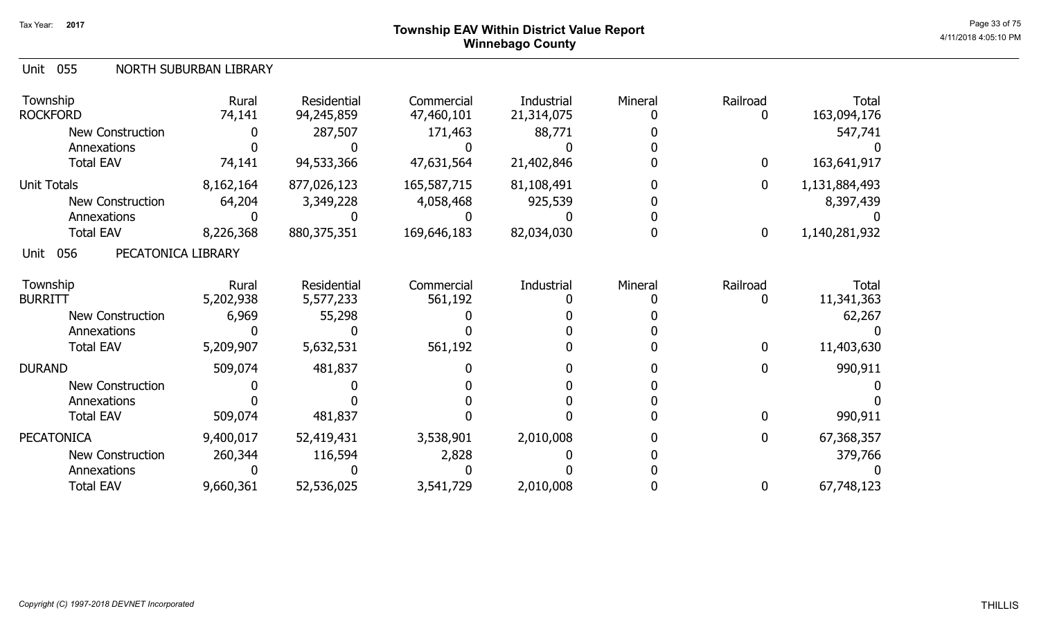# Township EAV Within District Value Report
## Winnebago County

Tax Year: 2017

### Unit 055 NORTH SUBURBAN LIBRARY

| Township | Rural | Residential | Commercial | Industrial | Mineral | Railroad | Total |
|---|---|---|---|---|---|---|---|
| ROCKFORD | 74,141 | 94,245,859 | 47,460,101 | 21,314,075 | 0 | 0 | 163,094,176 |
| New Construction | 0 | 287,507 | 171,463 | 88,771 | 0 | | 547,741 |
| Annexations | 0 | 0 | 0 | 0 | 0 | | 0 |
| Total EAV | 74,141 | 94,533,366 | 47,631,564 | 21,402,846 | 0 | 0 | 163,641,917 |
| Unit Totals | 8,162,164 | 877,026,123 | 165,587,715 | 81,108,491 | 0 | 0 | 1,131,884,493 |
| New Construction | 64,204 | 3,349,228 | 4,058,468 | 925,539 | 0 | | 8,397,439 |
| Annexations | 0 | 0 | 0 | 0 | 0 | | 0 |
| Total EAV | 8,226,368 | 880,375,351 | 169,646,183 | 82,034,030 | 0 | 0 | 1,140,281,932 |

### Unit 056 PECATONICA LIBRARY

| Township | Rural | Residential | Commercial | Industrial | Mineral | Railroad | Total |
|---|---|---|---|---|---|---|---|
| BURRITT | 5,202,938 | 5,577,233 | 561,192 | 0 | 0 | 0 | 11,341,363 |
| New Construction | 6,969 | 55,298 | 0 | 0 | 0 | | 62,267 |
| Annexations | 0 | 0 | 0 | 0 | 0 | | 0 |
| Total EAV | 5,209,907 | 5,632,531 | 561,192 | 0 | 0 | 0 | 11,403,630 |
| DURAND | 509,074 | 481,837 | 0 | 0 | 0 | 0 | 990,911 |
| New Construction | 0 | 0 | 0 | 0 | 0 | | 0 |
| Annexations | 0 | 0 | 0 | 0 | 0 | | 0 |
| Total EAV | 509,074 | 481,837 | 0 | 0 | 0 | 0 | 990,911 |
| PECATONICA | 9,400,017 | 52,419,431 | 3,538,901 | 2,010,008 | 0 | 0 | 67,368,357 |
| New Construction | 260,344 | 116,594 | 2,828 | 0 | 0 | | 379,766 |
| Annexations | 0 | 0 | 0 | 0 | 0 | | 0 |
| Total EAV | 9,660,361 | 52,536,025 | 3,541,729 | 2,010,008 | 0 | 0 | 67,748,123 |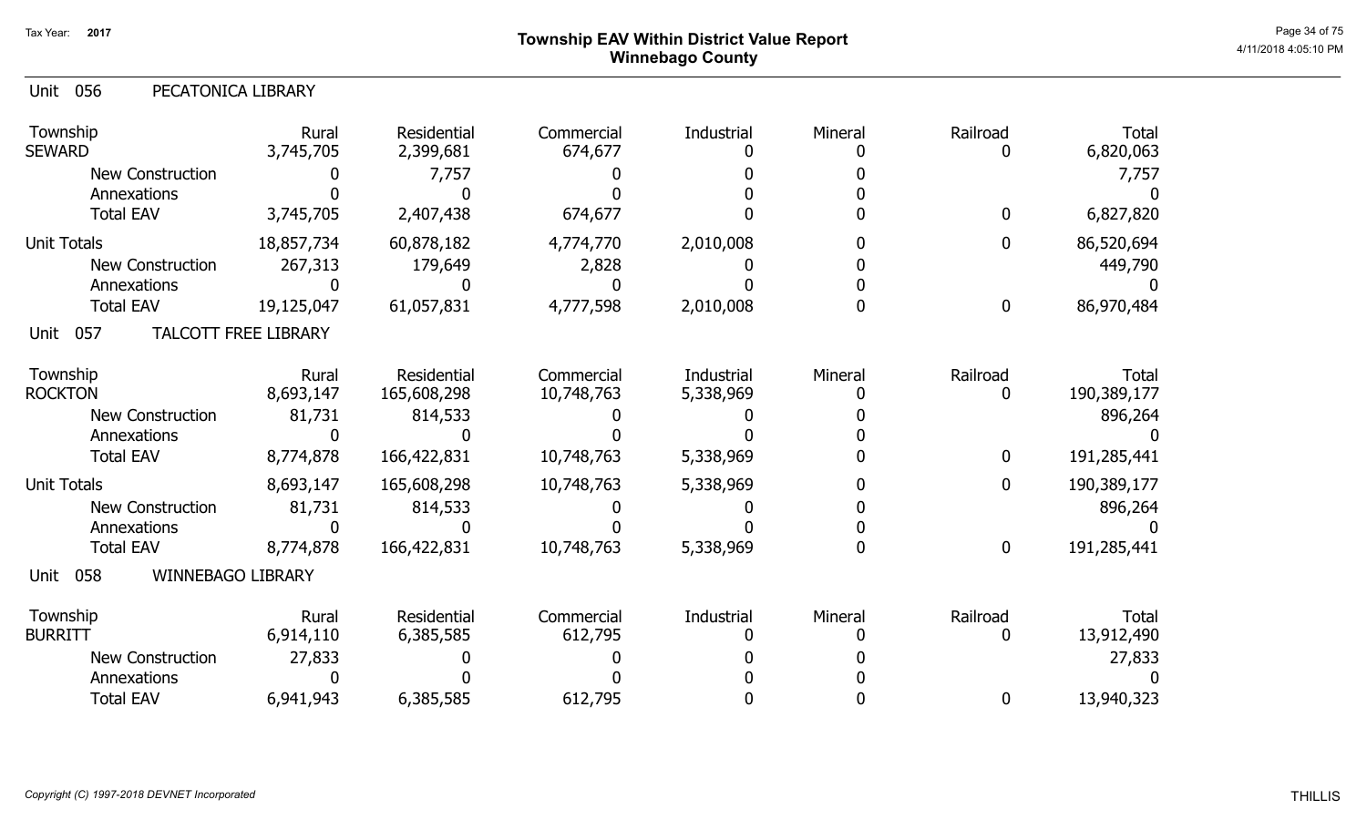# Township EAV Within District Value Report
## Winnebago County

Tax Year: 2017

### Unit 056 PECATONICA LIBRARY

| Township | Rural | Residential | Commercial | Industrial | Mineral | Railroad | Total |
|---|---|---|---|---|---|---|---|
| SEWARD | 3,745,705 | 2,399,681 | 674,677 | 0 | 0 | 0 | 6,820,063 |
| New Construction | 0 | 7,757 | 0 | 0 | 0 | | 7,757 |
| Annexations | 0 | 0 | 0 | 0 | 0 | | 0 |
| Total EAV | 3,745,705 | 2,407,438 | 674,677 | 0 | 0 | 0 | 6,827,820 |
| Unit Totals | 18,857,734 | 60,878,182 | 4,774,770 | 2,010,008 | 0 | 0 | 86,520,694 |
| New Construction | 267,313 | 179,649 | 2,828 | 0 | 0 | | 449,790 |
| Annexations | 0 | 0 | 0 | 0 | 0 | | 0 |
| Total EAV | 19,125,047 | 61,057,831 | 4,777,598 | 2,010,008 | 0 | 0 | 86,970,484 |

### Unit 057 TALCOTT FREE LIBRARY

| Township | Rural | Residential | Commercial | Industrial | Mineral | Railroad | Total |
|---|---|---|---|---|---|---|---|
| ROCKTON | 8,693,147 | 165,608,298 | 10,748,763 | 5,338,969 | 0 | 0 | 190,389,177 |
| New Construction | 81,731 | 814,533 | 0 | 0 | 0 | | 896,264 |
| Annexations | 0 | 0 | 0 | 0 | 0 | | 0 |
| Total EAV | 8,774,878 | 166,422,831 | 10,748,763 | 5,338,969 | 0 | 0 | 191,285,441 |
| Unit Totals | 8,693,147 | 165,608,298 | 10,748,763 | 5,338,969 | 0 | 0 | 190,389,177 |
| New Construction | 81,731 | 814,533 | 0 | 0 | 0 | | 896,264 |
| Annexations | 0 | 0 | 0 | 0 | 0 | | 0 |
| Total EAV | 8,774,878 | 166,422,831 | 10,748,763 | 5,338,969 | 0 | 0 | 191,285,441 |

### Unit 058 WINNEBAGO LIBRARY

| Township | Rural | Residential | Commercial | Industrial | Mineral | Railroad | Total |
|---|---|---|---|---|---|---|---|
| BURRITT | 6,914,110 | 6,385,585 | 612,795 | 0 | 0 | 0 | 13,912,490 |
| New Construction | 27,833 | 0 | 0 | 0 | 0 | | 27,833 |
| Annexations | 0 | 0 | 0 | 0 | 0 | | 0 |
| Total EAV | 6,941,943 | 6,385,585 | 612,795 | 0 | 0 | 0 | 13,940,323 |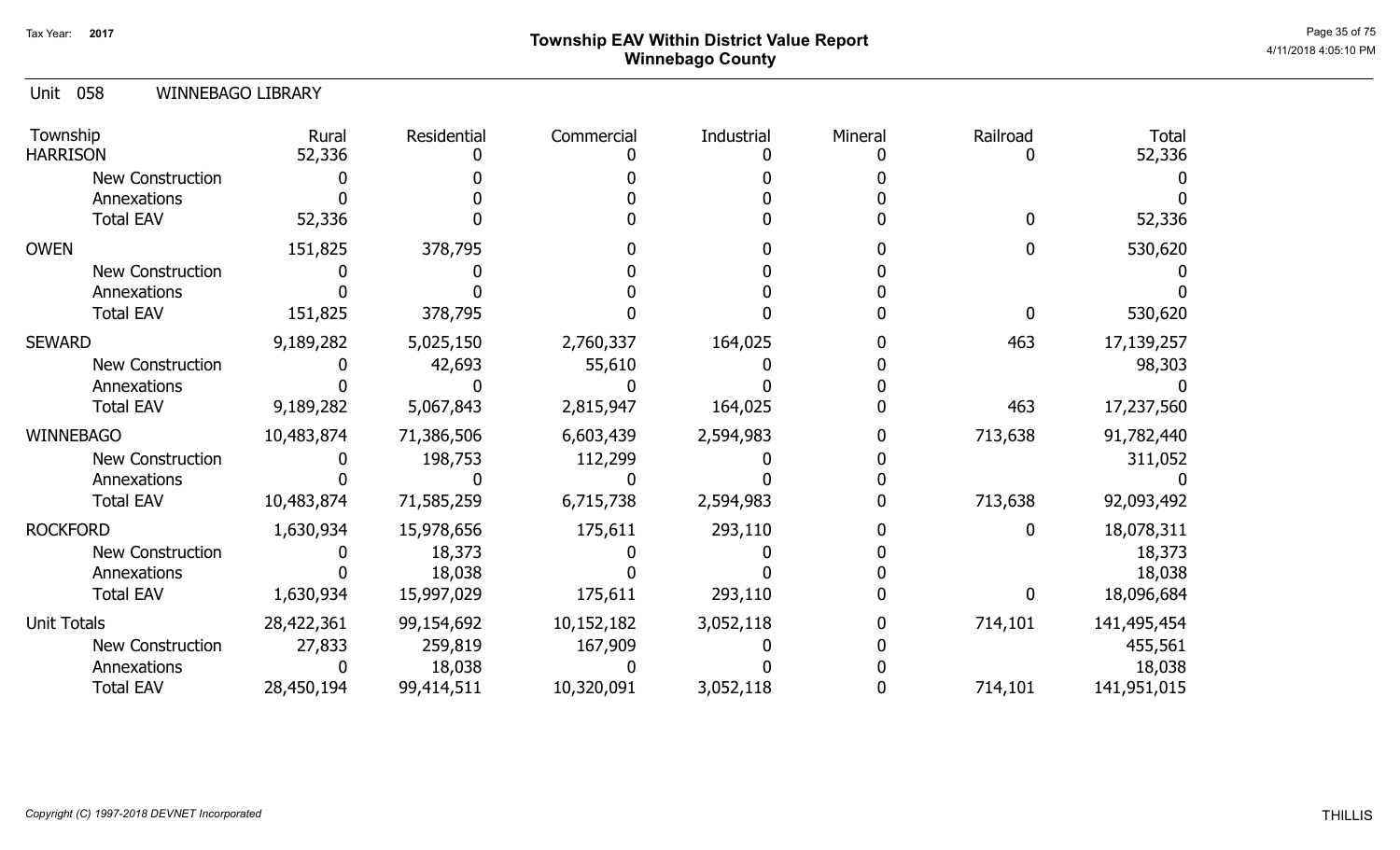# Township EAV Within District Value Report
## Winnebago County

Tax Year: 2017

Unit 058 WINNEBAGO LIBRARY

| Township | Rural | Residential | Commercial | Industrial | Mineral | Railroad | Total |
|---|---|---|---|---|---|---|---|
| HARRISON | 52,336 | 0 | 0 | 0 | 0 | 0 | 52,336 |
| New Construction | 0 | 0 | 0 | 0 | 0 | | 0 |
| Annexations | 0 | 0 | 0 | 0 | 0 | | 0 |
| Total EAV | 52,336 | 0 | 0 | 0 | 0 | 0 | 52,336 |
| OWEN | 151,825 | 378,795 | 0 | 0 | 0 | 0 | 530,620 |
| New Construction | 0 | 0 | 0 | 0 | 0 | | 0 |
| Annexations | 0 | 0 | 0 | 0 | 0 | | 0 |
| Total EAV | 151,825 | 378,795 | 0 | 0 | 0 | 0 | 530,620 |
| SEWARD | 9,189,282 | 5,025,150 | 2,760,337 | 164,025 | 0 | 463 | 17,139,257 |
| New Construction | 0 | 42,693 | 55,610 | 0 | 0 | | 98,303 |
| Annexations | 0 | 0 | 0 | 0 | 0 | | 0 |
| Total EAV | 9,189,282 | 5,067,843 | 2,815,947 | 164,025 | 0 | 463 | 17,237,560 |
| WINNEBAGO | 10,483,874 | 71,386,506 | 6,603,439 | 2,594,983 | 0 | 713,638 | 91,782,440 |
| New Construction | 0 | 198,753 | 112,299 | 0 | 0 | | 311,052 |
| Annexations | 0 | 0 | 0 | 0 | 0 | | 0 |
| Total EAV | 10,483,874 | 71,585,259 | 6,715,738 | 2,594,983 | 0 | 713,638 | 92,093,492 |
| ROCKFORD | 1,630,934 | 15,978,656 | 175,611 | 293,110 | 0 | 0 | 18,078,311 |
| New Construction | 0 | 18,373 | 0 | 0 | 0 | | 18,373 |
| Annexations | 0 | 18,038 | 0 | 0 | 0 | | 18,038 |
| Total EAV | 1,630,934 | 15,997,029 | 175,611 | 293,110 | 0 | 0 | 18,096,684 |
| Unit Totals | 28,422,361 | 99,154,692 | 10,152,182 | 3,052,118 | 0 | 714,101 | 141,495,454 |
| New Construction | 27,833 | 259,819 | 167,909 | 0 | 0 | | 455,561 |
| Annexations | 0 | 18,038 | 0 | 0 | 0 | | 18,038 |
| Total EAV | 28,450,194 | 99,414,511 | 10,320,091 | 3,052,118 | 0 | 714,101 | 141,951,015 |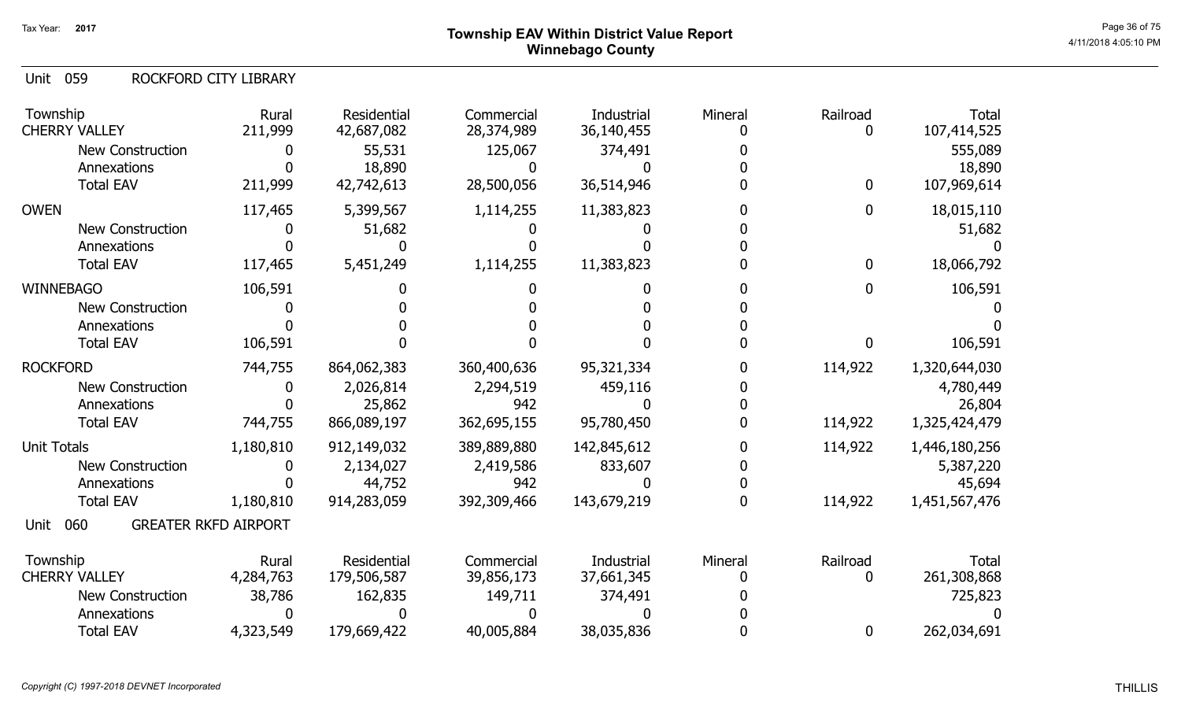# Township EAV Within District Value Report
## Winnebago County

Tax Year: 2017

### Unit 059 ROCKFORD CITY LIBRARY

| Township | Rural | Residential | Commercial | Industrial | Mineral | Railroad | Total |
|---|---|---|---|---|---|---|---|
| CHERRY VALLEY | 211,999 | 42,687,082 | 28,374,989 | 36,140,455 | 0 | 0 | 107,414,525 |
| New Construction | 0 | 55,531 | 125,067 | 374,491 | 0 | | 555,089 |
| Annexations | 0 | 18,890 | 0 | 0 | 0 | | 18,890 |
| Total EAV | 211,999 | 42,742,613 | 28,500,056 | 36,514,946 | 0 | 0 | 107,969,614 |
| OWEN | 117,465 | 5,399,567 | 1,114,255 | 11,383,823 | 0 | 0 | 18,015,110 |
| New Construction | 0 | 51,682 | 0 | 0 | 0 | | 51,682 |
| Annexations | 0 | 0 | 0 | 0 | 0 | | 0 |
| Total EAV | 117,465 | 5,451,249 | 1,114,255 | 11,383,823 | 0 | 0 | 18,066,792 |
| WINNEBAGO | 106,591 | 0 | 0 | 0 | 0 | 0 | 106,591 |
| New Construction | 0 | 0 | 0 | 0 | 0 | | 0 |
| Annexations | 0 | 0 | 0 | 0 | 0 | | 0 |
| Total EAV | 106,591 | 0 | 0 | 0 | 0 | 0 | 106,591 |
| ROCKFORD | 744,755 | 864,062,383 | 360,400,636 | 95,321,334 | 0 | 114,922 | 1,320,644,030 |
| New Construction | 0 | 2,026,814 | 2,294,519 | 459,116 | 0 | | 4,780,449 |
| Annexations | 0 | 25,862 | 942 | 0 | 0 | | 26,804 |
| Total EAV | 744,755 | 866,089,197 | 362,695,155 | 95,780,450 | 0 | 114,922 | 1,325,424,479 |
| Unit Totals | 1,180,810 | 912,149,032 | 389,889,880 | 142,845,612 | 0 | 114,922 | 1,446,180,256 |
| New Construction | 0 | 2,134,027 | 2,419,586 | 833,607 | 0 | | 5,387,220 |
| Annexations | 0 | 44,752 | 942 | 0 | 0 | | 45,694 |
| Total EAV | 1,180,810 | 914,283,059 | 392,309,466 | 143,679,219 | 0 | 114,922 | 1,451,567,476 |

### Unit 060 GREATER RKFD AIRPORT

| Township | Rural | Residential | Commercial | Industrial | Mineral | Railroad | Total |
|---|---|---|---|---|---|---|---|
| CHERRY VALLEY | 4,284,763 | 179,506,587 | 39,856,173 | 37,661,345 | 0 | 0 | 261,308,868 |
| New Construction | 38,786 | 162,835 | 149,711 | 374,491 | 0 | | 725,823 |
| Annexations | 0 | 0 | 0 | 0 | 0 | | 0 |
| Total EAV | 4,323,549 | 179,669,422 | 40,005,884 | 38,035,836 | 0 | 0 | 262,034,691 |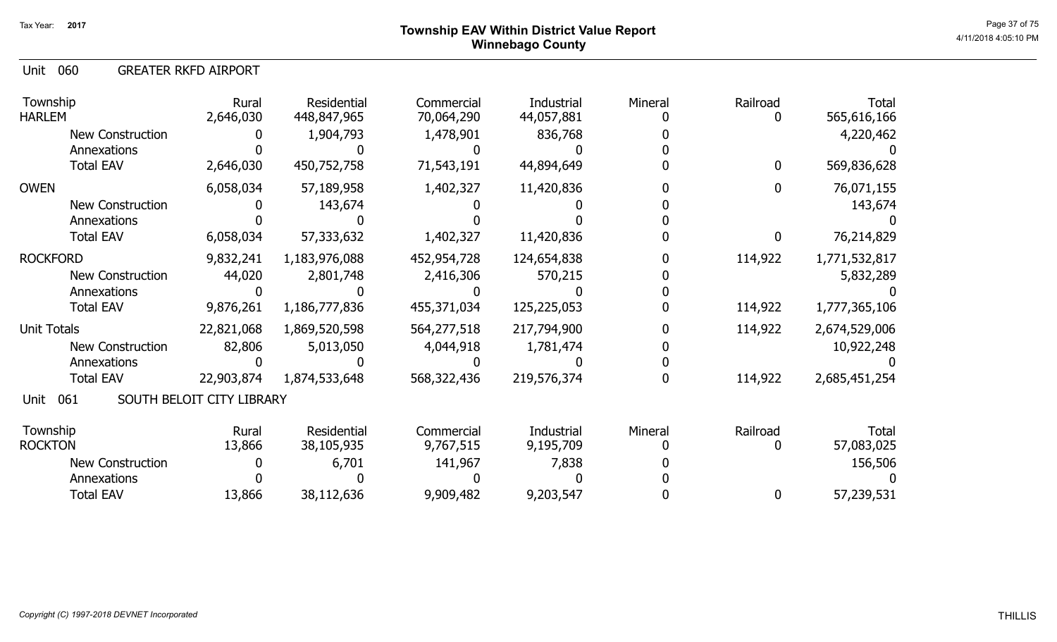# Township EAV Within District Value Report
## Winnebago County

Tax Year: 2017

### Unit 060 GREATER RKFD AIRPORT

| Township | Rural | Residential | Commercial | Industrial | Mineral | Railroad | Total |
|---|---|---|---|---|---|---|---|
| HARLEM | 2,646,030 | 448,847,965 | 70,064,290 | 44,057,881 | 0 | 0 | 565,616,166 |
| New Construction | 0 | 1,904,793 | 1,478,901 | 836,768 | 0 | | 4,220,462 |
| Annexations | 0 | 0 | 0 | 0 | 0 | | 0 |
| Total EAV | 2,646,030 | 450,752,758 | 71,543,191 | 44,894,649 | 0 | 0 | 569,836,628 |
| OWEN | 6,058,034 | 57,189,958 | 1,402,327 | 11,420,836 | 0 | 0 | 76,071,155 |
| New Construction | 0 | 143,674 | 0 | 0 | 0 | | 143,674 |
| Annexations | 0 | 0 | 0 | 0 | 0 | | 0 |
| Total EAV | 6,058,034 | 57,333,632 | 1,402,327 | 11,420,836 | 0 | 0 | 76,214,829 |
| ROCKFORD | 9,832,241 | 1,183,976,088 | 452,954,728 | 124,654,838 | 0 | 114,922 | 1,771,532,817 |
| New Construction | 44,020 | 2,801,748 | 2,416,306 | 570,215 | 0 | | 5,832,289 |
| Annexations | 0 | 0 | 0 | 0 | 0 | | 0 |
| Total EAV | 9,876,261 | 1,186,777,836 | 455,371,034 | 125,225,053 | 0 | 114,922 | 1,777,365,106 |
| Unit Totals | 22,821,068 | 1,869,520,598 | 564,277,518 | 217,794,900 | 0 | 114,922 | 2,674,529,006 |
| New Construction | 82,806 | 5,013,050 | 4,044,918 | 1,781,474 | 0 | | 10,922,248 |
| Annexations | 0 | 0 | 0 | 0 | 0 | | 0 |
| Total EAV | 22,903,874 | 1,874,533,648 | 568,322,436 | 219,576,374 | 0 | 114,922 | 2,685,451,254 |

### Unit 061 SOUTH BELOIT CITY LIBRARY

| Township | Rural | Residential | Commercial | Industrial | Mineral | Railroad | Total |
|---|---|---|---|---|---|---|---|
| ROCKTON | 13,866 | 38,105,935 | 9,767,515 | 9,195,709 | 0 | 0 | 57,083,025 |
| New Construction | 0 | 6,701 | 141,967 | 7,838 | 0 | | 156,506 |
| Annexations | 0 | 0 | 0 | 0 | 0 | | 0 |
| Total EAV | 13,866 | 38,112,636 | 9,909,482 | 9,203,547 | 0 | 0 | 57,239,531 |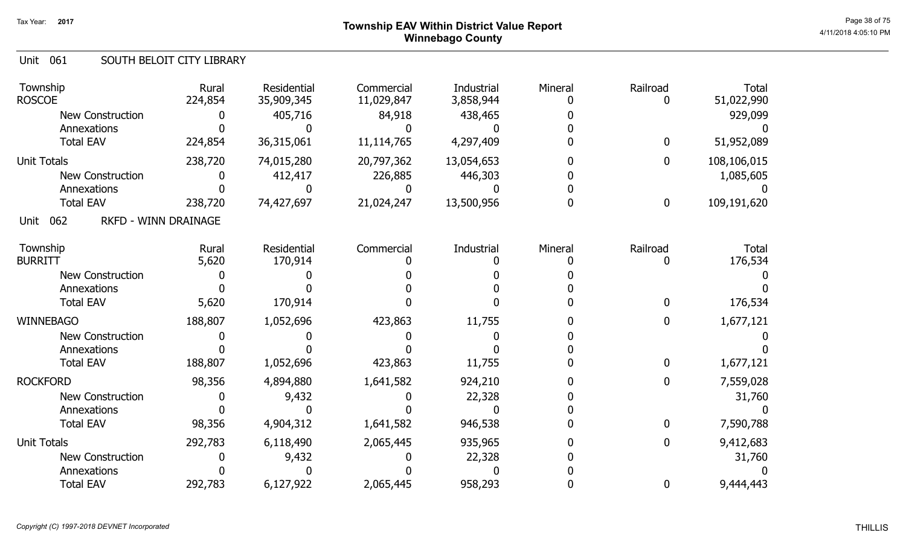# Township EAV Within District Value Report
## Winnebago County

Tax Year: 2017

Unit 061 SOUTH BELOIT CITY LIBRARY

| Township | Rural | Residential | Commercial | Industrial | Mineral | Railroad | Total |
|---|---|---|---|---|---|---|---|
| ROSCOE | 224,854 | 35,909,345 | 11,029,847 | 3,858,944 | 0 | 0 | 51,022,990 |
| New Construction | 0 | 405,716 | 84,918 | 438,465 | 0 | | 929,099 |
| Annexations | 0 | 0 | 0 | 0 | 0 | | 0 |
| Total EAV | 224,854 | 36,315,061 | 11,114,765 | 4,297,409 | 0 | 0 | 51,952,089 |
| Unit Totals | 238,720 | 74,015,280 | 20,797,362 | 13,054,653 | 0 | 0 | 108,106,015 |
| New Construction | 0 | 412,417 | 226,885 | 446,303 | 0 | | 1,085,605 |
| Annexations | 0 | 0 | 0 | 0 | 0 | | 0 |
| Total EAV | 238,720 | 74,427,697 | 21,024,247 | 13,500,956 | 0 | 0 | 109,191,620 |

Unit 062 RKFD - WINN DRAINAGE

| Township | Rural | Residential | Commercial | Industrial | Mineral | Railroad | Total |
|---|---|---|---|---|---|---|---|
| BURRITT | 5,620 | 170,914 | 0 | 0 | 0 | 0 | 176,534 |
| New Construction | 0 | 0 | 0 | 0 | 0 | | 0 |
| Annexations | 0 | 0 | 0 | 0 | 0 | | 0 |
| Total EAV | 5,620 | 170,914 | 0 | 0 | 0 | 0 | 176,534 |
| WINNEBAGO | 188,807 | 1,052,696 | 423,863 | 11,755 | 0 | 0 | 1,677,121 |
| New Construction | 0 | 0 | 0 | 0 | 0 | | 0 |
| Annexations | 0 | 0 | 0 | 0 | 0 | | 0 |
| Total EAV | 188,807 | 1,052,696 | 423,863 | 11,755 | 0 | 0 | 1,677,121 |
| ROCKFORD | 98,356 | 4,894,880 | 1,641,582 | 924,210 | 0 | 0 | 7,559,028 |
| New Construction | 0 | 9,432 | 0 | 22,328 | 0 | | 31,760 |
| Annexations | 0 | 0 | 0 | 0 | 0 | | 0 |
| Total EAV | 98,356 | 4,904,312 | 1,641,582 | 946,538 | 0 | 0 | 7,590,788 |
| Unit Totals | 292,783 | 6,118,490 | 2,065,445 | 935,965 | 0 | 0 | 9,412,683 |
| New Construction | 0 | 9,432 | 0 | 22,328 | 0 | | 31,760 |
| Annexations | 0 | 0 | 0 | 0 | 0 | | 0 |
| Total EAV | 292,783 | 6,127,922 | 2,065,445 | 958,293 | 0 | 0 | 9,444,443 |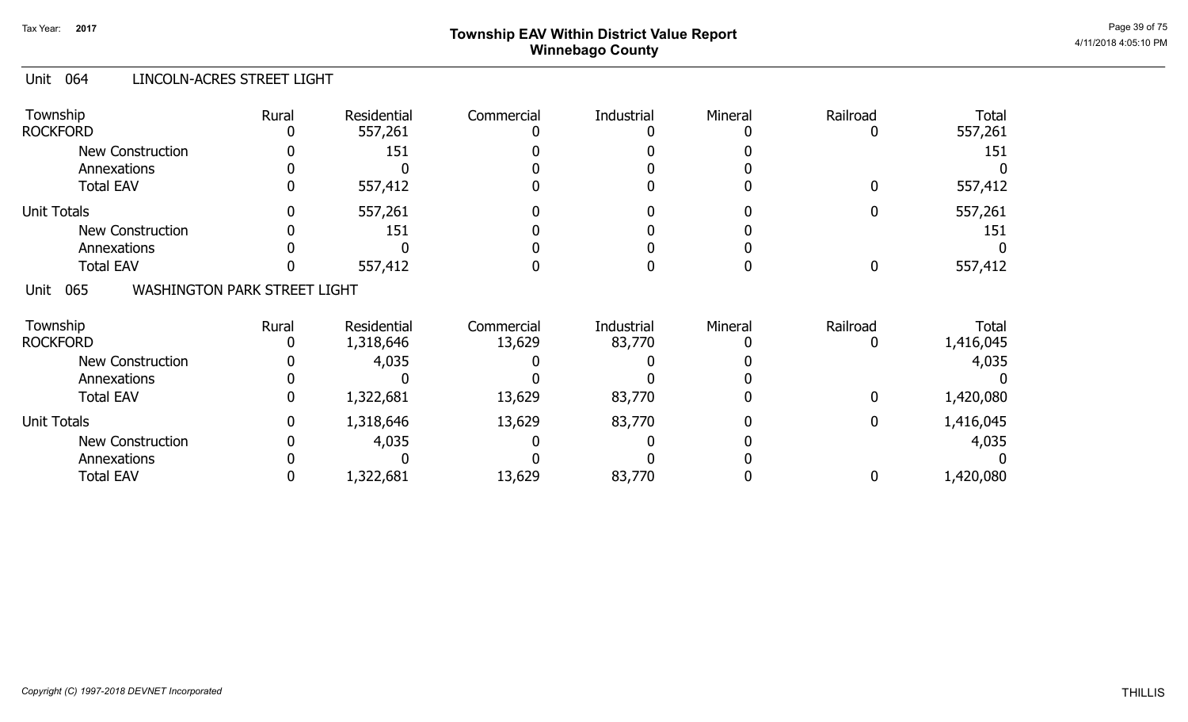## Township EAV Within District Value Report
## Winnebago County

Tax Year: 2017

### Unit 064 LINCOLN-ACRES STREET LIGHT

| Township | Rural | Residential | Commercial | Industrial | Mineral | Railroad | Total |
|---|---|---|---|---|---|---|---|
| ROCKFORD | 0 | 557,261 | 0 | 0 | 0 | 0 | 557,261 |
| New Construction | 0 | 151 | 0 | 0 | 0 | | 151 |
| Annexations | 0 | 0 | 0 | 0 | 0 | | 0 |
| Total EAV | 0 | 557,412 | 0 | 0 | 0 | 0 | 557,412 |
| Unit Totals | 0 | 557,261 | 0 | 0 | 0 | 0 | 557,261 |
| New Construction | 0 | 151 | 0 | 0 | 0 | | 151 |
| Annexations | 0 | 0 | 0 | 0 | 0 | | 0 |
| Total EAV | 0 | 557,412 | 0 | 0 | 0 | 0 | 557,412 |

### Unit 065 WASHINGTON PARK STREET LIGHT

| Township | Rural | Residential | Commercial | Industrial | Mineral | Railroad | Total |
|---|---|---|---|---|---|---|---|
| ROCKFORD | 0 | 1,318,646 | 13,629 | 83,770 | 0 | 0 | 1,416,045 |
| New Construction | 0 | 4,035 | 0 | 0 | 0 | | 4,035 |
| Annexations | 0 | 0 | 0 | 0 | 0 | | 0 |
| Total EAV | 0 | 1,322,681 | 13,629 | 83,770 | 0 | 0 | 1,420,080 |
| Unit Totals | 0 | 1,318,646 | 13,629 | 83,770 | 0 | 0 | 1,416,045 |
| New Construction | 0 | 4,035 | 0 | 0 | 0 | | 4,035 |
| Annexations | 0 | 0 | 0 | 0 | 0 | | 0 |
| Total EAV | 0 | 1,322,681 | 13,629 | 83,770 | 0 | 0 | 1,420,080 |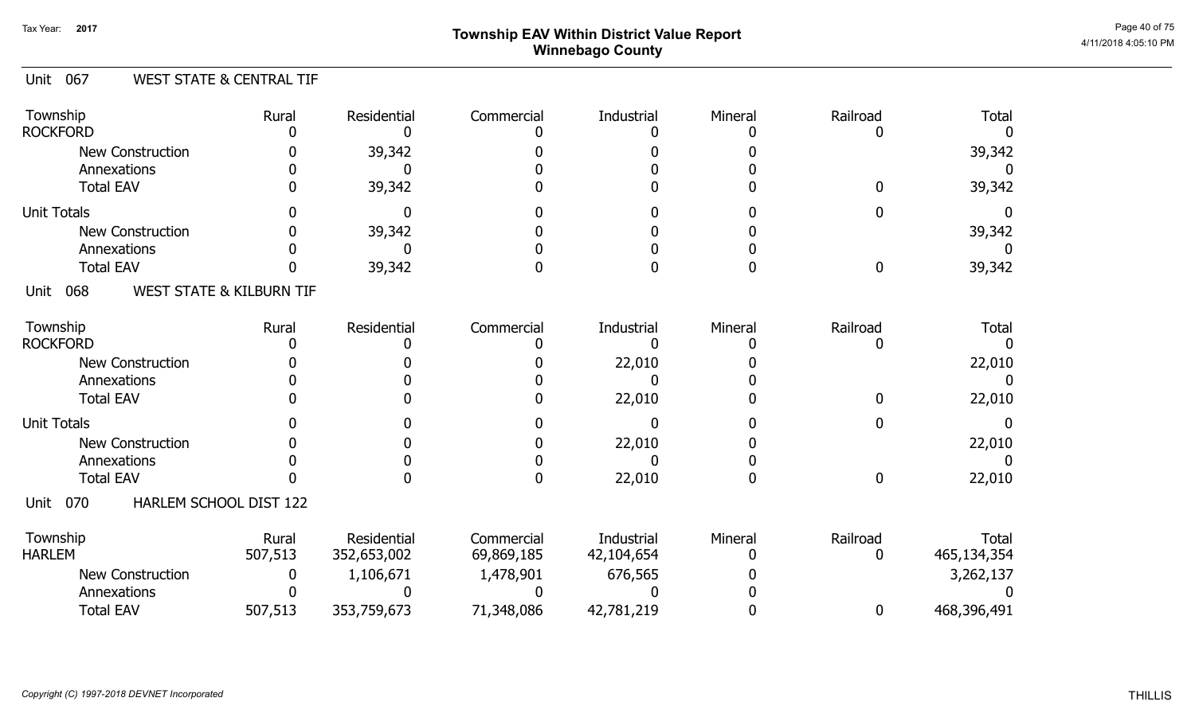Tax Year: 2017

# Township EAV Within District Value Report
## Winnebago County

### Unit 067 WEST STATE & CENTRAL TIF

| Township | Rural | Residential | Commercial | Industrial | Mineral | Railroad | Total |
|---|---|---|---|---|---|---|---|
| ROCKFORD | 0 | 0 | 0 | 0 | 0 | 0 | 0 |
| New Construction | 0 | 39,342 | 0 | 0 | 0 | | 39,342 |
| Annexations | 0 | 0 | 0 | 0 | 0 | | 0 |
| Total EAV | 0 | 39,342 | 0 | 0 | 0 | 0 | 39,342 |
| Unit Totals | 0 | 0 | 0 | 0 | 0 | 0 | 0 |
| New Construction | 0 | 39,342 | 0 | 0 | 0 | | 39,342 |
| Annexations | 0 | 0 | 0 | 0 | 0 | | 0 |
| Total EAV | 0 | 39,342 | 0 | 0 | 0 | 0 | 39,342 |

### Unit 068 WEST STATE & KILBURN TIF

| Township | Rural | Residential | Commercial | Industrial | Mineral | Railroad | Total |
|---|---|---|---|---|---|---|---|
| ROCKFORD | 0 | 0 | 0 | 0 | 0 | 0 | 0 |
| New Construction | 0 | 0 | 0 | 22,010 | 0 | | 22,010 |
| Annexations | 0 | 0 | 0 | 0 | 0 | | 0 |
| Total EAV | 0 | 0 | 0 | 22,010 | 0 | 0 | 22,010 |
| Unit Totals | 0 | 0 | 0 | 0 | 0 | 0 | 0 |
| New Construction | 0 | 0 | 0 | 22,010 | 0 | | 22,010 |
| Annexations | 0 | 0 | 0 | 0 | 0 | | 0 |
| Total EAV | 0 | 0 | 0 | 22,010 | 0 | 0 | 22,010 |

### Unit 070 HARLEM SCHOOL DIST 122

| Township | Rural | Residential | Commercial | Industrial | Mineral | Railroad | Total |
|---|---|---|---|---|---|---|---|
| HARLEM | 507,513 | 352,653,002 | 69,869,185 | 42,104,654 | 0 | 0 | 465,134,354 |
| New Construction | 0 | 1,106,671 | 1,478,901 | 676,565 | 0 | | 3,262,137 |
| Annexations | 0 | 0 | 0 | 0 | 0 | | 0 |
| Total EAV | 507,513 | 353,759,673 | 71,348,086 | 42,781,219 | 0 | 0 | 468,396,491 |

*Copyright (C) 1997-2018 DEVNET Incorporated*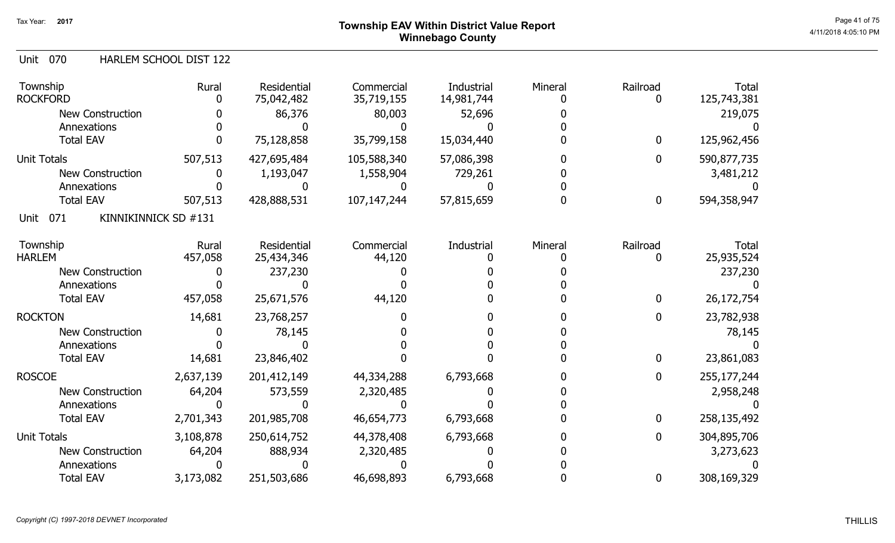# Township EAV Within District Value Report
## Winnebago County

Tax Year: 2017

Unit 070 HARLEM SCHOOL DIST 122

| Township | Rural | Residential | Commercial | Industrial | Mineral | Railroad | Total |
|---|---|---|---|---|---|---|---|
| ROCKFORD | 0 | 75,042,482 | 35,719,155 | 14,981,744 | 0 | 0 | 125,743,381 |
| New Construction | 0 | 86,376 | 80,003 | 52,696 | 0 | | 219,075 |
| Annexations | 0 | 0 | 0 | 0 | 0 | | 0 |
| Total EAV | 0 | 75,128,858 | 35,799,158 | 15,034,440 | 0 | 0 | 125,962,456 |
| Unit Totals | 507,513 | 427,695,484 | 105,588,340 | 57,086,398 | 0 | 0 | 590,877,735 |
| New Construction | 0 | 1,193,047 | 1,558,904 | 729,261 | 0 | | 3,481,212 |
| Annexations | 0 | 0 | 0 | 0 | 0 | | 0 |
| Total EAV | 507,513 | 428,888,531 | 107,147,244 | 57,815,659 | 0 | 0 | 594,358,947 |

Unit 071 KINNIKINNICK SD #131

| Township | Rural | Residential | Commercial | Industrial | Mineral | Railroad | Total |
|---|---|---|---|---|---|---|---|
| HARLEM | 457,058 | 25,434,346 | 44,120 | 0 | 0 | 0 | 25,935,524 |
| New Construction | 0 | 237,230 | 0 | 0 | 0 | | 237,230 |
| Annexations | 0 | 0 | 0 | 0 | 0 | | 0 |
| Total EAV | 457,058 | 25,671,576 | 44,120 | 0 | 0 | 0 | 26,172,754 |
| ROCKTON | 14,681 | 23,768,257 | 0 | 0 | 0 | 0 | 23,782,938 |
| New Construction | 0 | 78,145 | 0 | 0 | 0 | | 78,145 |
| Annexations | 0 | 0 | 0 | 0 | 0 | | 0 |
| Total EAV | 14,681 | 23,846,402 | 0 | 0 | 0 | 0 | 23,861,083 |
| ROSCOE | 2,637,139 | 201,412,149 | 44,334,288 | 6,793,668 | 0 | 0 | 255,177,244 |
| New Construction | 64,204 | 573,559 | 2,320,485 | 0 | 0 | | 2,958,248 |
| Annexations | 0 | 0 | 0 | 0 | 0 | | 0 |
| Total EAV | 2,701,343 | 201,985,708 | 46,654,773 | 6,793,668 | 0 | 0 | 258,135,492 |
| Unit Totals | 3,108,878 | 250,614,752 | 44,378,408 | 6,793,668 | 0 | 0 | 304,895,706 |
| New Construction | 64,204 | 888,934 | 2,320,485 | 0 | 0 | | 3,273,623 |
| Annexations | 0 | 0 | 0 | 0 | 0 | | 0 |
| Total EAV | 3,173,082 | 251,503,686 | 46,698,893 | 6,793,668 | 0 | 0 | 308,169,329 |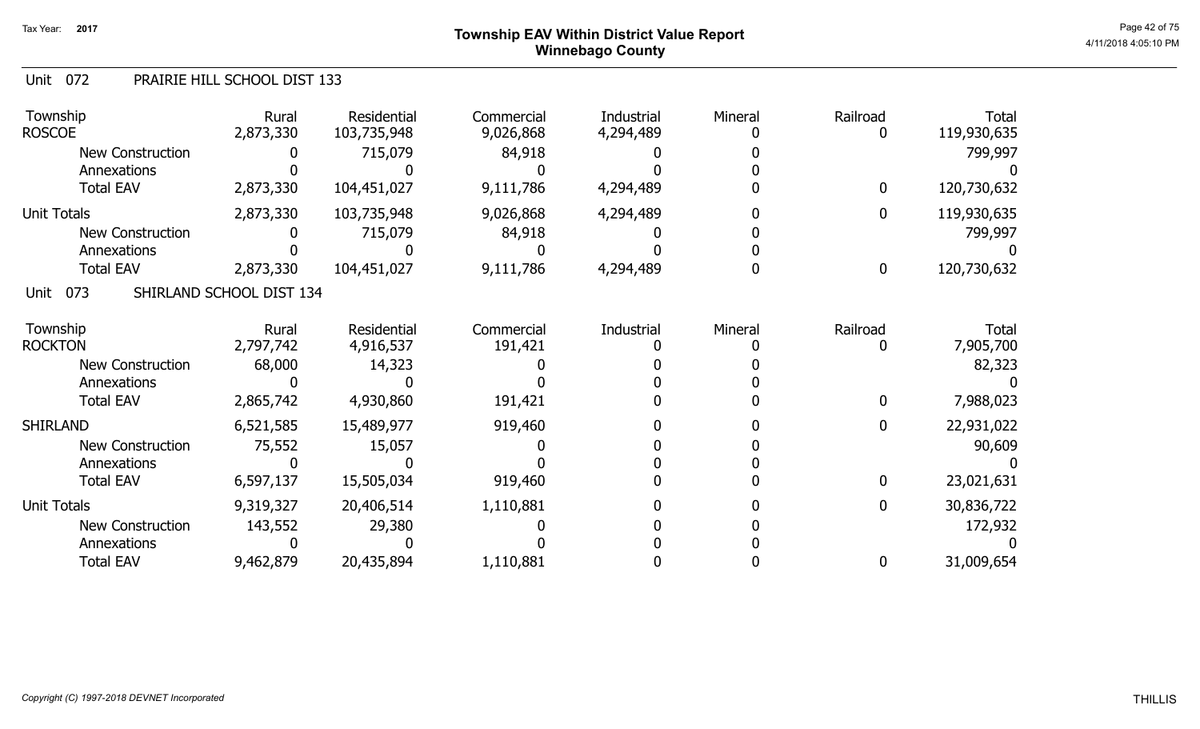# Township EAV Within District Value Report
## Winnebago County

Tax Year: 2017

### Unit 072 PRAIRIE HILL SCHOOL DIST 133

| Township | Rural | Residential | Commercial | Industrial | Mineral | Railroad | Total |
|---|---|---|---|---|---|---|---|
| ROSCOE | 2,873,330 | 103,735,948 | 9,026,868 | 4,294,489 | 0 | 0 | 119,930,635 |
| New Construction | 0 | 715,079 | 84,918 | 0 | 0 | | 799,997 |
| Annexations | 0 | 0 | 0 | 0 | 0 | | 0 |
| Total EAV | 2,873,330 | 104,451,027 | 9,111,786 | 4,294,489 | 0 | 0 | 120,730,632 |
| Unit Totals | 2,873,330 | 103,735,948 | 9,026,868 | 4,294,489 | 0 | 0 | 119,930,635 |
| New Construction | 0 | 715,079 | 84,918 | 0 | 0 | | 799,997 |
| Annexations | 0 | 0 | 0 | 0 | 0 | | 0 |
| Total EAV | 2,873,330 | 104,451,027 | 9,111,786 | 4,294,489 | 0 | 0 | 120,730,632 |

### Unit 073 SHIRLAND SCHOOL DIST 134

| Township | Rural | Residential | Commercial | Industrial | Mineral | Railroad | Total |
|---|---|---|---|---|---|---|---|
| ROCKTON | 2,797,742 | 4,916,537 | 191,421 | 0 | 0 | 0 | 7,905,700 |
| New Construction | 68,000 | 14,323 | 0 | 0 | 0 | | 82,323 |
| Annexations | 0 | 0 | 0 | 0 | 0 | | 0 |
| Total EAV | 2,865,742 | 4,930,860 | 191,421 | 0 | 0 | 0 | 7,988,023 |
| SHIRLAND | 6,521,585 | 15,489,977 | 919,460 | 0 | 0 | 0 | 22,931,022 |
| New Construction | 75,552 | 15,057 | 0 | 0 | 0 | | 90,609 |
| Annexations | 0 | 0 | 0 | 0 | 0 | | 0 |
| Total EAV | 6,597,137 | 15,505,034 | 919,460 | 0 | 0 | 0 | 23,021,631 |
| Unit Totals | 9,319,327 | 20,406,514 | 1,110,881 | 0 | 0 | 0 | 30,836,722 |
| New Construction | 143,552 | 29,380 | 0 | 0 | 0 | | 172,932 |
| Annexations | 0 | 0 | 0 | 0 | 0 | | 0 |
| Total EAV | 9,462,879 | 20,435,894 | 1,110,881 | 0 | 0 | 0 | 31,009,654 |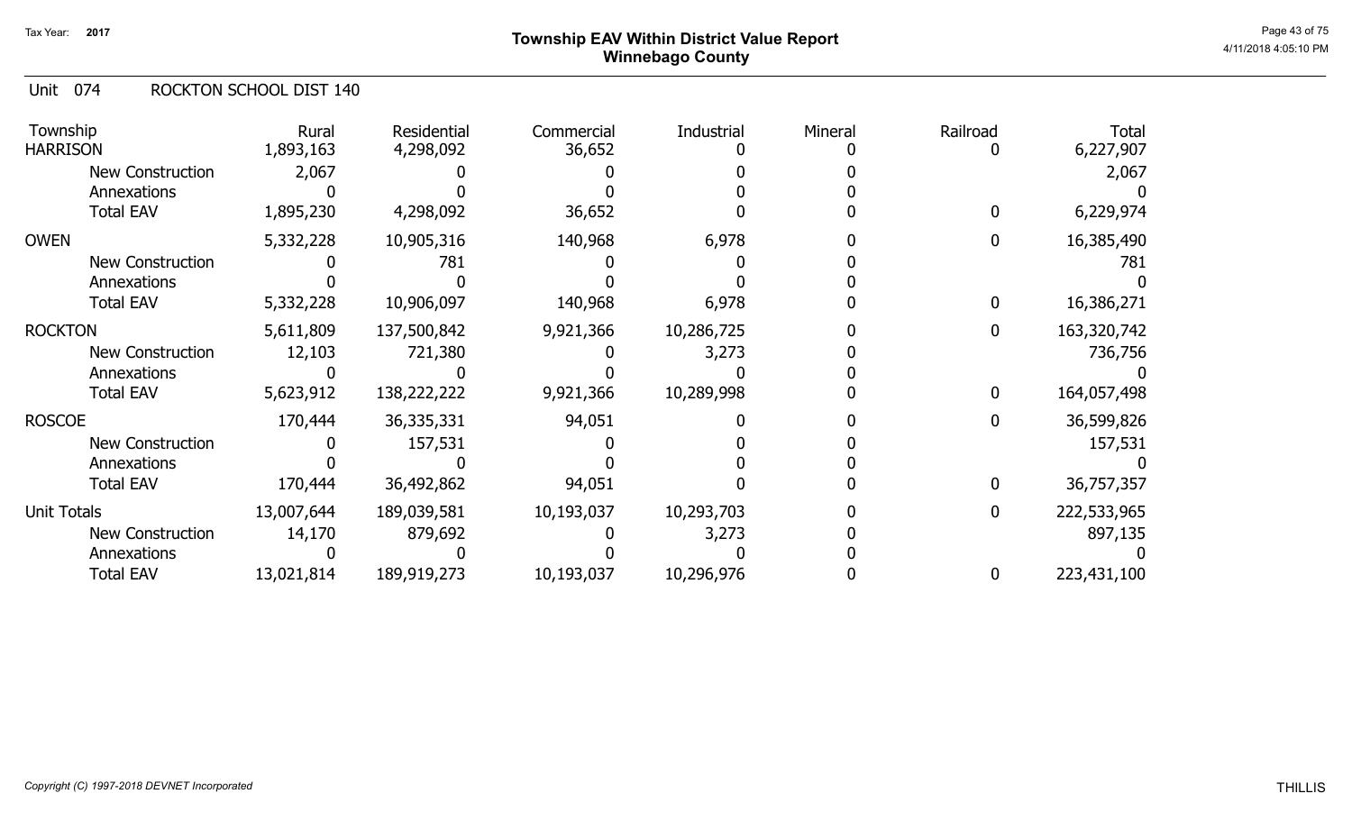# Township EAV Within District Value Report
## Winnebago County

Tax Year: 2017

Unit 074 ROCKTON SCHOOL DIST 140

| Township | Rural | Residential | Commercial | Industrial | Mineral | Railroad | Total |
|---|---|---|---|---|---|---|---|
| HARRISON | 1,893,163 | 4,298,092 | 36,652 | 0 | 0 | 0 | 6,227,907 |
| New Construction | 2,067 | 0 | 0 | 0 | 0 | | 2,067 |
| Annexations | 0 | 0 | 0 | 0 | 0 | | 0 |
| Total EAV | 1,895,230 | 4,298,092 | 36,652 | 0 | 0 | 0 | 6,229,974 |
| OWEN | 5,332,228 | 10,905,316 | 140,968 | 6,978 | 0 | 0 | 16,385,490 |
| New Construction | 0 | 781 | 0 | 0 | 0 | | 781 |
| Annexations | 0 | 0 | 0 | 0 | 0 | | 0 |
| Total EAV | 5,332,228 | 10,906,097 | 140,968 | 6,978 | 0 | 0 | 16,386,271 |
| ROCKTON | 5,611,809 | 137,500,842 | 9,921,366 | 10,286,725 | 0 | 0 | 163,320,742 |
| New Construction | 12,103 | 721,380 | 0 | 3,273 | 0 | | 736,756 |
| Annexations | 0 | 0 | 0 | 0 | 0 | | 0 |
| Total EAV | 5,623,912 | 138,222,222 | 9,921,366 | 10,289,998 | 0 | 0 | 164,057,498 |
| ROSCOE | 170,444 | 36,335,331 | 94,051 | 0 | 0 | 0 | 36,599,826 |
| New Construction | 0 | 157,531 | 0 | 0 | 0 | | 157,531 |
| Annexations | 0 | 0 | 0 | 0 | 0 | | 0 |
| Total EAV | 170,444 | 36,492,862 | 94,051 | 0 | 0 | 0 | 36,757,357 |
| Unit Totals | 13,007,644 | 189,039,581 | 10,193,037 | 10,293,703 | 0 | 0 | 222,533,965 |
| New Construction | 14,170 | 879,692 | 0 | 3,273 | 0 | | 897,135 |
| Annexations | 0 | 0 | 0 | 0 | 0 | | 0 |
| Total EAV | 13,021,814 | 189,919,273 | 10,193,037 | 10,296,976 | 0 | 0 | 223,431,100 |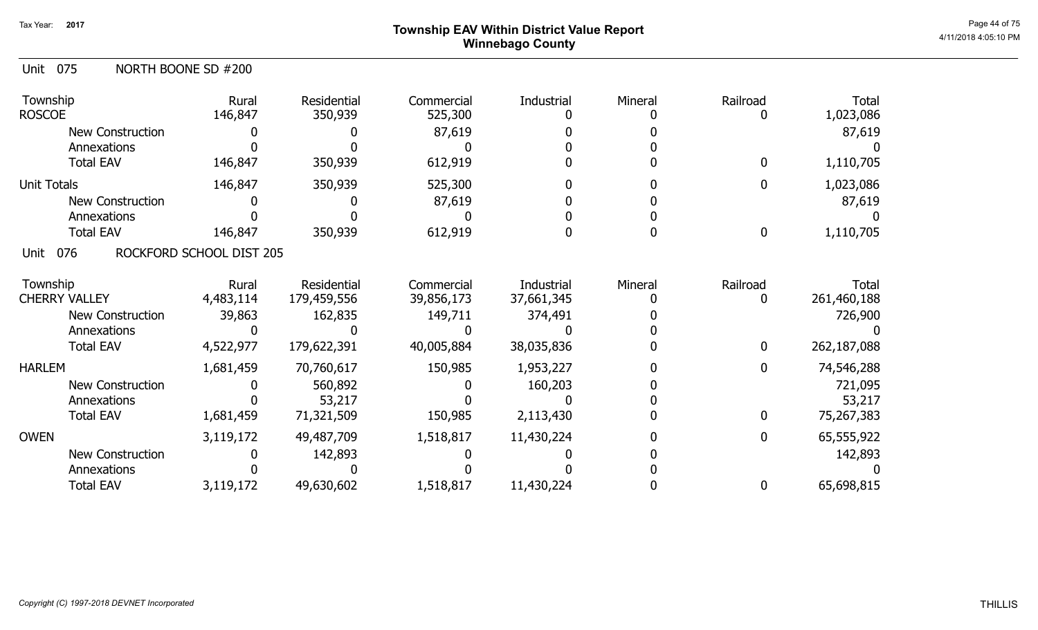Tax Year: 2017

# Township EAV Within District Value Report
## Winnebago County

Unit 075 NORTH BOONE SD #200

| Township | Rural | Residential | Commercial | Industrial | Mineral | Railroad | Total |
|---|---|---|---|---|---|---|---|
| ROSCOE | 146,847 | 350,939 | 525,300 | 0 | 0 | 0 | 1,023,086 |
| New Construction | 0 | 0 | 87,619 | 0 | 0 | | 87,619 |
| Annexations | 0 | 0 | 0 | 0 | 0 | | 0 |
| Total EAV | 146,847 | 350,939 | 612,919 | 0 | 0 | 0 | 1,110,705 |
| Unit Totals | 146,847 | 350,939 | 525,300 | 0 | 0 | 0 | 1,023,086 |
| New Construction | 0 | 0 | 87,619 | 0 | 0 | | 87,619 |
| Annexations | 0 | 0 | 0 | 0 | 0 | | 0 |
| Total EAV | 146,847 | 350,939 | 612,919 | 0 | 0 | 0 | 1,110,705 |

Unit 076 ROCKFORD SCHOOL DIST 205

| Township | Rural | Residential | Commercial | Industrial | Mineral | Railroad | Total |
|---|---|---|---|---|---|---|---|
| CHERRY VALLEY | 4,483,114 | 179,459,556 | 39,856,173 | 37,661,345 | 0 | 0 | 261,460,188 |
| New Construction | 39,863 | 162,835 | 149,711 | 374,491 | 0 | | 726,900 |
| Annexations | 0 | 0 | 0 | 0 | 0 | | 0 |
| Total EAV | 4,522,977 | 179,622,391 | 40,005,884 | 38,035,836 | 0 | 0 | 262,187,088 |
| HARLEM | 1,681,459 | 70,760,617 | 150,985 | 1,953,227 | 0 | 0 | 74,546,288 |
| New Construction | 0 | 560,892 | 0 | 160,203 | 0 | | 721,095 |
| Annexations | 0 | 53,217 | 0 | 0 | 0 | | 53,217 |
| Total EAV | 1,681,459 | 71,321,509 | 150,985 | 2,113,430 | 0 | 0 | 75,267,383 |
| OWEN | 3,119,172 | 49,487,709 | 1,518,817 | 11,430,224 | 0 | 0 | 65,555,922 |
| New Construction | 0 | 142,893 | 0 | 0 | 0 | | 142,893 |
| Annexations | 0 | 0 | 0 | 0 | 0 | | 0 |
| Total EAV | 3,119,172 | 49,630,602 | 1,518,817 | 11,430,224 | 0 | 0 | 65,698,815 |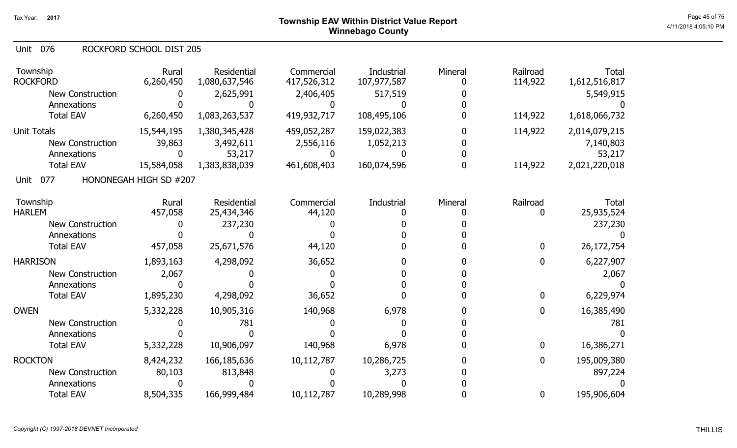Tax Year: **2017**

# Township EAV Within District Value Report
## Winnebago County

### Unit 076 ROCKFORD SCHOOL DIST 205

| Township | Rural | Residential | Commercial | Industrial | Mineral | Railroad | Total |
|---|---|---|---|---|---|---|---|
| ROCKFORD | 6,260,450 | 1,080,637,546 | 417,526,312 | 107,977,587 | 0 | 114,922 | 1,612,516,817 |
| New Construction | 0 | 2,625,991 | 2,406,405 | 517,519 | 0 | | 5,549,915 |
| Annexations | 0 | 0 | 0 | 0 | 0 | | 0 |
| Total EAV | 6,260,450 | 1,083,263,537 | 419,932,717 | 108,495,106 | 0 | 114,922 | 1,618,066,732 |
| Unit Totals | 15,544,195 | 1,380,345,428 | 459,052,287 | 159,022,383 | 0 | 114,922 | 2,014,079,215 |
| New Construction | 39,863 | 3,492,611 | 2,556,116 | 1,052,213 | 0 | | 7,140,803 |
| Annexations | 0 | 53,217 | 0 | 0 | 0 | | 53,217 |
| Total EAV | 15,584,058 | 1,383,838,039 | 461,608,403 | 160,074,596 | 0 | 114,922 | 2,021,220,018 |

### Unit 077 HONONEGAH HIGH SD #207

| Township | Rural | Residential | Commercial | Industrial | Mineral | Railroad | Total |
|---|---|---|---|---|---|---|---|
| HARLEM | 457,058 | 25,434,346 | 44,120 | 0 | 0 | 0 | 25,935,524 |
| New Construction | 0 | 237,230 | 0 | 0 | 0 | | 237,230 |
| Annexations | 0 | 0 | 0 | 0 | 0 | | 0 |
| Total EAV | 457,058 | 25,671,576 | 44,120 | 0 | 0 | 0 | 26,172,754 |
| HARRISON | 1,893,163 | 4,298,092 | 36,652 | 0 | 0 | 0 | 6,227,907 |
| New Construction | 2,067 | 0 | 0 | 0 | 0 | | 2,067 |
| Annexations | 0 | 0 | 0 | 0 | 0 | | 0 |
| Total EAV | 1,895,230 | 4,298,092 | 36,652 | 0 | 0 | 0 | 6,229,974 |
| OWEN | 5,332,228 | 10,905,316 | 140,968 | 6,978 | 0 | 0 | 16,385,490 |
| New Construction | 0 | 781 | 0 | 0 | 0 | | 781 |
| Annexations | 0 | 0 | 0 | 0 | 0 | | 0 |
| Total EAV | 5,332,228 | 10,906,097 | 140,968 | 6,978 | 0 | 0 | 16,386,271 |
| ROCKTON | 8,424,232 | 166,185,636 | 10,112,787 | 10,286,725 | 0 | 0 | 195,009,380 |
| New Construction | 80,103 | 813,848 | 0 | 3,273 | 0 | | 897,224 |
| Annexations | 0 | 0 | 0 | 0 | 0 | | 0 |
| Total EAV | 8,504,335 | 166,999,484 | 10,112,787 | 10,289,998 | 0 | 0 | 195,906,604 |

*Copyright (C) 1997-2018 DEVNET Incorporated*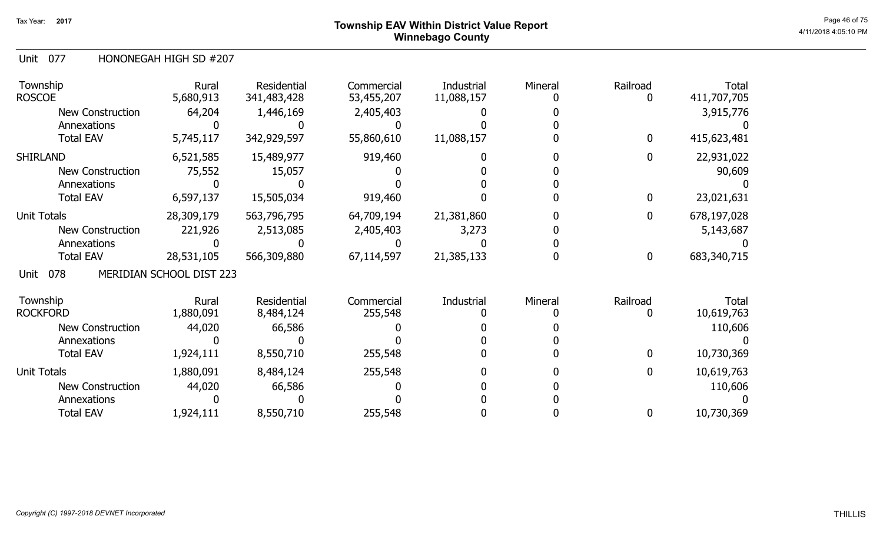## Township EAV Within District Value Report
## Winnebago County

Tax Year: 2017

### Unit 077 HONONEGAH HIGH SD #207

| Township | Rural | Residential | Commercial | Industrial | Mineral | Railroad | Total |
|---|---|---|---|---|---|---|---|
| ROSCOE | 5,680,913 | 341,483,428 | 53,455,207 | 11,088,157 | 0 | 0 | 411,707,705 |
| New Construction | 64,204 | 1,446,169 | 2,405,403 | 0 | 0 | | 3,915,776 |
| Annexations | 0 | 0 | 0 | 0 | 0 | | 0 |
| Total EAV | 5,745,117 | 342,929,597 | 55,860,610 | 11,088,157 | 0 | 0 | 415,623,481 |
| SHIRLAND | 6,521,585 | 15,489,977 | 919,460 | 0 | 0 | 0 | 22,931,022 |
| New Construction | 75,552 | 15,057 | 0 | 0 | 0 | | 90,609 |
| Annexations | 0 | 0 | 0 | 0 | 0 | | 0 |
| Total EAV | 6,597,137 | 15,505,034 | 919,460 | 0 | 0 | 0 | 23,021,631 |
| Unit Totals | 28,309,179 | 563,796,795 | 64,709,194 | 21,381,860 | 0 | 0 | 678,197,028 |
| New Construction | 221,926 | 2,513,085 | 2,405,403 | 3,273 | 0 | | 5,143,687 |
| Annexations | 0 | 0 | 0 | 0 | 0 | | 0 |
| Total EAV | 28,531,105 | 566,309,880 | 67,114,597 | 21,385,133 | 0 | 0 | 683,340,715 |

### Unit 078 MERIDIAN SCHOOL DIST 223

| Township | Rural | Residential | Commercial | Industrial | Mineral | Railroad | Total |
|---|---|---|---|---|---|---|---|
| ROCKFORD | 1,880,091 | 8,484,124 | 255,548 | 0 | 0 | 0 | 10,619,763 |
| New Construction | 44,020 | 66,586 | 0 | 0 | 0 | | 110,606 |
| Annexations | 0 | 0 | 0 | 0 | 0 | | 0 |
| Total EAV | 1,924,111 | 8,550,710 | 255,548 | 0 | 0 | 0 | 10,730,369 |
| Unit Totals | 1,880,091 | 8,484,124 | 255,548 | 0 | 0 | 0 | 10,619,763 |
| New Construction | 44,020 | 66,586 | 0 | 0 | 0 | | 110,606 |
| Annexations | 0 | 0 | 0 | 0 | 0 | | 0 |
| Total EAV | 1,924,111 | 8,550,710 | 255,548 | 0 | 0 | 0 | 10,730,369 |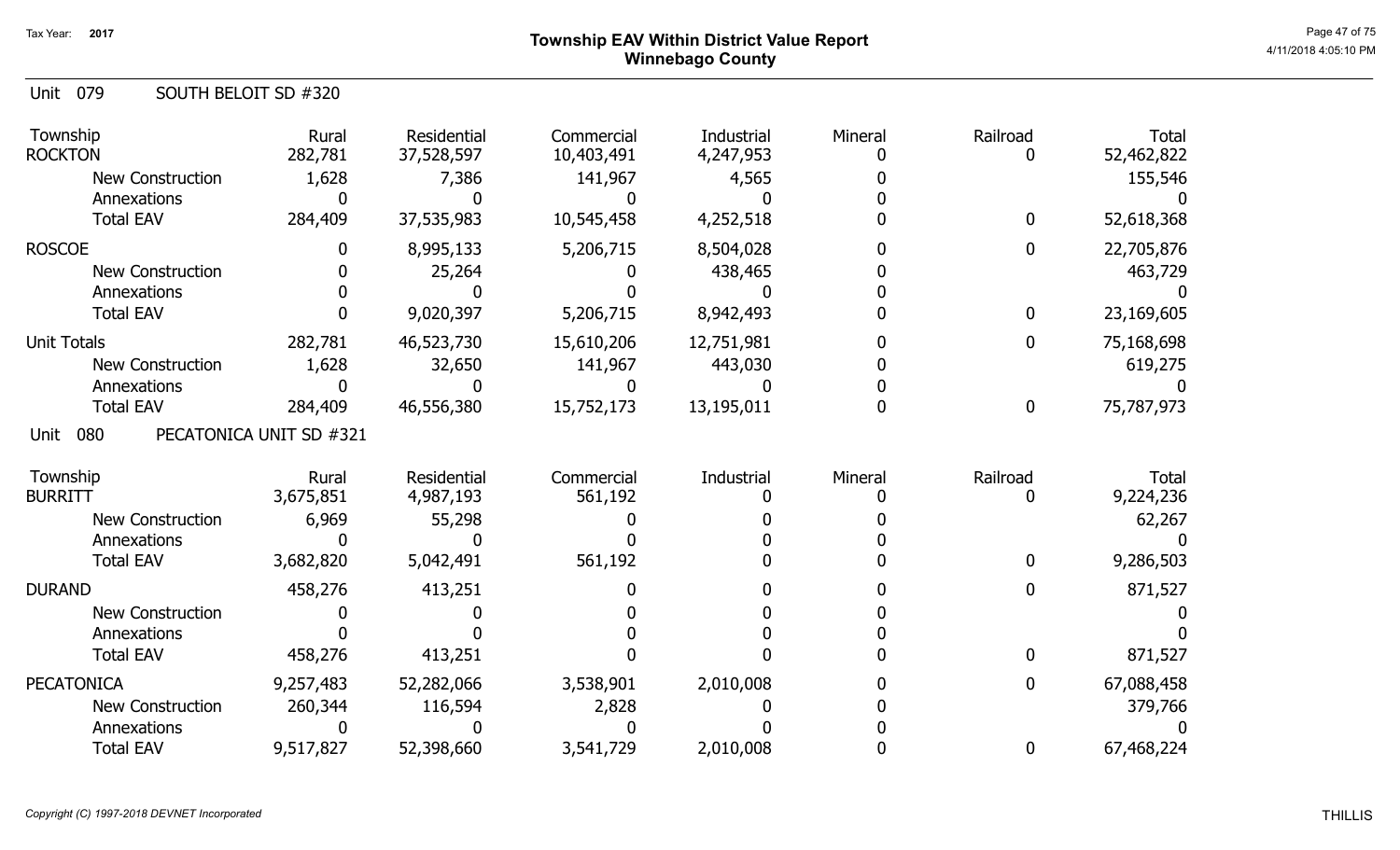Tax Year: 2017

# Township EAV Within District Value Report
## Winnebago County

Unit 079 SOUTH BELOIT SD #320

| Township | Rural | Residential | Commercial | Industrial | Mineral | Railroad | Total |
|---|---|---|---|---|---|---|---|
| ROCKTON | 282,781 | 37,528,597 | 10,403,491 | 4,247,953 | 0 | 0 | 52,462,822 |
| New Construction | 1,628 | 7,386 | 141,967 | 4,565 | 0 | | 155,546 |
| Annexations | 0 | 0 | 0 | 0 | 0 | | 0 |
| Total EAV | 284,409 | 37,535,983 | 10,545,458 | 4,252,518 | 0 | 0 | 52,618,368 |
| ROSCOE | 0 | 8,995,133 | 5,206,715 | 8,504,028 | 0 | 0 | 22,705,876 |
| New Construction | 0 | 25,264 | 0 | 438,465 | 0 | | 463,729 |
| Annexations | 0 | 0 | 0 | 0 | 0 | | 0 |
| Total EAV | 0 | 9,020,397 | 5,206,715 | 8,942,493 | 0 | 0 | 23,169,605 |
| Unit Totals | 282,781 | 46,523,730 | 15,610,206 | 12,751,981 | 0 | 0 | 75,168,698 |
| New Construction | 1,628 | 32,650 | 141,967 | 443,030 | 0 | | 619,275 |
| Annexations | 0 | 0 | 0 | 0 | 0 | | 0 |
| Total EAV | 284,409 | 46,556,380 | 15,752,173 | 13,195,011 | 0 | 0 | 75,787,973 |

Unit 080 PECATONICA UNIT SD #321

| Township | Rural | Residential | Commercial | Industrial | Mineral | Railroad | Total |
|---|---|---|---|---|---|---|---|
| BURRITT | 3,675,851 | 4,987,193 | 561,192 | 0 | 0 | 0 | 9,224,236 |
| New Construction | 6,969 | 55,298 | 0 | 0 | 0 | | 62,267 |
| Annexations | 0 | 0 | 0 | 0 | 0 | | 0 |
| Total EAV | 3,682,820 | 5,042,491 | 561,192 | 0 | 0 | 0 | 9,286,503 |
| DURAND | 458,276 | 413,251 | 0 | 0 | 0 | 0 | 871,527 |
| New Construction | 0 | 0 | 0 | 0 | 0 | | 0 |
| Annexations | 0 | 0 | 0 | 0 | 0 | | 0 |
| Total EAV | 458,276 | 413,251 | 0 | 0 | 0 | 0 | 871,527 |
| PECATONICA | 9,257,483 | 52,282,066 | 3,538,901 | 2,010,008 | 0 | 0 | 67,088,458 |
| New Construction | 260,344 | 116,594 | 2,828 | 0 | 0 | | 379,766 |
| Annexations | 0 | 0 | 0 | 0 | 0 | | 0 |
| Total EAV | 9,517,827 | 52,398,660 | 3,541,729 | 2,010,008 | 0 | 0 | 67,468,224 |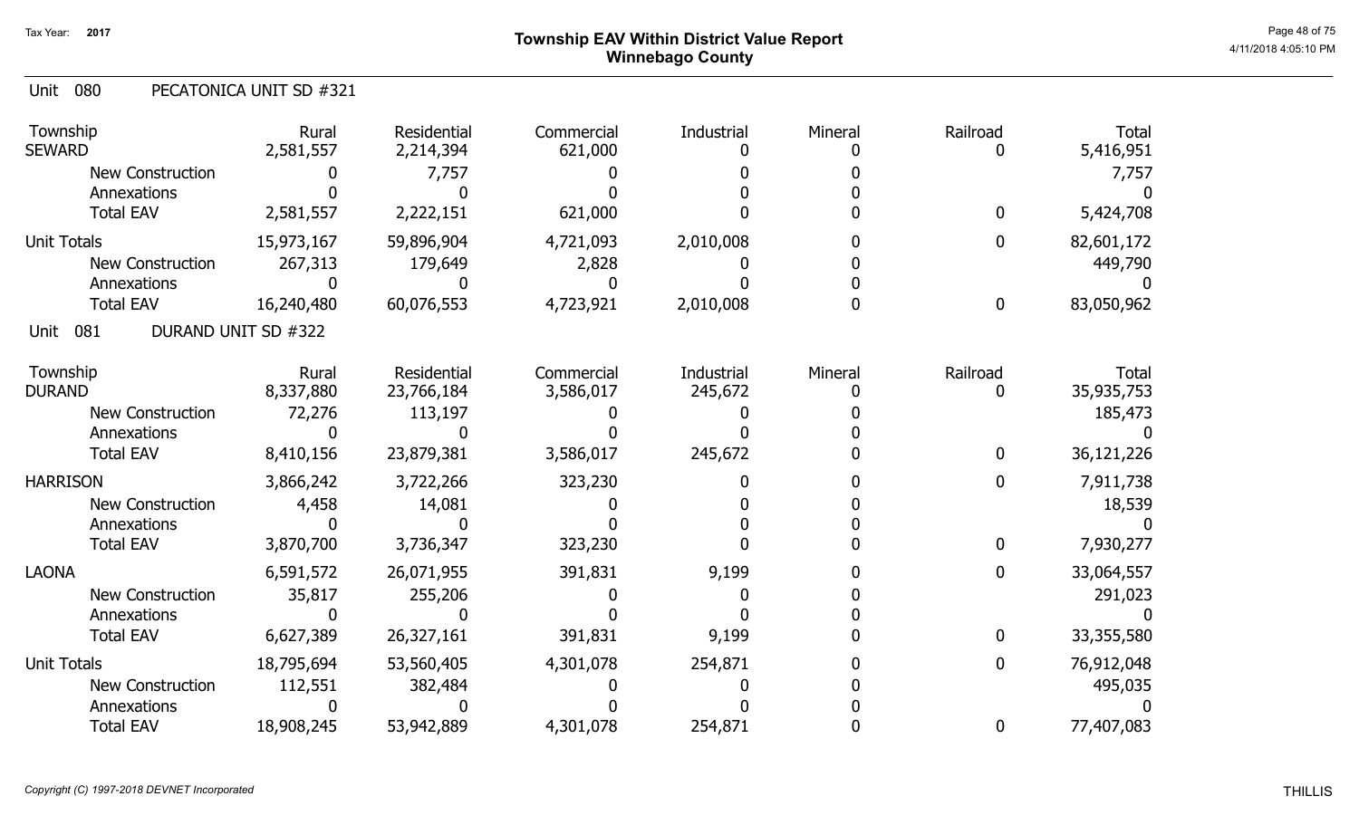# Township EAV Within District Value Report
## Winnebago County

Tax Year: 2017

### Unit 080 PECATONICA UNIT SD #321

| Township | Rural | Residential | Commercial | Industrial | Mineral | Railroad | Total |
|---|---|---|---|---|---|---|---|
| SEWARD | 2,581,557 | 2,214,394 | 621,000 | 0 | 0 | 0 | 5,416,951 |
| New Construction | 0 | 7,757 | 0 | 0 | 0 | | 7,757 |
| Annexations | 0 | 0 | 0 | 0 | 0 | | 0 |
| Total EAV | 2,581,557 | 2,222,151 | 621,000 | 0 | 0 | 0 | 5,424,708 |
| Unit Totals | 15,973,167 | 59,896,904 | 4,721,093 | 2,010,008 | 0 | 0 | 82,601,172 |
| New Construction | 267,313 | 179,649 | 2,828 | 0 | 0 | | 449,790 |
| Annexations | 0 | 0 | 0 | 0 | 0 | | 0 |
| Total EAV | 16,240,480 | 60,076,553 | 4,723,921 | 2,010,008 | 0 | 0 | 83,050,962 |

### Unit 081 DURAND UNIT SD #322

| Township | Rural | Residential | Commercial | Industrial | Mineral | Railroad | Total |
|---|---|---|---|---|---|---|---|
| DURAND | 8,337,880 | 23,766,184 | 3,586,017 | 245,672 | 0 | 0 | 35,935,753 |
| New Construction | 72,276 | 113,197 | 0 | 0 | 0 | | 185,473 |
| Annexations | 0 | 0 | 0 | 0 | 0 | | 0 |
| Total EAV | 8,410,156 | 23,879,381 | 3,586,017 | 245,672 | 0 | 0 | 36,121,226 |
| HARRISON | 3,866,242 | 3,722,266 | 323,230 | 0 | 0 | 0 | 7,911,738 |
| New Construction | 4,458 | 14,081 | 0 | 0 | 0 | | 18,539 |
| Annexations | 0 | 0 | 0 | 0 | 0 | | 0 |
| Total EAV | 3,870,700 | 3,736,347 | 323,230 | 0 | 0 | 0 | 7,930,277 |
| LAONA | 6,591,572 | 26,071,955 | 391,831 | 9,199 | 0 | 0 | 33,064,557 |
| New Construction | 35,817 | 255,206 | 0 | 0 | 0 | | 291,023 |
| Annexations | 0 | 0 | 0 | 0 | 0 | | 0 |
| Total EAV | 6,627,389 | 26,327,161 | 391,831 | 9,199 | 0 | 0 | 33,355,580 |
| Unit Totals | 18,795,694 | 53,560,405 | 4,301,078 | 254,871 | 0 | 0 | 76,912,048 |
| New Construction | 112,551 | 382,484 | 0 | 0 | 0 | | 495,035 |
| Annexations | 0 | 0 | 0 | 0 | 0 | | 0 |
| Total EAV | 18,908,245 | 53,942,889 | 4,301,078 | 254,871 | 0 | 0 | 77,407,083 |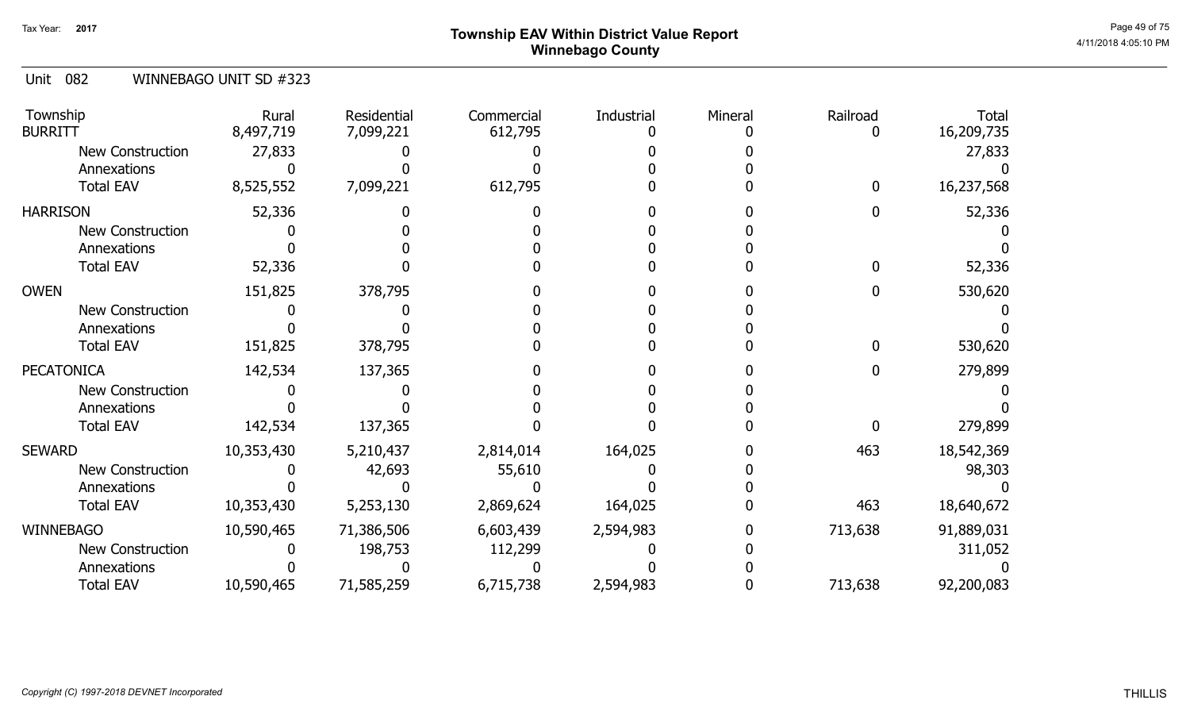Tax Year: **2017**

# Township EAV Within District Value Report
## Winnebago County

Unit 082 WINNEBAGO UNIT SD #323

| Township | Rural | Residential | Commercial | Industrial | Mineral | Railroad | Total |
|---|---|---|---|---|---|---|---|
| BURRITT | 8,497,719 | 7,099,221 | 612,795 | 0 | 0 | 0 | 16,209,735 |
| New Construction | 27,833 | 0 | 0 | 0 | 0 | | 27,833 |
| Annexations | 0 | 0 | 0 | 0 | 0 | | 0 |
| Total EAV | 8,525,552 | 7,099,221 | 612,795 | 0 | 0 | 0 | 16,237,568 |
| HARRISON | 52,336 | 0 | 0 | 0 | 0 | 0 | 52,336 |
| New Construction | 0 | 0 | 0 | 0 | 0 | | 0 |
| Annexations | 0 | 0 | 0 | 0 | 0 | | 0 |
| Total EAV | 52,336 | 0 | 0 | 0 | 0 | 0 | 52,336 |
| OWEN | 151,825 | 378,795 | 0 | 0 | 0 | 0 | 530,620 |
| New Construction | 0 | 0 | 0 | 0 | 0 | | 0 |
| Annexations | 0 | 0 | 0 | 0 | 0 | | 0 |
| Total EAV | 151,825 | 378,795 | 0 | 0 | 0 | 0 | 530,620 |
| PECATONICA | 142,534 | 137,365 | 0 | 0 | 0 | 0 | 279,899 |
| New Construction | 0 | 0 | 0 | 0 | 0 | | 0 |
| Annexations | 0 | 0 | 0 | 0 | 0 | | 0 |
| Total EAV | 142,534 | 137,365 | 0 | 0 | 0 | 0 | 279,899 |
| SEWARD | 10,353,430 | 5,210,437 | 2,814,014 | 164,025 | 0 | 463 | 18,542,369 |
| New Construction | 0 | 42,693 | 55,610 | 0 | 0 | | 98,303 |
| Annexations | 0 | 0 | 0 | 0 | 0 | | 0 |
| Total EAV | 10,353,430 | 5,253,130 | 2,869,624 | 164,025 | 0 | 463 | 18,640,672 |
| WINNEBAGO | 10,590,465 | 71,386,506 | 6,603,439 | 2,594,983 | 0 | 713,638 | 91,889,031 |
| New Construction | 0 | 198,753 | 112,299 | 0 | 0 | | 311,052 |
| Annexations | 0 | 0 | 0 | 0 | 0 | | 0 |
| Total EAV | 10,590,465 | 71,585,259 | 6,715,738 | 2,594,983 | 0 | 713,638 | 92,200,083 |

*Copyright (C) 1997-2018 DEVNET Incorporated*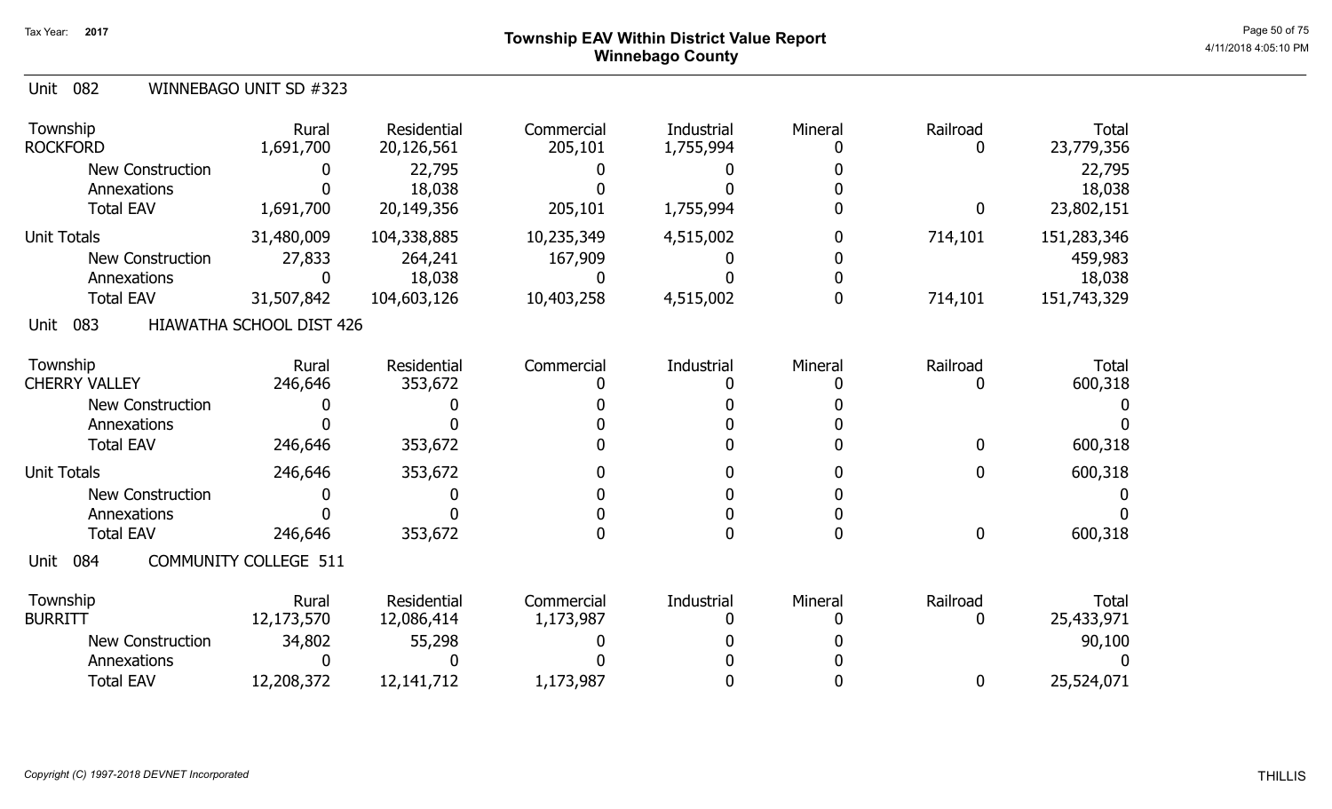Tax Year: 2017

# Township EAV Within District Value Report
## Winnebago County

### Unit 082 WINNEBAGO UNIT SD #323

| Township | Rural | Residential | Commercial | Industrial | Mineral | Railroad | Total |
|---|---|---|---|---|---|---|---|
| ROCKFORD | 1,691,700 | 20,126,561 | 205,101 | 1,755,994 | 0 | 0 | 23,779,356 |
| New Construction | 0 | 22,795 | 0 | 0 | 0 | | 22,795 |
| Annexations | 0 | 18,038 | 0 | 0 | 0 | | 18,038 |
| Total EAV | 1,691,700 | 20,149,356 | 205,101 | 1,755,994 | 0 | 0 | 23,802,151 |
| Unit Totals | 31,480,009 | 104,338,885 | 10,235,349 | 4,515,002 | 0 | 714,101 | 151,283,346 |
| New Construction | 27,833 | 264,241 | 167,909 | 0 | 0 | | 459,983 |
| Annexations | 0 | 18,038 | 0 | 0 | 0 | | 18,038 |
| Total EAV | 31,507,842 | 104,603,126 | 10,403,258 | 4,515,002 | 0 | 714,101 | 151,743,329 |

### Unit 083 HIAWATHA SCHOOL DIST 426

| Township | Rural | Residential | Commercial | Industrial | Mineral | Railroad | Total |
|---|---|---|---|---|---|---|---|
| CHERRY VALLEY | 246,646 | 353,672 | 0 | 0 | 0 | 0 | 600,318 |
| New Construction | 0 | 0 | 0 | 0 | 0 | | 0 |
| Annexations | 0 | 0 | 0 | 0 | 0 | | 0 |
| Total EAV | 246,646 | 353,672 | 0 | 0 | 0 | 0 | 600,318 |
| Unit Totals | 246,646 | 353,672 | 0 | 0 | 0 | 0 | 600,318 |
| New Construction | 0 | 0 | 0 | 0 | 0 | | 0 |
| Annexations | 0 | 0 | 0 | 0 | 0 | | 0 |
| Total EAV | 246,646 | 353,672 | 0 | 0 | 0 | 0 | 600,318 |

### Unit 084 COMMUNITY COLLEGE 511

| Township | Rural | Residential | Commercial | Industrial | Mineral | Railroad | Total |
|---|---|---|---|---|---|---|---|
| BURRITT | 12,173,570 | 12,086,414 | 1,173,987 | 0 | 0 | 0 | 25,433,971 |
| New Construction | 34,802 | 55,298 | 0 | 0 | 0 | | 90,100 |
| Annexations | 0 | 0 | 0 | 0 | 0 | | 0 |
| Total EAV | 12,208,372 | 12,141,712 | 1,173,987 | 0 | 0 | 0 | 25,524,071 |

*Copyright (C) 1997-2018 DEVNET Incorporated*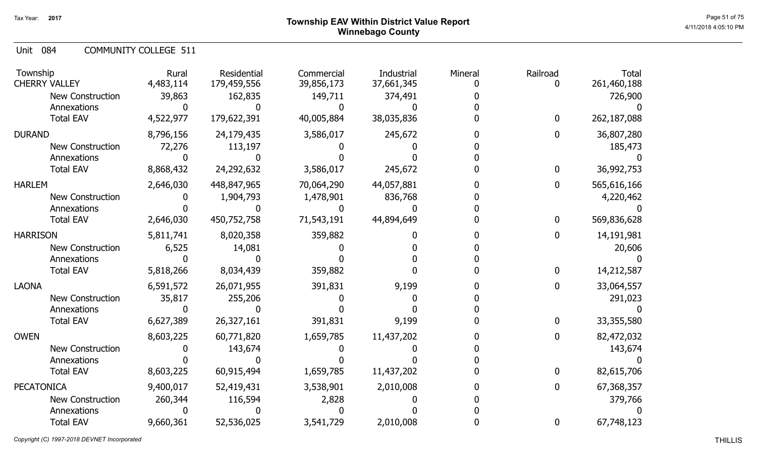# Township EAV Within District Value Report
## Winnebago County

Tax Year: 2017

Unit 084 COMMUNITY COLLEGE 511

| Township | Rural | Residential | Commercial | Industrial | Mineral | Railroad | Total |
|---|---|---|---|---|---|---|---|
| CHERRY VALLEY | 4,483,114 | 179,459,556 | 39,856,173 | 37,661,345 | 0 | 0 | 261,460,188 |
| New Construction | 39,863 | 162,835 | 149,711 | 374,491 | 0 | | 726,900 |
| Annexations | 0 | 0 | 0 | 0 | 0 | | 0 |
| Total EAV | 4,522,977 | 179,622,391 | 40,005,884 | 38,035,836 | 0 | 0 | 262,187,088 |
| DURAND | 8,796,156 | 24,179,435 | 3,586,017 | 245,672 | 0 | 0 | 36,807,280 |
| New Construction | 72,276 | 113,197 | 0 | 0 | 0 | | 185,473 |
| Annexations | 0 | 0 | 0 | 0 | 0 | | 0 |
| Total EAV | 8,868,432 | 24,292,632 | 3,586,017 | 245,672 | 0 | 0 | 36,992,753 |
| HARLEM | 2,646,030 | 448,847,965 | 70,064,290 | 44,057,881 | 0 | 0 | 565,616,166 |
| New Construction | 0 | 1,904,793 | 1,478,901 | 836,768 | 0 | | 4,220,462 |
| Annexations | 0 | 0 | 0 | 0 | 0 | | 0 |
| Total EAV | 2,646,030 | 450,752,758 | 71,543,191 | 44,894,649 | 0 | 0 | 569,836,628 |
| HARRISON | 5,811,741 | 8,020,358 | 359,882 | 0 | 0 | 0 | 14,191,981 |
| New Construction | 6,525 | 14,081 | 0 | 0 | 0 | | 20,606 |
| Annexations | 0 | 0 | 0 | 0 | 0 | | 0 |
| Total EAV | 5,818,266 | 8,034,439 | 359,882 | 0 | 0 | 0 | 14,212,587 |
| LAONA | 6,591,572 | 26,071,955 | 391,831 | 9,199 | 0 | 0 | 33,064,557 |
| New Construction | 35,817 | 255,206 | 0 | 0 | 0 | | 291,023 |
| Annexations | 0 | 0 | 0 | 0 | 0 | | 0 |
| Total EAV | 6,627,389 | 26,327,161 | 391,831 | 9,199 | 0 | 0 | 33,355,580 |
| OWEN | 8,603,225 | 60,771,820 | 1,659,785 | 11,437,202 | 0 | 0 | 82,472,032 |
| New Construction | 0 | 143,674 | 0 | 0 | 0 | | 143,674 |
| Annexations | 0 | 0 | 0 | 0 | 0 | | 0 |
| Total EAV | 8,603,225 | 60,915,494 | 1,659,785 | 11,437,202 | 0 | 0 | 82,615,706 |
| PECATONICA | 9,400,017 | 52,419,431 | 3,538,901 | 2,010,008 | 0 | 0 | 67,368,357 |
| New Construction | 260,344 | 116,594 | 2,828 | 0 | 0 | | 379,766 |
| Annexations | 0 | 0 | 0 | 0 | 0 | | 0 |
| Total EAV | 9,660,361 | 52,536,025 | 3,541,729 | 2,010,008 | 0 | 0 | 67,748,123 |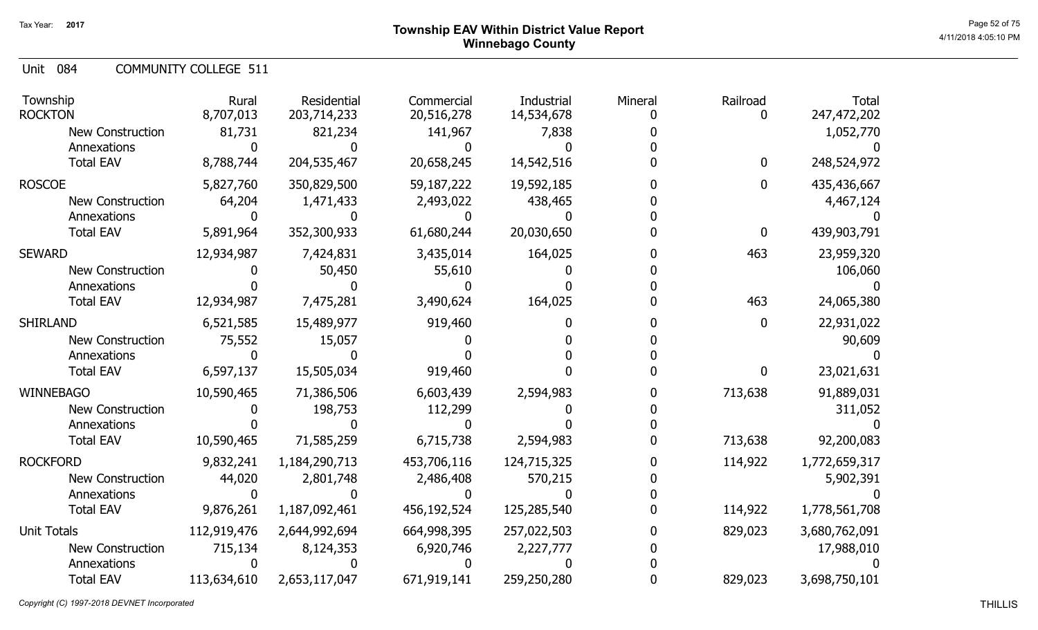Tax Year: 2017

# Township EAV Within District Value Report
## Winnebago County

Unit 084 COMMUNITY COLLEGE 511

| Township | Rural | Residential | Commercial | Industrial | Mineral | Railroad | Total |
|---|---|---|---|---|---|---|---|
| ROCKTON | 8,707,013 | 203,714,233 | 20,516,278 | 14,534,678 | 0 | 0 | 247,472,202 |
| New Construction | 81,731 | 821,234 | 141,967 | 7,838 | 0 | | 1,052,770 |
| Annexations | 0 | 0 | 0 | 0 | 0 | | 0 |
| Total EAV | 8,788,744 | 204,535,467 | 20,658,245 | 14,542,516 | 0 | 0 | 248,524,972 |
| ROSCOE | 5,827,760 | 350,829,500 | 59,187,222 | 19,592,185 | 0 | 0 | 435,436,667 |
| New Construction | 64,204 | 1,471,433 | 2,493,022 | 438,465 | 0 | | 4,467,124 |
| Annexations | 0 | 0 | 0 | 0 | 0 | | 0 |
| Total EAV | 5,891,964 | 352,300,933 | 61,680,244 | 20,030,650 | 0 | 0 | 439,903,791 |
| SEWARD | 12,934,987 | 7,424,831 | 3,435,014 | 164,025 | 0 | 463 | 23,959,320 |
| New Construction | 0 | 50,450 | 55,610 | 0 | 0 | | 106,060 |
| Annexations | 0 | 0 | 0 | 0 | 0 | | 0 |
| Total EAV | 12,934,987 | 7,475,281 | 3,490,624 | 164,025 | 0 | 463 | 24,065,380 |
| SHIRLAND | 6,521,585 | 15,489,977 | 919,460 | 0 | 0 | 0 | 22,931,022 |
| New Construction | 75,552 | 15,057 | 0 | 0 | 0 | | 90,609 |
| Annexations | 0 | 0 | 0 | 0 | 0 | | 0 |
| Total EAV | 6,597,137 | 15,505,034 | 919,460 | 0 | 0 | 0 | 23,021,631 |
| WINNEBAGO | 10,590,465 | 71,386,506 | 6,603,439 | 2,594,983 | 0 | 713,638 | 91,889,031 |
| New Construction | 0 | 198,753 | 112,299 | 0 | 0 | | 311,052 |
| Annexations | 0 | 0 | 0 | 0 | 0 | | 0 |
| Total EAV | 10,590,465 | 71,585,259 | 6,715,738 | 2,594,983 | 0 | 713,638 | 92,200,083 |
| ROCKFORD | 9,832,241 | 1,184,290,713 | 453,706,116 | 124,715,325 | 0 | 114,922 | 1,772,659,317 |
| New Construction | 44,020 | 2,801,748 | 2,486,408 | 570,215 | 0 | | 5,902,391 |
| Annexations | 0 | 0 | 0 | 0 | 0 | | 0 |
| Total EAV | 9,876,261 | 1,187,092,461 | 456,192,524 | 125,285,540 | 0 | 114,922 | 1,778,561,708 |
| Unit Totals | 112,919,476 | 2,644,992,694 | 664,998,395 | 257,022,503 | 0 | 829,023 | 3,680,762,091 |
| New Construction | 715,134 | 8,124,353 | 6,920,746 | 2,227,777 | 0 | | 17,988,010 |
| Annexations | 0 | 0 | 0 | 0 | 0 | | 0 |
| Total EAV | 113,634,610 | 2,653,117,047 | 671,919,141 | 259,250,280 | 0 | 829,023 | 3,698,750,101 |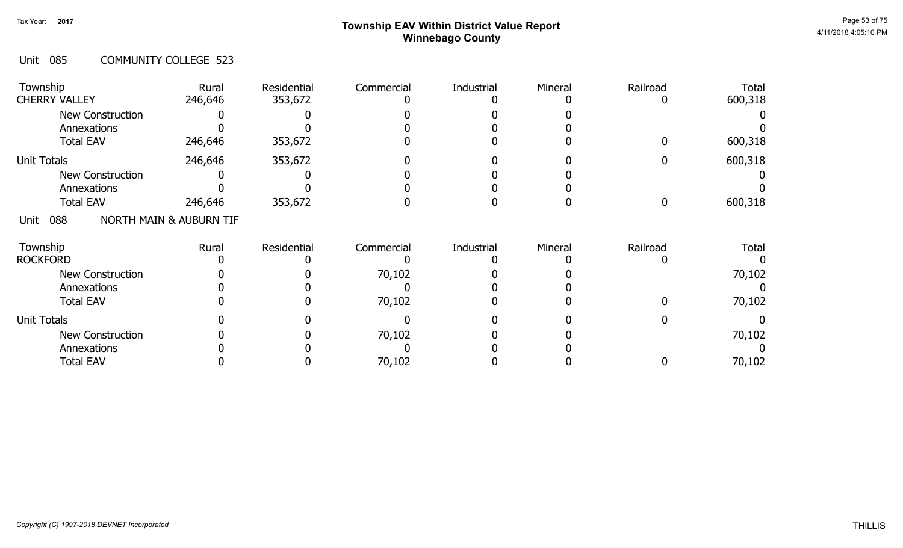# Township EAV Within District Value Report
## Winnebago County

Tax Year: 2017

### Unit 085 COMMUNITY COLLEGE 523

| Township | Rural | Residential | Commercial | Industrial | Mineral | Railroad | Total |
|---|---|---|---|---|---|---|---|
| CHERRY VALLEY | 246,646 | 353,672 | 0 | 0 | 0 | 0 | 600,318 |
| New Construction | 0 | 0 | 0 | 0 | 0 | | 0 |
| Annexations | 0 | 0 | 0 | 0 | 0 | | 0 |
| Total EAV | 246,646 | 353,672 | 0 | 0 | 0 | 0 | 600,318 |
| Unit Totals | 246,646 | 353,672 | 0 | 0 | 0 | 0 | 600,318 |
| New Construction | 0 | 0 | 0 | 0 | 0 | | 0 |
| Annexations | 0 | 0 | 0 | 0 | 0 | | 0 |
| Total EAV | 246,646 | 353,672 | 0 | 0 | 0 | 0 | 600,318 |

### Unit 088 NORTH MAIN & AUBURN TIF

| Township | Rural | Residential | Commercial | Industrial | Mineral | Railroad | Total |
|---|---|---|---|---|---|---|---|
| ROCKFORD | 0 | 0 | 0 | 0 | 0 | 0 | 0 |
| New Construction | 0 | 0 | 70,102 | 0 | 0 | | 70,102 |
| Annexations | 0 | 0 | 0 | 0 | 0 | | 0 |
| Total EAV | 0 | 0 | 70,102 | 0 | 0 | 0 | 70,102 |
| Unit Totals | 0 | 0 | 0 | 0 | 0 | 0 | 0 |
| New Construction | 0 | 0 | 70,102 | 0 | 0 | | 70,102 |
| Annexations | 0 | 0 | 0 | 0 | 0 | | 0 |
| Total EAV | 0 | 0 | 70,102 | 0 | 0 | 0 | 70,102 |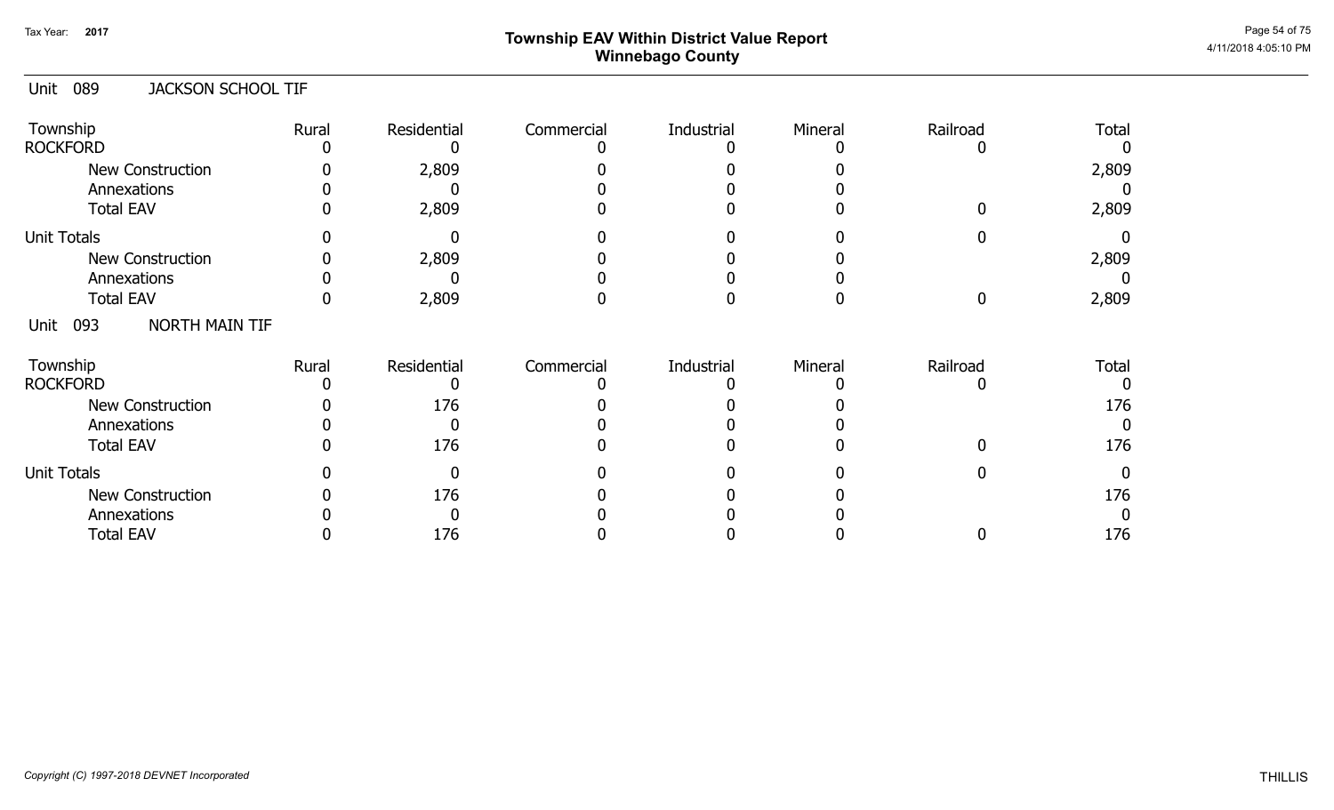# Township EAV Within District Value Report
## Winnebago County

Tax Year: 2017

### Unit 089 JACKSON SCHOOL TIF

| Township | Rural | Residential | Commercial | Industrial | Mineral | Railroad | Total |
|---|---|---|---|---|---|---|---|
| ROCKFORD | 0 | 0 | 0 | 0 | 0 | 0 | 0 |
| New Construction | 0 | 2,809 | 0 | 0 | 0 | | 2,809 |
| Annexations | 0 | 0 | 0 | 0 | 0 | | 0 |
| Total EAV | 0 | 2,809 | 0 | 0 | 0 | 0 | 2,809 |
| Unit Totals | 0 | 0 | 0 | 0 | 0 | 0 | 0 |
| New Construction | 0 | 2,809 | 0 | 0 | 0 | | 2,809 |
| Annexations | 0 | 0 | 0 | 0 | 0 | | 0 |
| Total EAV | 0 | 2,809 | 0 | 0 | 0 | 0 | 2,809 |

### Unit 093 NORTH MAIN TIF

| Township | Rural | Residential | Commercial | Industrial | Mineral | Railroad | Total |
|---|---|---|---|---|---|---|---|
| ROCKFORD | 0 | 0 | 0 | 0 | 0 | 0 | 0 |
| New Construction | 0 | 176 | 0 | 0 | 0 | | 176 |
| Annexations | 0 | 0 | 0 | 0 | 0 | | 0 |
| Total EAV | 0 | 176 | 0 | 0 | 0 | 0 | 176 |
| Unit Totals | 0 | 0 | 0 | 0 | 0 | 0 | 0 |
| New Construction | 0 | 176 | 0 | 0 | 0 | | 176 |
| Annexations | 0 | 0 | 0 | 0 | 0 | | 0 |
| Total EAV | 0 | 176 | 0 | 0 | 0 | 0 | 176 |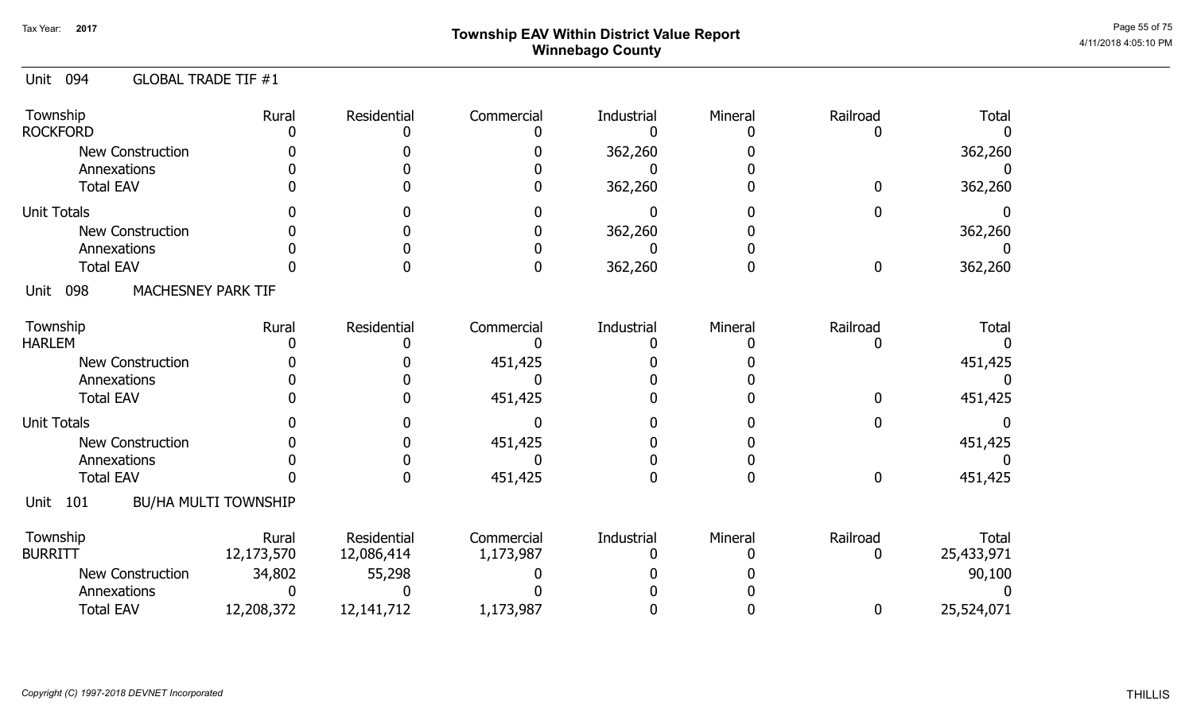Tax Year: 2017

# Township EAV Within District Value Report
## Winnebago County

Unit 094 GLOBAL TRADE TIF #1

| Township | Rural | Residential | Commercial | Industrial | Mineral | Railroad | Total |
|---|---|---|---|---|---|---|---|
| ROCKFORD | 0 | 0 | 0 | 0 | 0 | 0 | 0 |
| New Construction | 0 | 0 | 0 | 362,260 | 0 | | 362,260 |
| Annexations | 0 | 0 | 0 | 0 | 0 | | 0 |
| Total EAV | 0 | 0 | 0 | 362,260 | 0 | 0 | 362,260 |
| Unit Totals | 0 | 0 | 0 | 0 | 0 | 0 | 0 |
| New Construction | 0 | 0 | 0 | 362,260 | 0 | | 362,260 |
| Annexations | 0 | 0 | 0 | 0 | 0 | | 0 |
| Total EAV | 0 | 0 | 0 | 362,260 | 0 | 0 | 362,260 |

Unit 098 MACHESNEY PARK TIF

| Township | Rural | Residential | Commercial | Industrial | Mineral | Railroad | Total |
|---|---|---|---|---|---|---|---|
| HARLEM | 0 | 0 | 0 | 0 | 0 | 0 | 0 |
| New Construction | 0 | 0 | 451,425 | 0 | 0 | | 451,425 |
| Annexations | 0 | 0 | 0 | 0 | 0 | | 0 |
| Total EAV | 0 | 0 | 451,425 | 0 | 0 | 0 | 451,425 |
| Unit Totals | 0 | 0 | 0 | 0 | 0 | 0 | 0 |
| New Construction | 0 | 0 | 451,425 | 0 | 0 | | 451,425 |
| Annexations | 0 | 0 | 0 | 0 | 0 | | 0 |
| Total EAV | 0 | 0 | 451,425 | 0 | 0 | 0 | 451,425 |

Unit 101 BU/HA MULTI TOWNSHIP

| Township | Rural | Residential | Commercial | Industrial | Mineral | Railroad | Total |
|---|---|---|---|---|---|---|---|
| BURRITT | 12,173,570 | 12,086,414 | 1,173,987 | 0 | 0 | 0 | 25,433,971 |
| New Construction | 34,802 | 55,298 | 0 | 0 | 0 | | 90,100 |
| Annexations | 0 | 0 | 0 | 0 | 0 | | 0 |
| Total EAV | 12,208,372 | 12,141,712 | 1,173,987 | 0 | 0 | 0 | 25,524,071 |

*Copyright (C) 1997-2018 DEVNET Incorporated*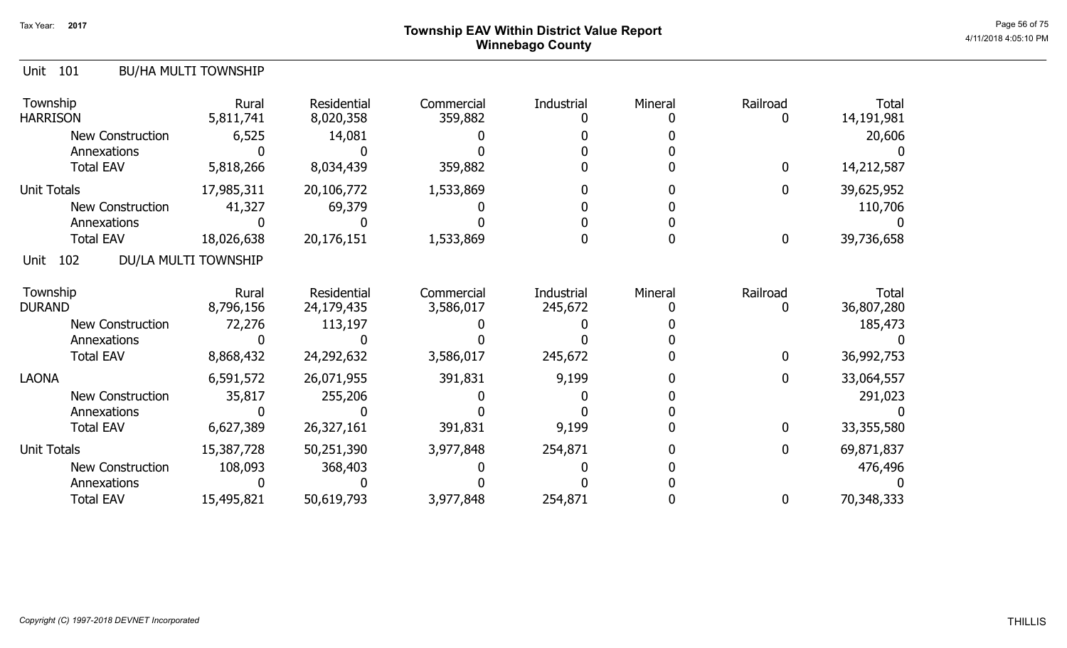Tax Year: 2017

# Township EAV Within District Value Report
## Winnebago County

### Unit 101 BU/HA MULTI TOWNSHIP

| Township | Rural | Residential | Commercial | Industrial | Mineral | Railroad | Total |
|---|---|---|---|---|---|---|---|
| HARRISON | 5,811,741 | 8,020,358 | 359,882 | 0 | 0 | 0 | 14,191,981 |
| New Construction | 6,525 | 14,081 | 0 | 0 | 0 | | 20,606 |
| Annexations | 0 | 0 | 0 | 0 | 0 | | 0 |
| Total EAV | 5,818,266 | 8,034,439 | 359,882 | 0 | 0 | 0 | 14,212,587 |
| Unit Totals | 17,985,311 | 20,106,772 | 1,533,869 | 0 | 0 | 0 | 39,625,952 |
| New Construction | 41,327 | 69,379 | 0 | 0 | 0 | | 110,706 |
| Annexations | 0 | 0 | 0 | 0 | 0 | | 0 |
| Total EAV | 18,026,638 | 20,176,151 | 1,533,869 | 0 | 0 | 0 | 39,736,658 |

### Unit 102 DU/LA MULTI TOWNSHIP

| Township | Rural | Residential | Commercial | Industrial | Mineral | Railroad | Total |
|---|---|---|---|---|---|---|---|
| DURAND | 8,796,156 | 24,179,435 | 3,586,017 | 245,672 | 0 | 0 | 36,807,280 |
| New Construction | 72,276 | 113,197 | 0 | 0 | 0 | | 185,473 |
| Annexations | 0 | 0 | 0 | 0 | 0 | | 0 |
| Total EAV | 8,868,432 | 24,292,632 | 3,586,017 | 245,672 | 0 | 0 | 36,992,753 |
| LAONA | 6,591,572 | 26,071,955 | 391,831 | 9,199 | 0 | 0 | 33,064,557 |
| New Construction | 35,817 | 255,206 | 0 | 0 | 0 | | 291,023 |
| Annexations | 0 | 0 | 0 | 0 | 0 | | 0 |
| Total EAV | 6,627,389 | 26,327,161 | 391,831 | 9,199 | 0 | 0 | 33,355,580 |
| Unit Totals | 15,387,728 | 50,251,390 | 3,977,848 | 254,871 | 0 | 0 | 69,871,837 |
| New Construction | 108,093 | 368,403 | 0 | 0 | 0 | | 476,496 |
| Annexations | 0 | 0 | 0 | 0 | 0 | | 0 |
| Total EAV | 15,495,821 | 50,619,793 | 3,977,848 | 254,871 | 0 | 0 | 70,348,333 |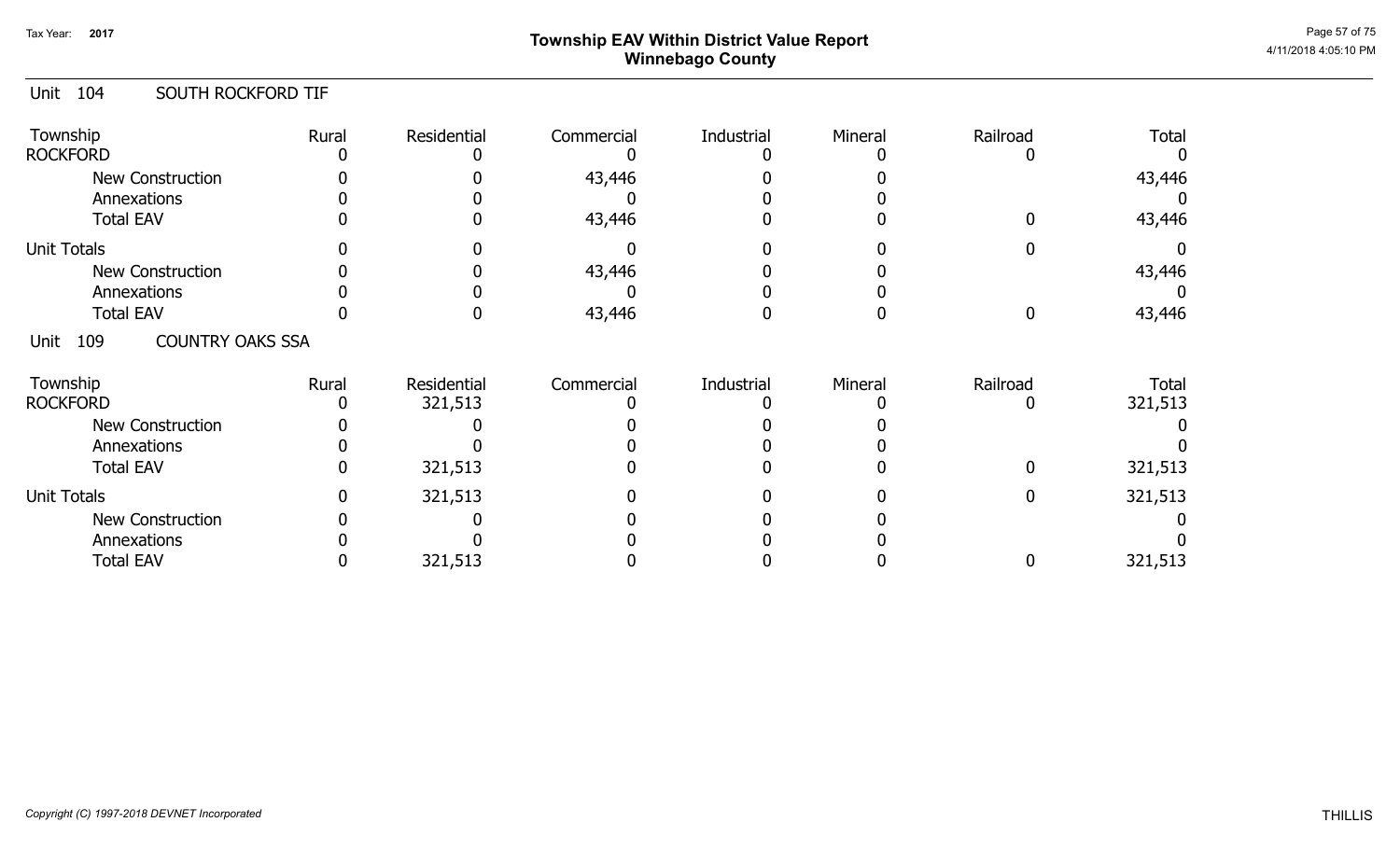# Township EAV Within District Value Report
## Winnebago County

Tax Year: 2017

### Unit 104 SOUTH ROCKFORD TIF

| Township | Rural | Residential | Commercial | Industrial | Mineral | Railroad | Total |
|---|---|---|---|---|---|---|---|
| ROCKFORD | 0 | 0 | 0 | 0 | 0 | 0 | 0 |
| New Construction | 0 | 0 | 43,446 | 0 | 0 | | 43,446 |
| Annexations | 0 | 0 | 0 | 0 | 0 | | 0 |
| Total EAV | 0 | 0 | 43,446 | 0 | 0 | 0 | 43,446 |
| Unit Totals | 0 | 0 | 0 | 0 | 0 | 0 | 0 |
| New Construction | 0 | 0 | 43,446 | 0 | 0 | | 43,446 |
| Annexations | 0 | 0 | 0 | 0 | 0 | | 0 |
| Total EAV | 0 | 0 | 43,446 | 0 | 0 | 0 | 43,446 |

### Unit 109 COUNTRY OAKS SSA

| Township | Rural | Residential | Commercial | Industrial | Mineral | Railroad | Total |
|---|---|---|---|---|---|---|---|
| ROCKFORD | 0 | 321,513 | 0 | 0 | 0 | 0 | 321,513 |
| New Construction | 0 | 0 | 0 | 0 | 0 | | 0 |
| Annexations | 0 | 0 | 0 | 0 | 0 | | 0 |
| Total EAV | 0 | 321,513 | 0 | 0 | 0 | 0 | 321,513 |
| Unit Totals | 0 | 321,513 | 0 | 0 | 0 | 0 | 321,513 |
| New Construction | 0 | 0 | 0 | 0 | 0 | | 0 |
| Annexations | 0 | 0 | 0 | 0 | 0 | | 0 |
| Total EAV | 0 | 321,513 | 0 | 0 | 0 | 0 | 321,513 |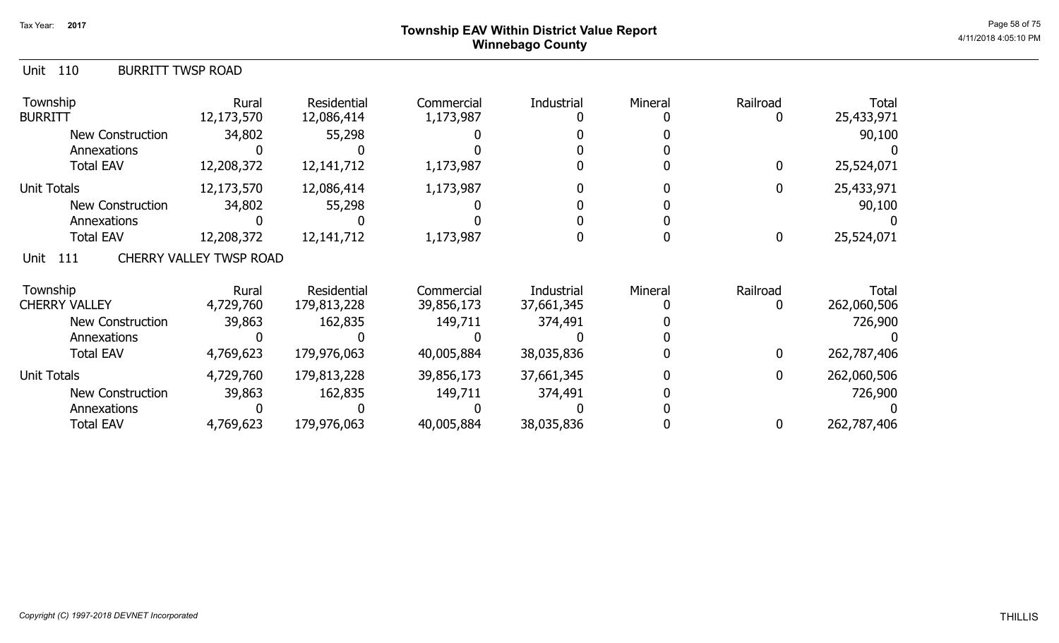# Township EAV Within District Value Report
## Winnebago County

Tax Year: 2017

### Unit 110 BURRITT TWSP ROAD

| Township | Rural | Residential | Commercial | Industrial | Mineral | Railroad | Total |
|---|---|---|---|---|---|---|---|
| BURRITT | 12,173,570 | 12,086,414 | 1,173,987 | 0 | 0 | 0 | 25,433,971 |
| New Construction | 34,802 | 55,298 | 0 | 0 | 0 | | 90,100 |
| Annexations | 0 | 0 | 0 | 0 | 0 | | 0 |
| Total EAV | 12,208,372 | 12,141,712 | 1,173,987 | 0 | 0 | 0 | 25,524,071 |
| Unit Totals | 12,173,570 | 12,086,414 | 1,173,987 | 0 | 0 | 0 | 25,433,971 |
| New Construction | 34,802 | 55,298 | 0 | 0 | 0 | | 90,100 |
| Annexations | 0 | 0 | 0 | 0 | 0 | | 0 |
| Total EAV | 12,208,372 | 12,141,712 | 1,173,987 | 0 | 0 | 0 | 25,524,071 |

### Unit 111 CHERRY VALLEY TWSP ROAD

| Township | Rural | Residential | Commercial | Industrial | Mineral | Railroad | Total |
|---|---|---|---|---|---|---|---|
| CHERRY VALLEY | 4,729,760 | 179,813,228 | 39,856,173 | 37,661,345 | 0 | 0 | 262,060,506 |
| New Construction | 39,863 | 162,835 | 149,711 | 374,491 | 0 | | 726,900 |
| Annexations | 0 | 0 | 0 | 0 | 0 | | 0 |
| Total EAV | 4,769,623 | 179,976,063 | 40,005,884 | 38,035,836 | 0 | 0 | 262,787,406 |
| Unit Totals | 4,729,760 | 179,813,228 | 39,856,173 | 37,661,345 | 0 | 0 | 262,060,506 |
| New Construction | 39,863 | 162,835 | 149,711 | 374,491 | 0 | | 726,900 |
| Annexations | 0 | 0 | 0 | 0 | 0 | | 0 |
| Total EAV | 4,769,623 | 179,976,063 | 40,005,884 | 38,035,836 | 0 | 0 | 262,787,406 |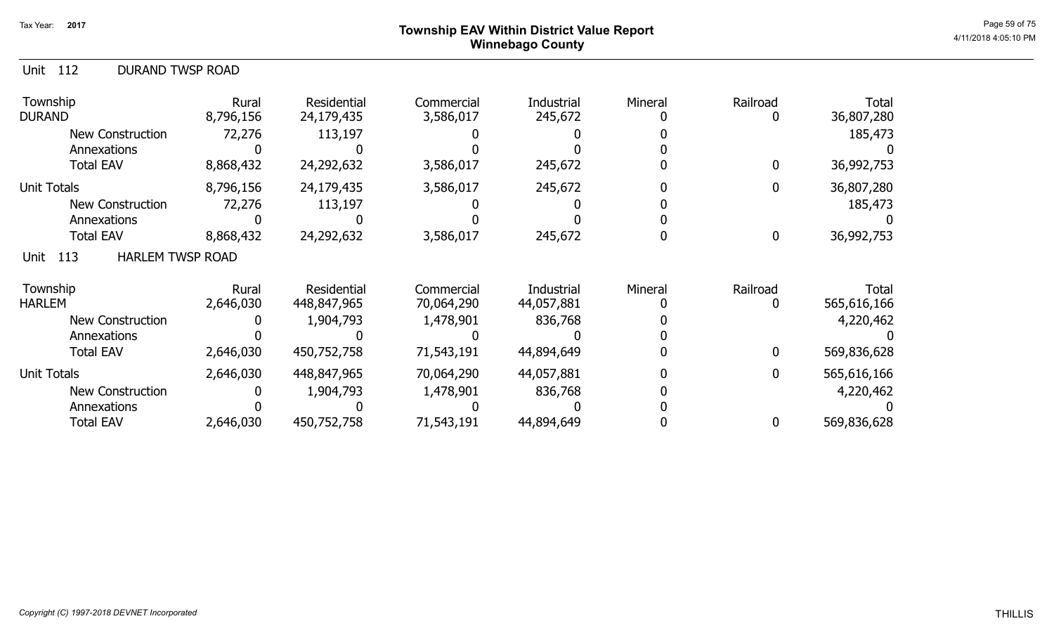# Township EAV Within District Value Report
## Winnebago County

Tax Year: 2017

Unit 112 DURAND TWSP ROAD

| Township | Rural | Residential | Commercial | Industrial | Mineral | Railroad | Total |
|---|---|---|---|---|---|---|---|
| DURAND | 8,796,156 | 24,179,435 | 3,586,017 | 245,672 | 0 | 0 | 36,807,280 |
| New Construction | 72,276 | 113,197 | 0 | 0 | 0 | | 185,473 |
| Annexations | 0 | 0 | 0 | 0 | 0 | | 0 |
| Total EAV | 8,868,432 | 24,292,632 | 3,586,017 | 245,672 | 0 | 0 | 36,992,753 |
| Unit Totals | 8,796,156 | 24,179,435 | 3,586,017 | 245,672 | 0 | 0 | 36,807,280 |
| New Construction | 72,276 | 113,197 | 0 | 0 | 0 | | 185,473 |
| Annexations | 0 | 0 | 0 | 0 | 0 | | 0 |
| Total EAV | 8,868,432 | 24,292,632 | 3,586,017 | 245,672 | 0 | 0 | 36,992,753 |

Unit 113 HARLEM TWSP ROAD

| Township | Rural | Residential | Commercial | Industrial | Mineral | Railroad | Total |
|---|---|---|---|---|---|---|---|
| HARLEM | 2,646,030 | 448,847,965 | 70,064,290 | 44,057,881 | 0 | 0 | 565,616,166 |
| New Construction | 0 | 1,904,793 | 1,478,901 | 836,768 | 0 | | 4,220,462 |
| Annexations | 0 | 0 | 0 | 0 | 0 | | 0 |
| Total EAV | 2,646,030 | 450,752,758 | 71,543,191 | 44,894,649 | 0 | 0 | 569,836,628 |
| Unit Totals | 2,646,030 | 448,847,965 | 70,064,290 | 44,057,881 | 0 | 0 | 565,616,166 |
| New Construction | 0 | 1,904,793 | 1,478,901 | 836,768 | 0 | | 4,220,462 |
| Annexations | 0 | 0 | 0 | 0 | 0 | | 0 |
| Total EAV | 2,646,030 | 450,752,758 | 71,543,191 | 44,894,649 | 0 | 0 | 569,836,628 |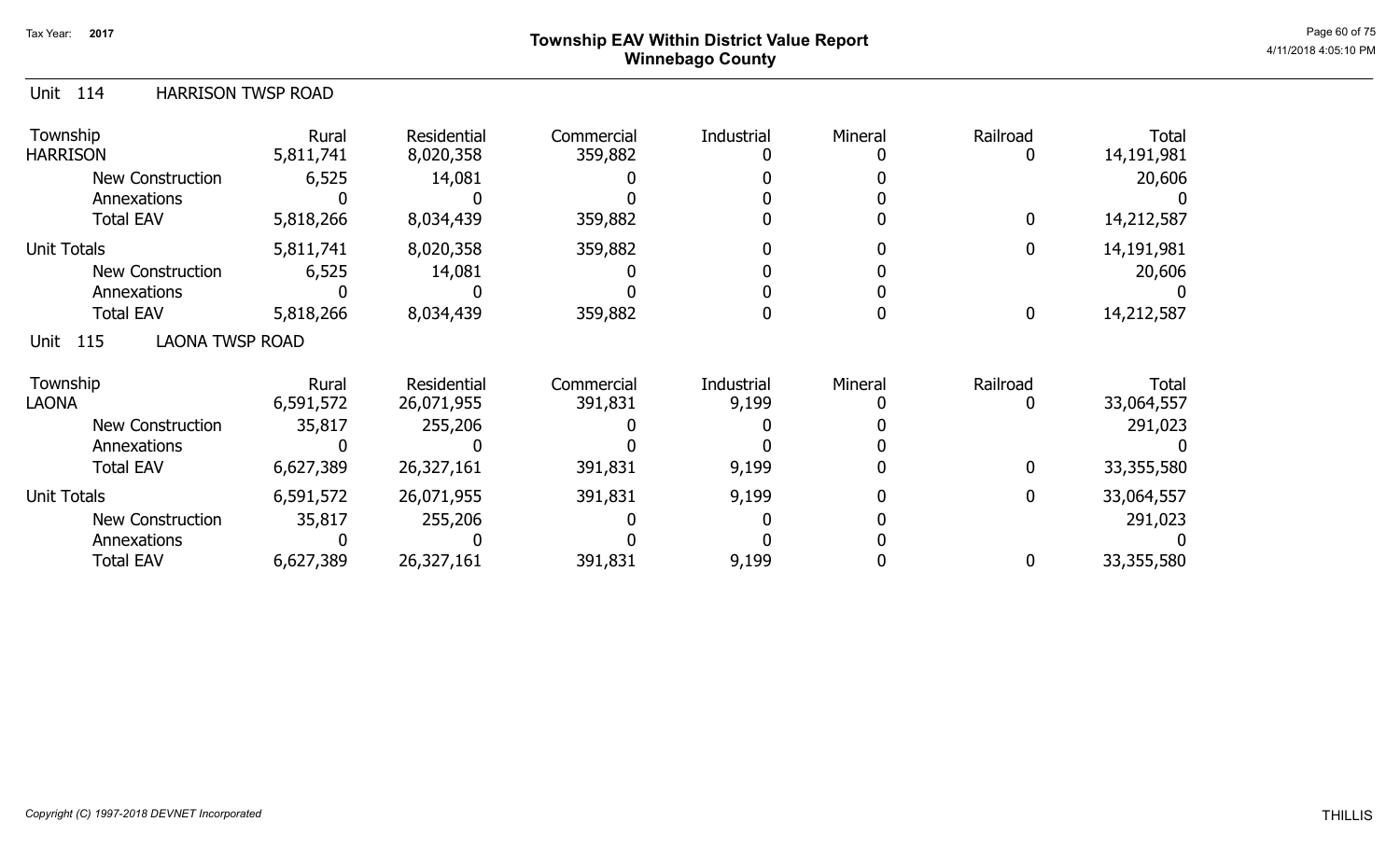Tax Year: 2017

# Township EAV Within District Value Report
## Winnebago County

Unit 114 HARRISON TWSP ROAD

| Township | Rural | Residential | Commercial | Industrial | Mineral | Railroad | Total |
|---|---|---|---|---|---|---|---|
| HARRISON | 5,811,741 | 8,020,358 | 359,882 | 0 | 0 | 0 | 14,191,981 |
| New Construction | 6,525 | 14,081 | 0 | 0 | 0 | | 20,606 |
| Annexations | 0 | 0 | 0 | 0 | 0 | | 0 |
| Total EAV | 5,818,266 | 8,034,439 | 359,882 | 0 | 0 | 0 | 14,212,587 |
| Unit Totals | 5,811,741 | 8,020,358 | 359,882 | 0 | 0 | 0 | 14,191,981 |
| New Construction | 6,525 | 14,081 | 0 | 0 | 0 | | 20,606 |
| Annexations | 0 | 0 | 0 | 0 | 0 | | 0 |
| Total EAV | 5,818,266 | 8,034,439 | 359,882 | 0 | 0 | 0 | 14,212,587 |

Unit 115 LAONA TWSP ROAD

| Township | Rural | Residential | Commercial | Industrial | Mineral | Railroad | Total |
|---|---|---|---|---|---|---|---|
| LAONA | 6,591,572 | 26,071,955 | 391,831 | 9,199 | 0 | 0 | 33,064,557 |
| New Construction | 35,817 | 255,206 | 0 | 0 | 0 | | 291,023 |
| Annexations | 0 | 0 | 0 | 0 | 0 | | 0 |
| Total EAV | 6,627,389 | 26,327,161 | 391,831 | 9,199 | 0 | 0 | 33,355,580 |
| Unit Totals | 6,591,572 | 26,071,955 | 391,831 | 9,199 | 0 | 0 | 33,064,557 |
| New Construction | 35,817 | 255,206 | 0 | 0 | 0 | | 291,023 |
| Annexations | 0 | 0 | 0 | 0 | 0 | | 0 |
| Total EAV | 6,627,389 | 26,327,161 | 391,831 | 9,199 | 0 | 0 | 33,355,580 |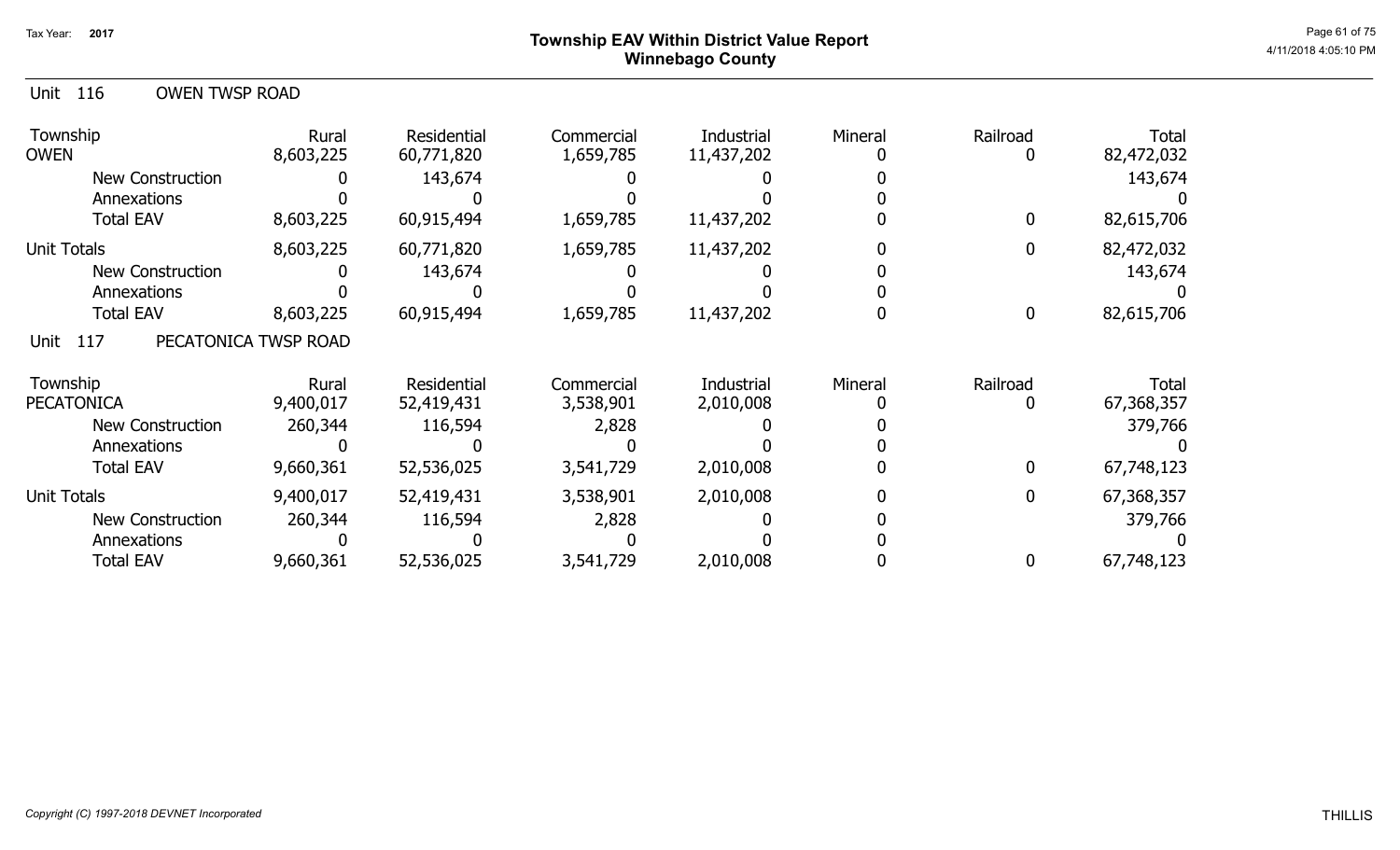# Township EAV Within District Value Report
## Winnebago County

Tax Year: 2017

### Unit 116 OWEN TWSP ROAD

| Township | Rural | Residential | Commercial | Industrial | Mineral | Railroad | Total |
|---|---|---|---|---|---|---|---|
| OWEN | 8,603,225 | 60,771,820 | 1,659,785 | 11,437,202 | 0 | 0 | 82,472,032 |
| New Construction | 0 | 143,674 | 0 | 0 | 0 | | 143,674 |
| Annexations | 0 | 0 | 0 | 0 | 0 | | 0 |
| Total EAV | 8,603,225 | 60,915,494 | 1,659,785 | 11,437,202 | 0 | 0 | 82,615,706 |
| Unit Totals | 8,603,225 | 60,771,820 | 1,659,785 | 11,437,202 | 0 | 0 | 82,472,032 |
| New Construction | 0 | 143,674 | 0 | 0 | 0 | | 143,674 |
| Annexations | 0 | 0 | 0 | 0 | 0 | | 0 |
| Total EAV | 8,603,225 | 60,915,494 | 1,659,785 | 11,437,202 | 0 | 0 | 82,615,706 |

### Unit 117 PECATONICA TWSP ROAD

| Township | Rural | Residential | Commercial | Industrial | Mineral | Railroad | Total |
|---|---|---|---|---|---|---|---|
| PECATONICA | 9,400,017 | 52,419,431 | 3,538,901 | 2,010,008 | 0 | 0 | 67,368,357 |
| New Construction | 260,344 | 116,594 | 2,828 | 0 | 0 | | 379,766 |
| Annexations | 0 | 0 | 0 | 0 | 0 | | 0 |
| Total EAV | 9,660,361 | 52,536,025 | 3,541,729 | 2,010,008 | 0 | 0 | 67,748,123 |
| Unit Totals | 9,400,017 | 52,419,431 | 3,538,901 | 2,010,008 | 0 | 0 | 67,368,357 |
| New Construction | 260,344 | 116,594 | 2,828 | 0 | 0 | | 379,766 |
| Annexations | 0 | 0 | 0 | 0 | 0 | | 0 |
| Total EAV | 9,660,361 | 52,536,025 | 3,541,729 | 2,010,008 | 0 | 0 | 67,748,123 |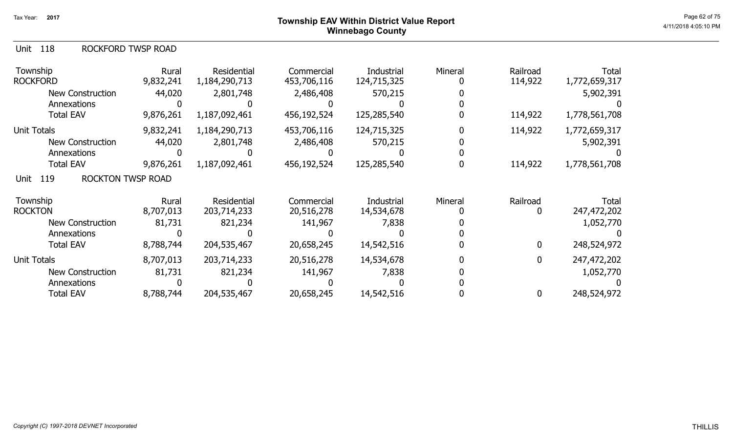# Township EAV Within District Value Report
## Winnebago County

Tax Year: 2017

### Unit 118 ROCKFORD TWSP ROAD

| Township | Rural | Residential | Commercial | Industrial | Mineral | Railroad | Total |
|---|---|---|---|---|---|---|---|
| ROCKFORD | 9,832,241 | 1,184,290,713 | 453,706,116 | 124,715,325 | 0 | 114,922 | 1,772,659,317 |
| New Construction | 44,020 | 2,801,748 | 2,486,408 | 570,215 | 0 | | 5,902,391 |
| Annexations | 0 | 0 | 0 | 0 | 0 | | 0 |
| Total EAV | 9,876,261 | 1,187,092,461 | 456,192,524 | 125,285,540 | 0 | 114,922 | 1,778,561,708 |
| Unit Totals | 9,832,241 | 1,184,290,713 | 453,706,116 | 124,715,325 | 0 | 114,922 | 1,772,659,317 |
| New Construction | 44,020 | 2,801,748 | 2,486,408 | 570,215 | 0 | | 5,902,391 |
| Annexations | 0 | 0 | 0 | 0 | 0 | | 0 |
| Total EAV | 9,876,261 | 1,187,092,461 | 456,192,524 | 125,285,540 | 0 | 114,922 | 1,778,561,708 |

### Unit 119 ROCKTON TWSP ROAD

| Township | Rural | Residential | Commercial | Industrial | Mineral | Railroad | Total |
|---|---|---|---|---|---|---|---|
| ROCKTON | 8,707,013 | 203,714,233 | 20,516,278 | 14,534,678 | 0 | 0 | 247,472,202 |
| New Construction | 81,731 | 821,234 | 141,967 | 7,838 | 0 | | 1,052,770 |
| Annexations | 0 | 0 | 0 | 0 | 0 | | 0 |
| Total EAV | 8,788,744 | 204,535,467 | 20,658,245 | 14,542,516 | 0 | 0 | 248,524,972 |
| Unit Totals | 8,707,013 | 203,714,233 | 20,516,278 | 14,534,678 | 0 | 0 | 247,472,202 |
| New Construction | 81,731 | 821,234 | 141,967 | 7,838 | 0 | | 1,052,770 |
| Annexations | 0 | 0 | 0 | 0 | 0 | | 0 |
| Total EAV | 8,788,744 | 204,535,467 | 20,658,245 | 14,542,516 | 0 | 0 | 248,524,972 |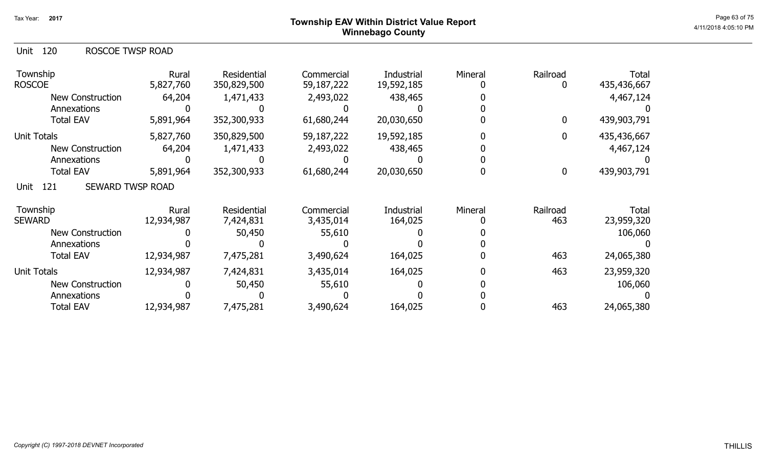Tax Year: 2017

# Township EAV Within District Value Report
## Winnebago County

Unit 120 ROSCOE TWSP ROAD

| Township | Rural | Residential | Commercial | Industrial | Mineral | Railroad | Total |
|---|---|---|---|---|---|---|---|
| ROSCOE | 5,827,760 | 350,829,500 | 59,187,222 | 19,592,185 | 0 | 0 | 435,436,667 |
| New Construction | 64,204 | 1,471,433 | 2,493,022 | 438,465 | 0 | | 4,467,124 |
| Annexations | 0 | 0 | 0 | 0 | 0 | | 0 |
| Total EAV | 5,891,964 | 352,300,933 | 61,680,244 | 20,030,650 | 0 | 0 | 439,903,791 |
| Unit Totals | 5,827,760 | 350,829,500 | 59,187,222 | 19,592,185 | 0 | 0 | 435,436,667 |
| New Construction | 64,204 | 1,471,433 | 2,493,022 | 438,465 | 0 | | 4,467,124 |
| Annexations | 0 | 0 | 0 | 0 | 0 | | 0 |
| Total EAV | 5,891,964 | 352,300,933 | 61,680,244 | 20,030,650 | 0 | 0 | 439,903,791 |

Unit 121 SEWARD TWSP ROAD

| Township | Rural | Residential | Commercial | Industrial | Mineral | Railroad | Total |
|---|---|---|---|---|---|---|---|
| SEWARD | 12,934,987 | 7,424,831 | 3,435,014 | 164,025 | 0 | 463 | 23,959,320 |
| New Construction | 0 | 50,450 | 55,610 | 0 | 0 | | 106,060 |
| Annexations | 0 | 0 | 0 | 0 | 0 | | 0 |
| Total EAV | 12,934,987 | 7,475,281 | 3,490,624 | 164,025 | 0 | 463 | 24,065,380 |
| Unit Totals | 12,934,987 | 7,424,831 | 3,435,014 | 164,025 | 0 | 463 | 23,959,320 |
| New Construction | 0 | 50,450 | 55,610 | 0 | 0 | | 106,060 |
| Annexations | 0 | 0 | 0 | 0 | 0 | | 0 |
| Total EAV | 12,934,987 | 7,475,281 | 3,490,624 | 164,025 | 0 | 463 | 24,065,380 |

*Copyright (C) 1997-2018 DEVNET Incorporated*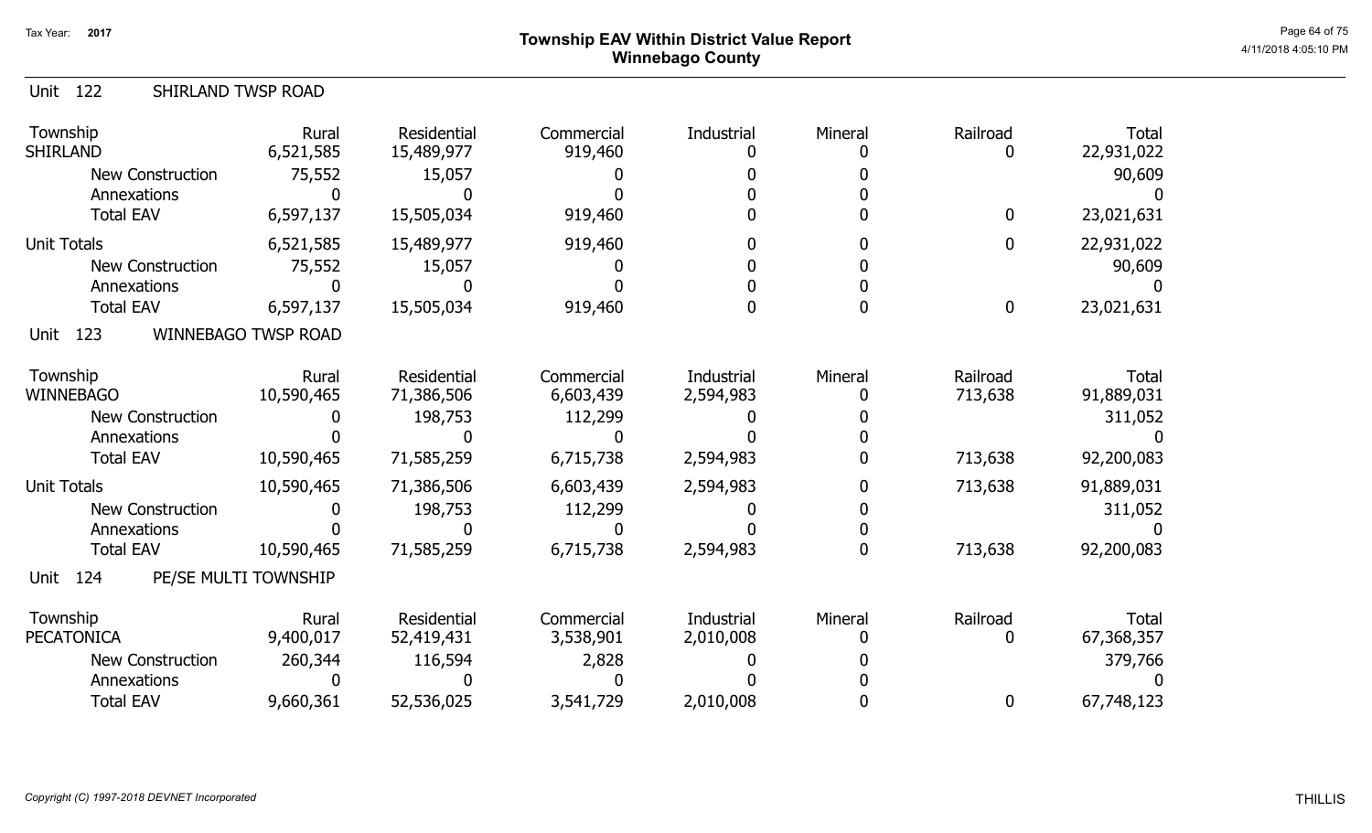Tax Year: 2017

# Township EAV Within District Value Report
## Winnebago County

4/11/2018 4:05:10 PM

### Unit 122 SHIRLAND TWSP ROAD

| Township | Rural | Residential | Commercial | Industrial | Mineral | Railroad | Total |
|---|---|---|---|---|---|---|---|
| SHIRLAND | 6,521,585 | 15,489,977 | 919,460 | 0 | 0 | 0 | 22,931,022 |
| New Construction | 75,552 | 15,057 | 0 | 0 | 0 | | 90,609 |
| Annexations | 0 | 0 | 0 | 0 | 0 | | 0 |
| Total EAV | 6,597,137 | 15,505,034 | 919,460 | 0 | 0 | 0 | 23,021,631 |
| Unit Totals | 6,521,585 | 15,489,977 | 919,460 | 0 | 0 | 0 | 22,931,022 |
| New Construction | 75,552 | 15,057 | 0 | 0 | 0 | | 90,609 |
| Annexations | 0 | 0 | 0 | 0 | 0 | | 0 |
| Total EAV | 6,597,137 | 15,505,034 | 919,460 | 0 | 0 | 0 | 23,021,631 |

### Unit 123 WINNEBAGO TWSP ROAD

| Township | Rural | Residential | Commercial | Industrial | Mineral | Railroad | Total |
|---|---|---|---|---|---|---|---|
| WINNEBAGO | 10,590,465 | 71,386,506 | 6,603,439 | 2,594,983 | 0 | 713,638 | 91,889,031 |
| New Construction | 0 | 198,753 | 112,299 | 0 | 0 | | 311,052 |
| Annexations | 0 | 0 | 0 | 0 | 0 | | 0 |
| Total EAV | 10,590,465 | 71,585,259 | 6,715,738 | 2,594,983 | 0 | 713,638 | 92,200,083 |
| Unit Totals | 10,590,465 | 71,386,506 | 6,603,439 | 2,594,983 | 0 | 713,638 | 91,889,031 |
| New Construction | 0 | 198,753 | 112,299 | 0 | 0 | | 311,052 |
| Annexations | 0 | 0 | 0 | 0 | 0 | | 0 |
| Total EAV | 10,590,465 | 71,585,259 | 6,715,738 | 2,594,983 | 0 | 713,638 | 92,200,083 |

### Unit 124 PE/SE MULTI TOWNSHIP

| Township | Rural | Residential | Commercial | Industrial | Mineral | Railroad | Total |
|---|---|---|---|---|---|---|---|
| PECATONICA | 9,400,017 | 52,419,431 | 3,538,901 | 2,010,008 | 0 | 0 | 67,368,357 |
| New Construction | 260,344 | 116,594 | 2,828 | 0 | 0 | | 379,766 |
| Annexations | 0 | 0 | 0 | 0 | 0 | | 0 |
| Total EAV | 9,660,361 | 52,536,025 | 3,541,729 | 2,010,008 | 0 | 0 | 67,748,123 |

*Copyright (C) 1997-2018 DEVNET Incorporated*

THILLIS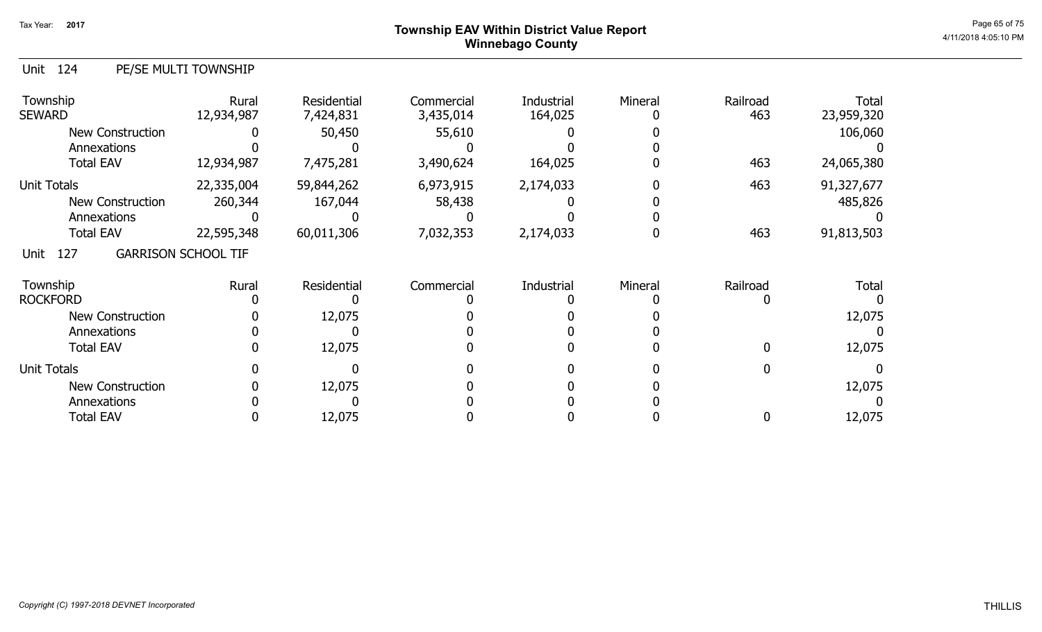# Township EAV Within District Value Report
## Winnebago County

Tax Year: 2017

### Unit 124 PE/SE MULTI TOWNSHIP

| Township | Rural | Residential | Commercial | Industrial | Mineral | Railroad | Total |
|---|---|---|---|---|---|---|---|
| SEWARD | 12,934,987 | 7,424,831 | 3,435,014 | 164,025 | 0 | 463 | 23,959,320 |
| New Construction | 0 | 50,450 | 55,610 | 0 | 0 | | 106,060 |
| Annexations | 0 | 0 | 0 | 0 | 0 | | 0 |
| Total EAV | 12,934,987 | 7,475,281 | 3,490,624 | 164,025 | 0 | 463 | 24,065,380 |
| Unit Totals | 22,335,004 | 59,844,262 | 6,973,915 | 2,174,033 | 0 | 463 | 91,327,677 |
| New Construction | 260,344 | 167,044 | 58,438 | 0 | 0 | | 485,826 |
| Annexations | 0 | 0 | 0 | 0 | 0 | | 0 |
| Total EAV | 22,595,348 | 60,011,306 | 7,032,353 | 2,174,033 | 0 | 463 | 91,813,503 |

### Unit 127 GARRISON SCHOOL TIF

| Township | Rural | Residential | Commercial | Industrial | Mineral | Railroad | Total |
|---|---|---|---|---|---|---|---|
| ROCKFORD | 0 | 0 | 0 | 0 | 0 | 0 | 0 |
| New Construction | 0 | 12,075 | 0 | 0 | 0 | | 12,075 |
| Annexations | 0 | 0 | 0 | 0 | 0 | | 0 |
| Total EAV | 0 | 12,075 | 0 | 0 | 0 | 0 | 12,075 |
| Unit Totals | 0 | 0 | 0 | 0 | 0 | 0 | 0 |
| New Construction | 0 | 12,075 | 0 | 0 | 0 | | 12,075 |
| Annexations | 0 | 0 | 0 | 0 | 0 | | 0 |
| Total EAV | 0 | 12,075 | 0 | 0 | 0 | 0 | 12,075 |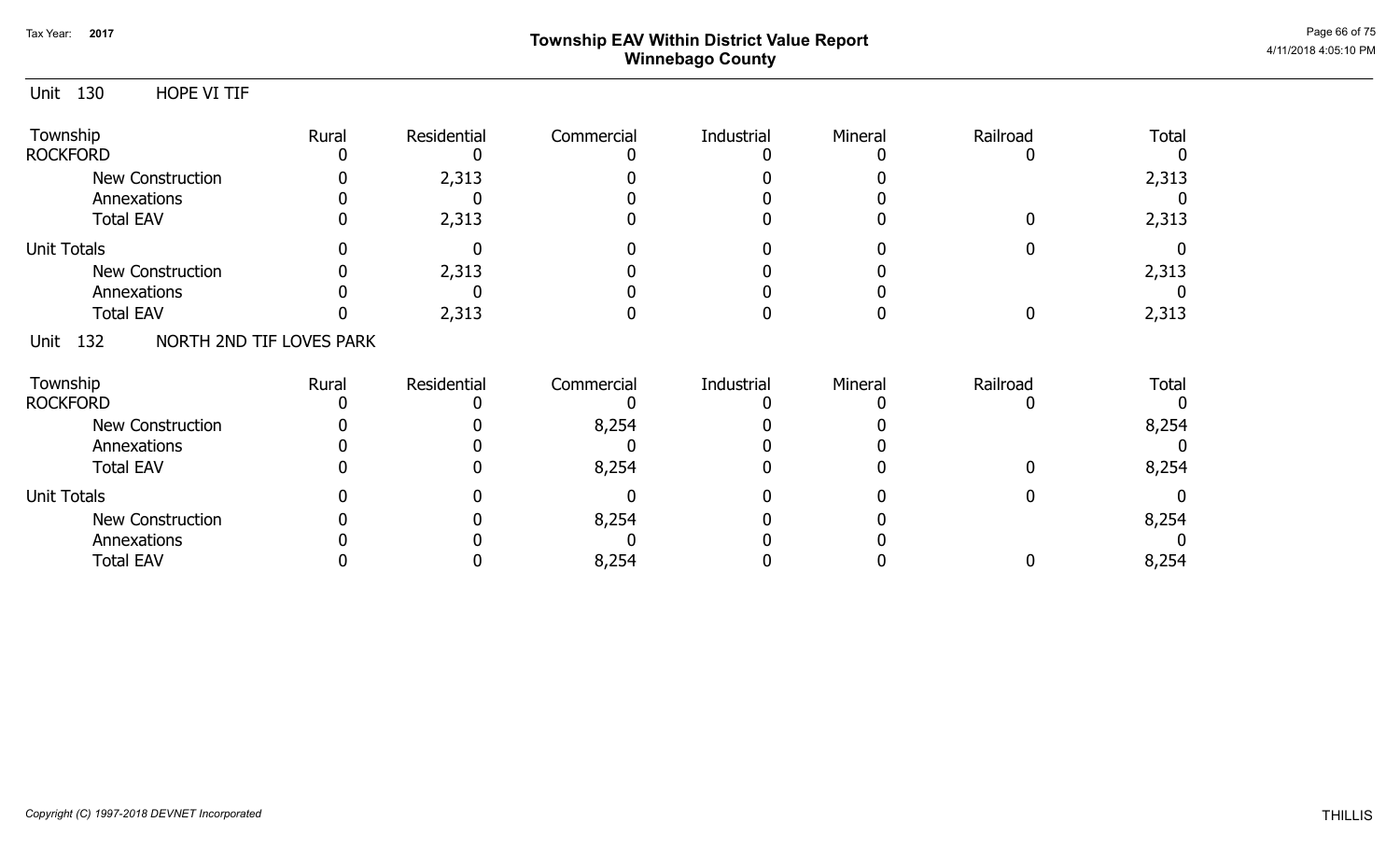Tax Year: 2017

# Township EAV Within District Value Report
## Winnebago County

Unit 130 HOPE VI TIF

| Township | Rural | Residential | Commercial | Industrial | Mineral | Railroad | Total |
|---|---|---|---|---|---|---|---|
| ROCKFORD | 0 | 0 | 0 | 0 | 0 | 0 | 0 |
| New Construction | 0 | 2,313 | 0 | 0 | 0 | | 2,313 |
| Annexations | 0 | 0 | 0 | 0 | 0 | | 0 |
| Total EAV | 0 | 2,313 | 0 | 0 | 0 | 0 | 2,313 |
| Unit Totals | 0 | 0 | 0 | 0 | 0 | 0 | 0 |
| New Construction | 0 | 2,313 | 0 | 0 | 0 | | 2,313 |
| Annexations | 0 | 0 | 0 | 0 | 0 | | 0 |
| Total EAV | 0 | 2,313 | 0 | 0 | 0 | 0 | 2,313 |

Unit 132 NORTH 2ND TIF LOVES PARK

| Township | Rural | Residential | Commercial | Industrial | Mineral | Railroad | Total |
|---|---|---|---|---|---|---|---|
| ROCKFORD | 0 | 0 | 0 | 0 | 0 | 0 | 0 |
| New Construction | 0 | 0 | 8,254 | 0 | 0 | | 8,254 |
| Annexations | 0 | 0 | 0 | 0 | 0 | | 0 |
| Total EAV | 0 | 0 | 8,254 | 0 | 0 | 0 | 8,254 |
| Unit Totals | 0 | 0 | 0 | 0 | 0 | 0 | 0 |
| New Construction | 0 | 0 | 8,254 | 0 | 0 | | 8,254 |
| Annexations | 0 | 0 | 0 | 0 | 0 | | 0 |
| Total EAV | 0 | 0 | 8,254 | 0 | 0 | 0 | 8,254 |

*Copyright (C) 1997-2018 DEVNET Incorporated*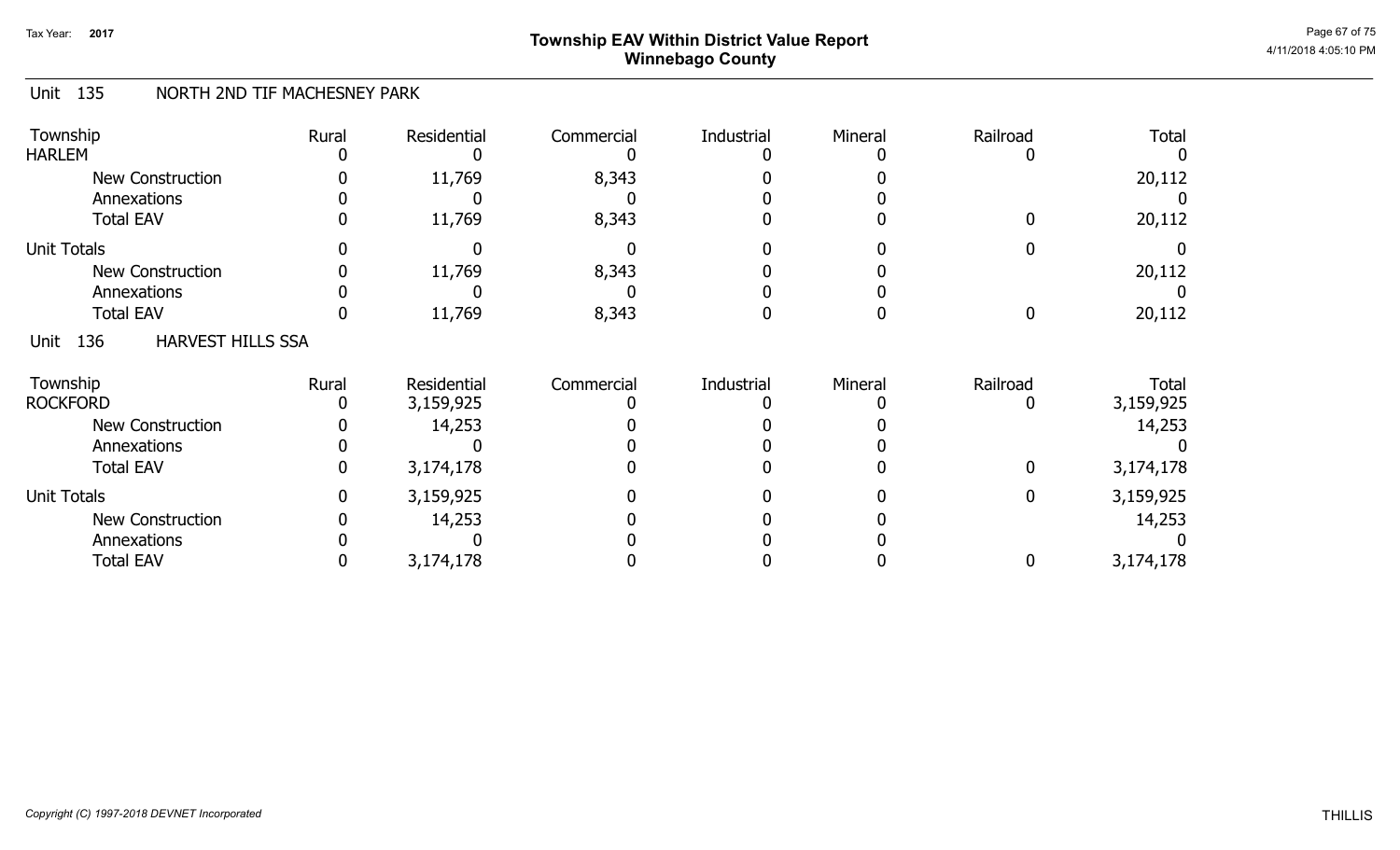# Township EAV Within District Value Report
## Winnebago County

Tax Year: 2017

## Unit 135 NORTH 2ND TIF MACHESNEY PARK

| Township | Rural | Residential | Commercial | Industrial | Mineral | Railroad | Total |
|---|---|---|---|---|---|---|---|
| HARLEM | 0 | 0 | 0 | 0 | 0 | 0 | 0 |
| New Construction | 0 | 11,769 | 8,343 | 0 | 0 | | 20,112 |
| Annexations | 0 | 0 | 0 | 0 | 0 | | 0 |
| Total EAV | 0 | 11,769 | 8,343 | 0 | 0 | 0 | 20,112 |
| Unit Totals | 0 | 0 | 0 | 0 | 0 | 0 | 0 |
| New Construction | 0 | 11,769 | 8,343 | 0 | 0 | | 20,112 |
| Annexations | 0 | 0 | 0 | 0 | 0 | | 0 |
| Total EAV | 0 | 11,769 | 8,343 | 0 | 0 | 0 | 20,112 |

## Unit 136 HARVEST HILLS SSA

| Township | Rural | Residential | Commercial | Industrial | Mineral | Railroad | Total |
|---|---|---|---|---|---|---|---|
| ROCKFORD | 0 | 3,159,925 | 0 | 0 | 0 | 0 | 3,159,925 |
| New Construction | 0 | 14,253 | 0 | 0 | 0 | | 14,253 |
| Annexations | 0 | 0 | 0 | 0 | 0 | | 0 |
| Total EAV | 0 | 3,174,178 | 0 | 0 | 0 | 0 | 3,174,178 |
| Unit Totals | 0 | 3,159,925 | 0 | 0 | 0 | 0 | 3,159,925 |
| New Construction | 0 | 14,253 | 0 | 0 | 0 | | 14,253 |
| Annexations | 0 | 0 | 0 | 0 | 0 | | 0 |
| Total EAV | 0 | 3,174,178 | 0 | 0 | 0 | 0 | 3,174,178 |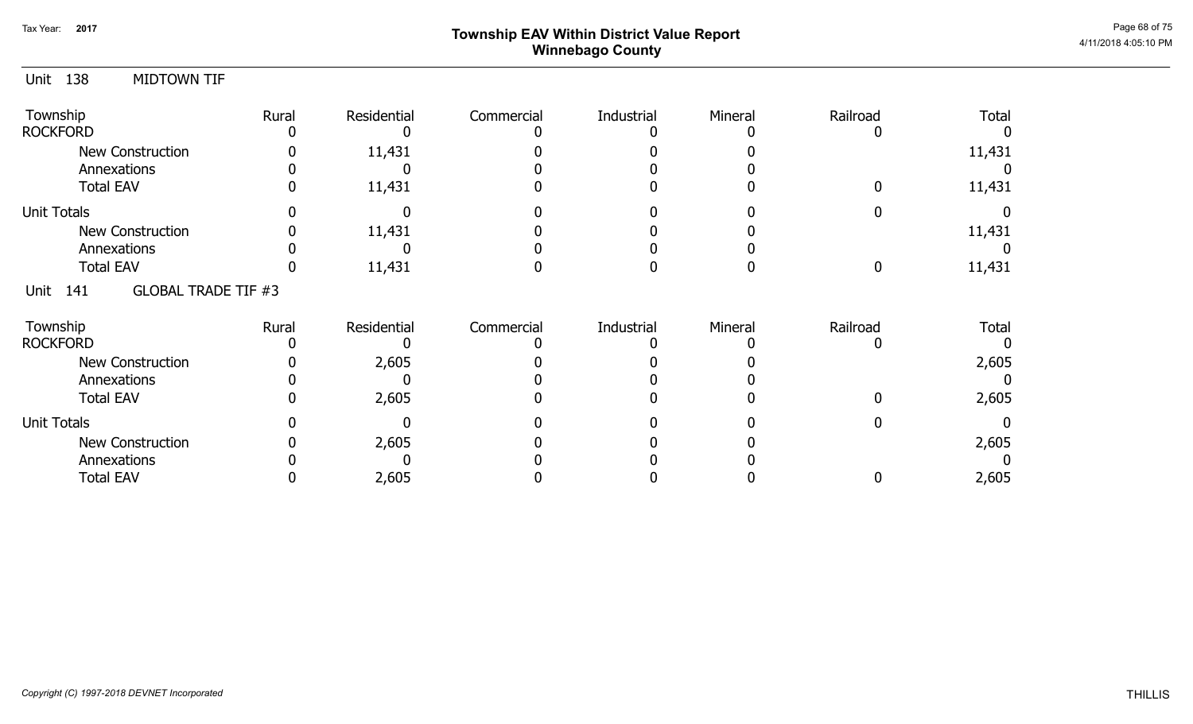Tax Year: 2017

# Township EAV Within District Value Report
## Winnebago County

Unit 138 MIDTOWN TIF

| Township | Rural | Residential | Commercial | Industrial | Mineral | Railroad | Total |
|---|---|---|---|---|---|---|---|
| ROCKFORD | 0 | 0 | 0 | 0 | 0 | 0 | 0 |
| New Construction | 0 | 11,431 | 0 | 0 | 0 | | 11,431 |
| Annexations | 0 | 0 | 0 | 0 | 0 | | 0 |
| Total EAV | 0 | 11,431 | 0 | 0 | 0 | 0 | 11,431 |
| Unit Totals | 0 | 0 | 0 | 0 | 0 | 0 | 0 |
| New Construction | 0 | 11,431 | 0 | 0 | 0 | | 11,431 |
| Annexations | 0 | 0 | 0 | 0 | 0 | | 0 |
| Total EAV | 0 | 11,431 | 0 | 0 | 0 | 0 | 11,431 |

Unit 141 GLOBAL TRADE TIF #3

| Township | Rural | Residential | Commercial | Industrial | Mineral | Railroad | Total |
|---|---|---|---|---|---|---|---|
| ROCKFORD | 0 | 0 | 0 | 0 | 0 | 0 | 0 |
| New Construction | 0 | 2,605 | 0 | 0 | 0 | | 2,605 |
| Annexations | 0 | 0 | 0 | 0 | 0 | | 0 |
| Total EAV | 0 | 2,605 | 0 | 0 | 0 | 0 | 2,605 |
| Unit Totals | 0 | 0 | 0 | 0 | 0 | 0 | 0 |
| New Construction | 0 | 2,605 | 0 | 0 | 0 | | 2,605 |
| Annexations | 0 | 0 | 0 | 0 | 0 | | 0 |
| Total EAV | 0 | 2,605 | 0 | 0 | 0 | 0 | 2,605 |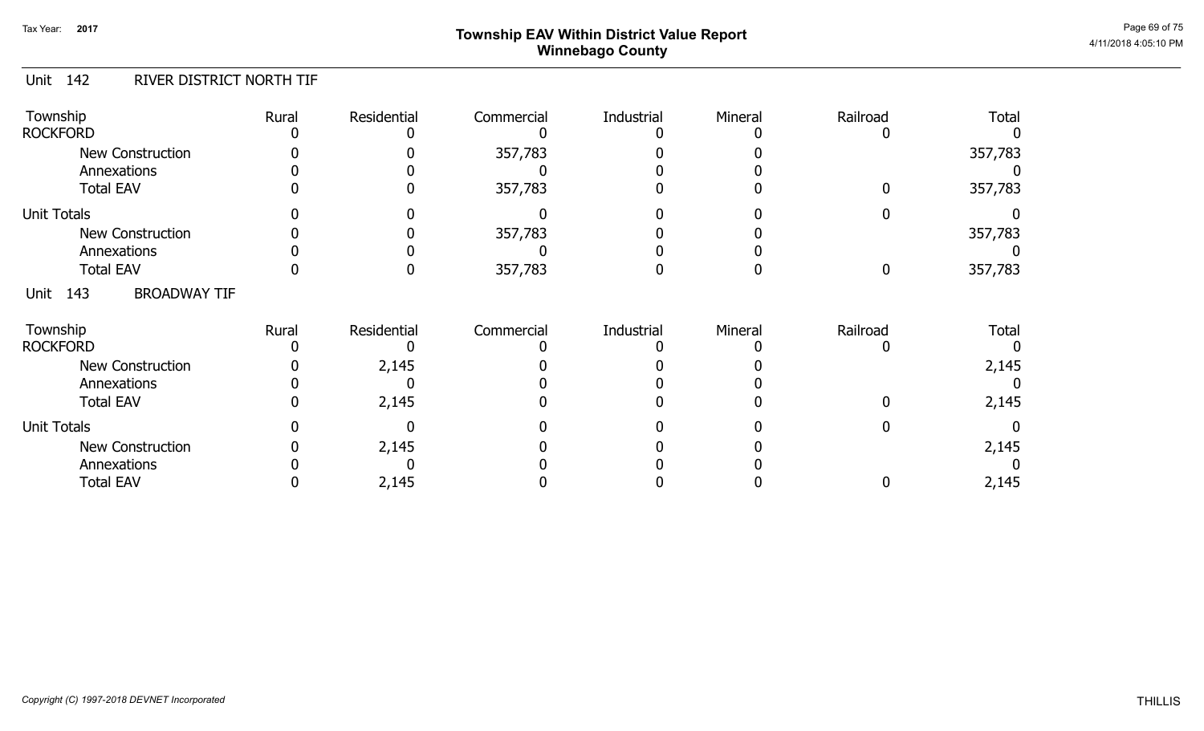## Unit 142 RIVER DISTRICT NORTH TIF

| Township | Rural | Residential | Commercial | Industrial | Mineral | Railroad | Total |
|---|---|---|---|---|---|---|---|
| ROCKFORD | 0 | 0 | 0 | 0 | 0 | 0 | 0 |
| New Construction | 0 | 0 | 357,783 | 0 | 0 | | 357,783 |
| Annexations | 0 | 0 | 0 | 0 | 0 | | 0 |
| Total EAV | 0 | 0 | 357,783 | 0 | 0 | 0 | 357,783 |
| Unit Totals | 0 | 0 | 0 | 0 | 0 | 0 | 0 |
| New Construction | 0 | 0 | 357,783 | 0 | 0 | | 357,783 |
| Annexations | 0 | 0 | 0 | 0 | 0 | | 0 |
| Total EAV | 0 | 0 | 357,783 | 0 | 0 | 0 | 357,783 |

## Unit 143 BROADWAY TIF

| Township | Rural | Residential | Commercial | Industrial | Mineral | Railroad | Total |
|---|---|---|---|---|---|---|---|
| ROCKFORD | 0 | 0 | 0 | 0 | 0 | 0 | 0 |
| New Construction | 0 | 2,145 | 0 | 0 | 0 | | 2,145 |
| Annexations | 0 | 0 | 0 | 0 | 0 | | 0 |
| Total EAV | 0 | 2,145 | 0 | 0 | 0 | 0 | 2,145 |
| Unit Totals | 0 | 0 | 0 | 0 | 0 | 0 | 0 |
| New Construction | 0 | 2,145 | 0 | 0 | 0 | | 2,145 |
| Annexations | 0 | 0 | 0 | 0 | 0 | | 0 |
| Total EAV | 0 | 2,145 | 0 | 0 | 0 | 0 | 2,145 |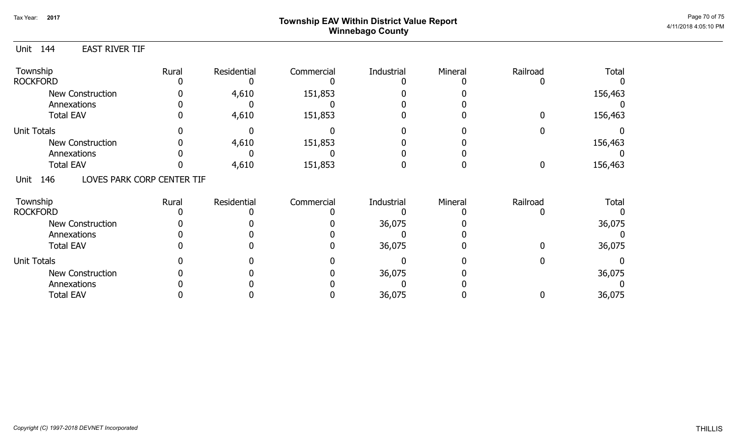# Township EAV Within District Value Report
## Winnebago County

Tax Year: 2017

### Unit 144 EAST RIVER TIF

| Township | Rural | Residential | Commercial | Industrial | Mineral | Railroad | Total |
|---|---|---|---|---|---|---|---|
| ROCKFORD | 0 | 0 | 0 | 0 | 0 | 0 | 0 |
| New Construction | 0 | 4,610 | 151,853 | 0 | 0 | | 156,463 |
| Annexations | 0 | 0 | 0 | 0 | 0 | | 0 |
| Total EAV | 0 | 4,610 | 151,853 | 0 | 0 | 0 | 156,463 |
| Unit Totals | 0 | 0 | 0 | 0 | 0 | 0 | 0 |
| New Construction | 0 | 4,610 | 151,853 | 0 | 0 | | 156,463 |
| Annexations | 0 | 0 | 0 | 0 | 0 | | 0 |
| Total EAV | 0 | 4,610 | 151,853 | 0 | 0 | 0 | 156,463 |

### Unit 146 LOVES PARK CORP CENTER TIF

| Township | Rural | Residential | Commercial | Industrial | Mineral | Railroad | Total |
|---|---|---|---|---|---|---|---|
| ROCKFORD | 0 | 0 | 0 | 0 | 0 | 0 | 0 |
| New Construction | 0 | 0 | 0 | 36,075 | 0 | | 36,075 |
| Annexations | 0 | 0 | 0 | 0 | 0 | | 0 |
| Total EAV | 0 | 0 | 0 | 36,075 | 0 | 0 | 36,075 |
| Unit Totals | 0 | 0 | 0 | 0 | 0 | 0 | 0 |
| New Construction | 0 | 0 | 0 | 36,075 | 0 | | 36,075 |
| Annexations | 0 | 0 | 0 | 0 | 0 | | 0 |
| Total EAV | 0 | 0 | 0 | 36,075 | 0 | 0 | 36,075 |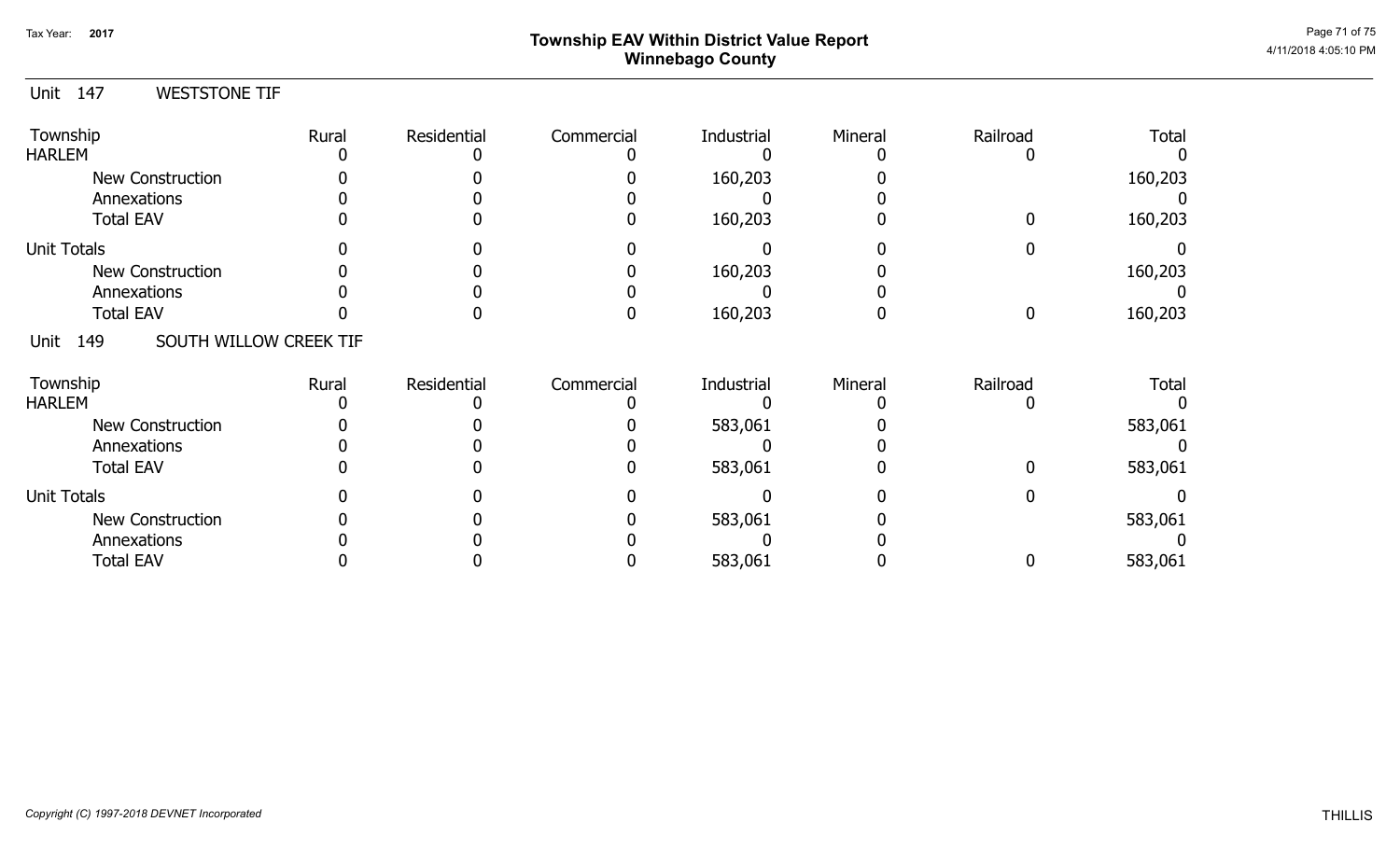# Township EAV Within District Value Report
## Winnebago County

Tax Year: 2017

### Unit 147 WESTSTONE TIF

| Township | Rural | Residential | Commercial | Industrial | Mineral | Railroad | Total |
|---|---|---|---|---|---|---|---|
| HARLEM | 0 | 0 | 0 | 0 | 0 | 0 | 0 |
| New Construction | 0 | 0 | 0 | 160,203 | 0 | | 160,203 |
| Annexations | 0 | 0 | 0 | 0 | 0 | | 0 |
| Total EAV | 0 | 0 | 0 | 160,203 | 0 | 0 | 160,203 |
| Unit Totals | 0 | 0 | 0 | 0 | 0 | 0 | 0 |
| New Construction | 0 | 0 | 0 | 160,203 | 0 | | 160,203 |
| Annexations | 0 | 0 | 0 | 0 | 0 | | 0 |
| Total EAV | 0 | 0 | 0 | 160,203 | 0 | 0 | 160,203 |

### Unit 149 SOUTH WILLOW CREEK TIF

| Township | Rural | Residential | Commercial | Industrial | Mineral | Railroad | Total |
|---|---|---|---|---|---|---|---|
| HARLEM | 0 | 0 | 0 | 0 | 0 | 0 | 0 |
| New Construction | 0 | 0 | 0 | 583,061 | 0 | | 583,061 |
| Annexations | 0 | 0 | 0 | 0 | 0 | | 0 |
| Total EAV | 0 | 0 | 0 | 583,061 | 0 | 0 | 583,061 |
| Unit Totals | 0 | 0 | 0 | 0 | 0 | 0 | 0 |
| New Construction | 0 | 0 | 0 | 583,061 | 0 | | 583,061 |
| Annexations | 0 | 0 | 0 | 0 | 0 | | 0 |
| Total EAV | 0 | 0 | 0 | 583,061 | 0 | 0 | 583,061 |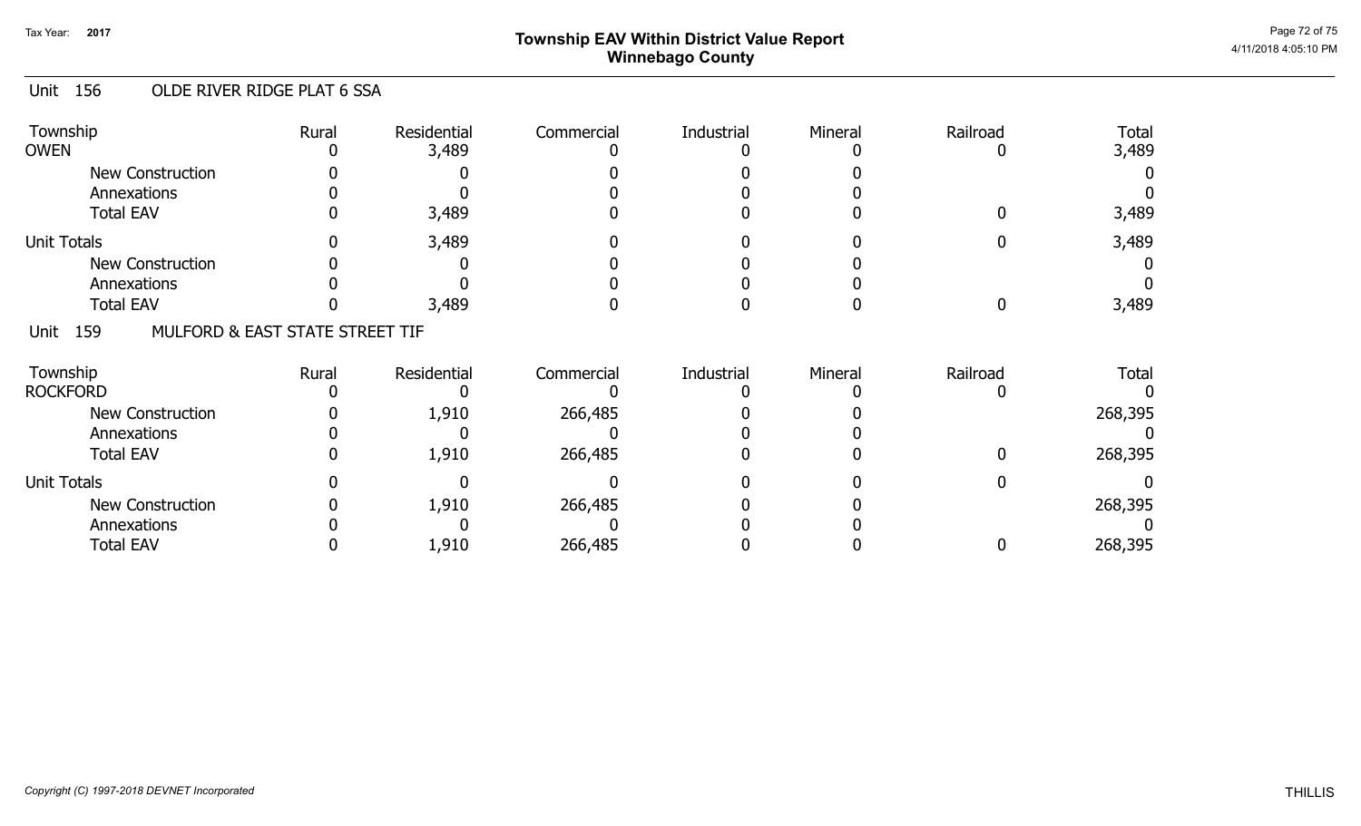# Township EAV Within District Value Report
## Winnebago County

Tax Year: 2017

4/11/2018 4:05:10 PM

### Unit 156 OLDE RIVER RIDGE PLAT 6 SSA

| Township | Rural | Residential | Commercial | Industrial | Mineral | Railroad | Total |
|---|---|---|---|---|---|---|---|
| OWEN | 0 | 3,489 | 0 | 0 | 0 | 0 | 3,489 |
| New Construction | 0 | 0 | 0 | 0 | 0 | | 0 |
| Annexations | 0 | 0 | 0 | 0 | 0 | | 0 |
| Total EAV | 0 | 3,489 | 0 | 0 | 0 | 0 | 3,489 |
| Unit Totals | 0 | 3,489 | 0 | 0 | 0 | 0 | 3,489 |
| New Construction | 0 | 0 | 0 | 0 | 0 | | 0 |
| Annexations | 0 | 0 | 0 | 0 | 0 | | 0 |
| Total EAV | 0 | 3,489 | 0 | 0 | 0 | 0 | 3,489 |

### Unit 159 MULFORD & EAST STATE STREET TIF

| Township | Rural | Residential | Commercial | Industrial | Mineral | Railroad | Total |
|---|---|---|---|---|---|---|---|
| ROCKFORD | 0 | 0 | 0 | 0 | 0 | 0 | 0 |
| New Construction | 0 | 1,910 | 266,485 | 0 | 0 | | 268,395 |
| Annexations | 0 | 0 | 0 | 0 | 0 | | 0 |
| Total EAV | 0 | 1,910 | 266,485 | 0 | 0 | 0 | 268,395 |
| Unit Totals | 0 | 0 | 0 | 0 | 0 | 0 | 0 |
| New Construction | 0 | 1,910 | 266,485 | 0 | 0 | | 268,395 |
| Annexations | 0 | 0 | 0 | 0 | 0 | | 0 |
| Total EAV | 0 | 1,910 | 266,485 | 0 | 0 | 0 | 268,395 |

*Copyright (C) 1997-2018 DEVNET Incorporated*

THILLIS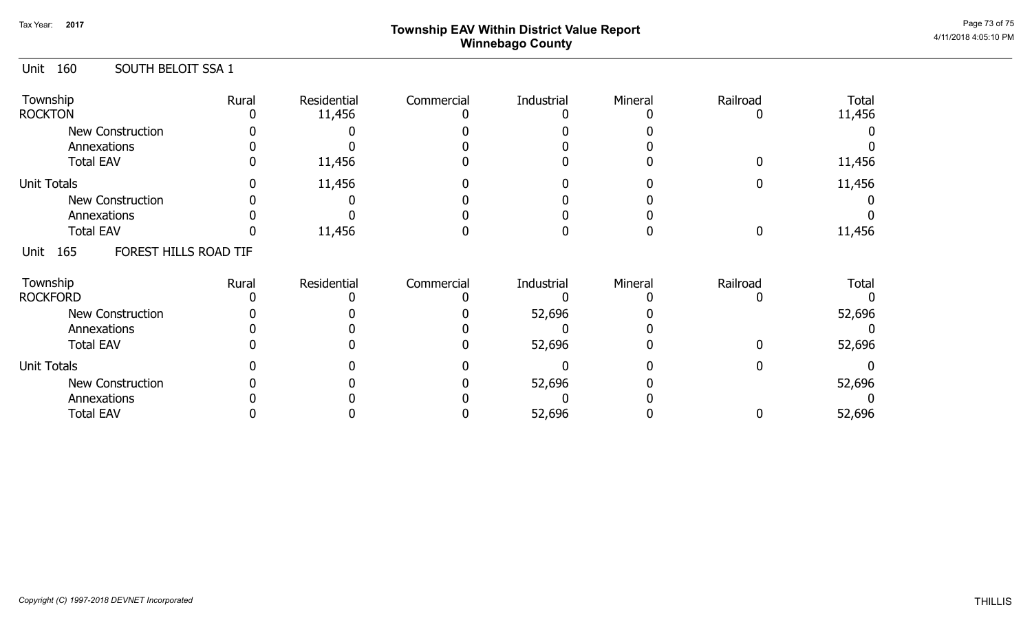Tax Year: 2017

# Township EAV Within District Value Report
## Winnebago County

### Unit 160 SOUTH BELOIT SSA 1

| Township | Rural | Residential | Commercial | Industrial | Mineral | Railroad | Total |
|---|---|---|---|---|---|---|---|
| ROCKTON | 0 | 11,456 | 0 | 0 | 0 | 0 | 11,456 |
| New Construction | 0 | 0 | 0 | 0 | 0 | | 0 |
| Annexations | 0 | 0 | 0 | 0 | 0 | | 0 |
| Total EAV | 0 | 11,456 | 0 | 0 | 0 | 0 | 11,456 |
| Unit Totals | 0 | 11,456 | 0 | 0 | 0 | 0 | 11,456 |
| New Construction | 0 | 0 | 0 | 0 | 0 | | 0 |
| Annexations | 0 | 0 | 0 | 0 | 0 | | 0 |
| Total EAV | 0 | 11,456 | 0 | 0 | 0 | 0 | 11,456 |

### Unit 165 FOREST HILLS ROAD TIF

| Township | Rural | Residential | Commercial | Industrial | Mineral | Railroad | Total |
|---|---|---|---|---|---|---|---|
| ROCKFORD | 0 | 0 | 0 | 0 | 0 | 0 | 0 |
| New Construction | 0 | 0 | 0 | 52,696 | 0 | | 52,696 |
| Annexations | 0 | 0 | 0 | 0 | 0 | | 0 |
| Total EAV | 0 | 0 | 0 | 52,696 | 0 | 0 | 52,696 |
| Unit Totals | 0 | 0 | 0 | 0 | 0 | 0 | 0 |
| New Construction | 0 | 0 | 0 | 52,696 | 0 | | 52,696 |
| Annexations | 0 | 0 | 0 | 0 | 0 | | 0 |
| Total EAV | 0 | 0 | 0 | 52,696 | 0 | 0 | 52,696 |

*Copyright (C) 1997-2018 DEVNET Incorporated*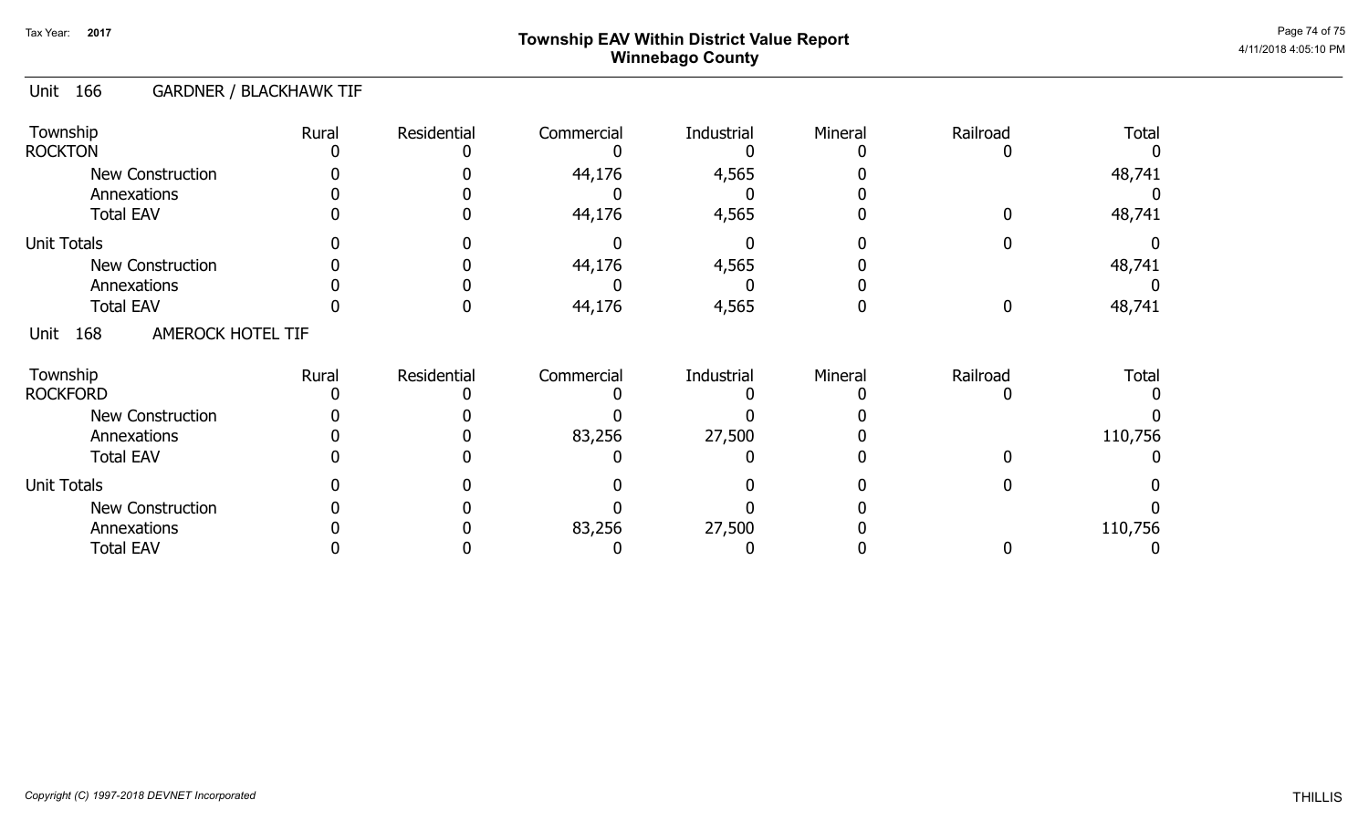# Township EAV Within District Value Report
## Winnebago County

Tax Year: 2017

### Unit 166 GARDNER / BLACKHAWK TIF

| Township | Rural | Residential | Commercial | Industrial | Mineral | Railroad | Total |
|---|---|---|---|---|---|---|---|
| ROCKTON | 0 | 0 | 0 | 0 | 0 | 0 | 0 |
| New Construction | 0 | 0 | 44,176 | 4,565 | 0 | | 48,741 |
| Annexations | 0 | 0 | 0 | 0 | 0 | | 0 |
| Total EAV | 0 | 0 | 44,176 | 4,565 | 0 | 0 | 48,741 |
| Unit Totals | 0 | 0 | 0 | 0 | 0 | 0 | 0 |
| New Construction | 0 | 0 | 44,176 | 4,565 | 0 | | 48,741 |
| Annexations | 0 | 0 | 0 | 0 | 0 | | 0 |
| Total EAV | 0 | 0 | 44,176 | 4,565 | 0 | 0 | 48,741 |

### Unit 168 AMEROCK HOTEL TIF

| Township | Rural | Residential | Commercial | Industrial | Mineral | Railroad | Total |
|---|---|---|---|---|---|---|---|
| ROCKFORD | 0 | 0 | 0 | 0 | 0 | 0 | 0 |
| New Construction | 0 | 0 | 0 | 0 | 0 | | 0 |
| Annexations | 0 | 0 | 83,256 | 27,500 | 0 | | 110,756 |
| Total EAV | 0 | 0 | 0 | 0 | 0 | 0 | 0 |
| Unit Totals | 0 | 0 | 0 | 0 | 0 | 0 | 0 |
| New Construction | 0 | 0 | 0 | 0 | 0 | | 0 |
| Annexations | 0 | 0 | 83,256 | 27,500 | 0 | | 110,756 |
| Total EAV | 0 | 0 | 0 | 0 | 0 | 0 | 0 |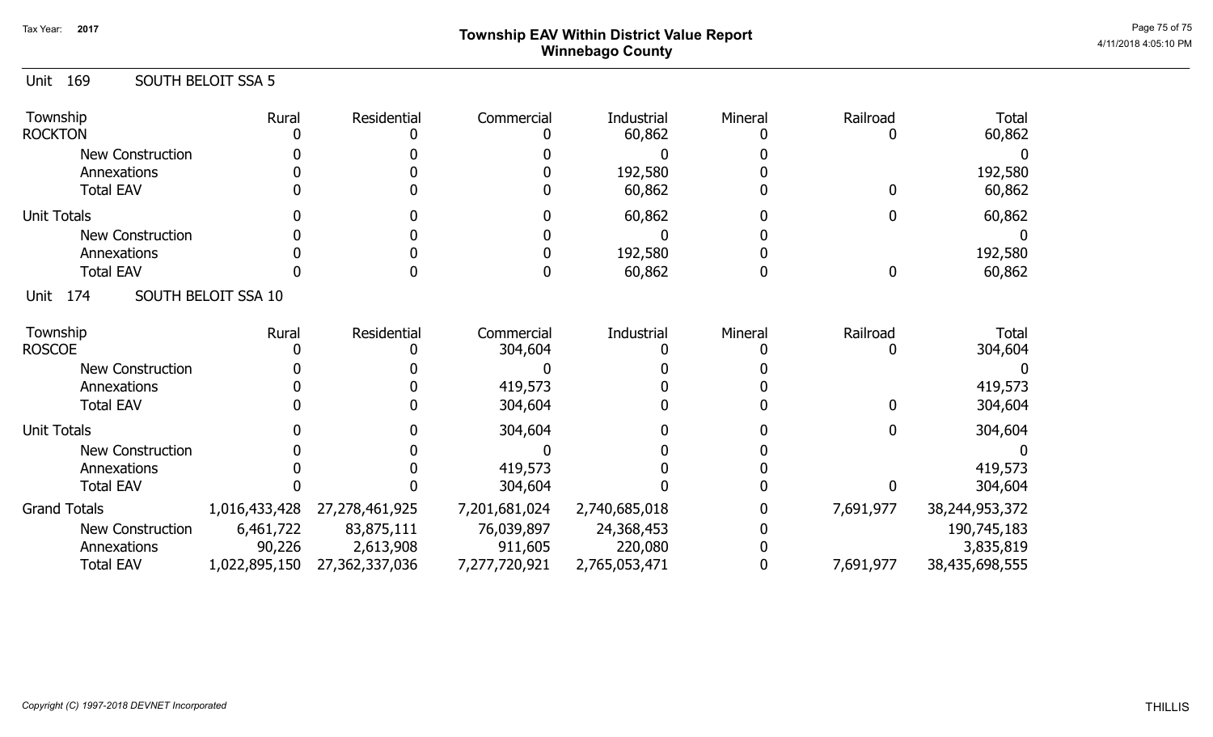# Township EAV Within District Value Report
## Winnebago County

Tax Year: 2017

Unit 169 SOUTH BELOIT SSA 5

| Township | Rural | Residential | Commercial | Industrial | Mineral | Railroad | Total |
|---|---|---|---|---|---|---|---|
| ROCKTON | 0 | 0 | 0 | 60,862 | 0 | 0 | 60,862 |
| New Construction | 0 | 0 | 0 | 0 | 0 | | 0 |
| Annexations | 0 | 0 | 0 | 192,580 | 0 | | 192,580 |
| Total EAV | 0 | 0 | 0 | 60,862 | 0 | 0 | 60,862 |
| Unit Totals | 0 | 0 | 0 | 60,862 | 0 | 0 | 60,862 |
| New Construction | 0 | 0 | 0 | 0 | 0 | | 0 |
| Annexations | 0 | 0 | 0 | 192,580 | 0 | | 192,580 |
| Total EAV | 0 | 0 | 0 | 60,862 | 0 | 0 | 60,862 |

Unit 174 SOUTH BELOIT SSA 10

| Township | Rural | Residential | Commercial | Industrial | Mineral | Railroad | Total |
|---|---|---|---|---|---|---|---|
| ROSCOE | 0 | 0 | 304,604 | 0 | 0 | 0 | 304,604 |
| New Construction | 0 | 0 | 0 | 0 | 0 | | 0 |
| Annexations | 0 | 0 | 419,573 | 0 | 0 | | 419,573 |
| Total EAV | 0 | 0 | 304,604 | 0 | 0 | 0 | 304,604 |
| Unit Totals | 0 | 0 | 304,604 | 0 | 0 | 0 | 304,604 |
| New Construction | 0 | 0 | 0 | 0 | 0 | | 0 |
| Annexations | 0 | 0 | 419,573 | 0 | 0 | | 419,573 |
| Total EAV | 0 | 0 | 304,604 | 0 | 0 | 0 | 304,604 |
| Grand Totals | 1,016,433,428 | 27,278,461,925 | 7,201,681,024 | 2,740,685,018 | 0 | 7,691,977 | 38,244,953,372 |
| New Construction | 6,461,722 | 83,875,111 | 76,039,897 | 24,368,453 | 0 | | 190,745,183 |
| Annexations | 90,226 | 2,613,908 | 911,605 | 220,080 | 0 | | 3,835,819 |
| Total EAV | 1,022,895,150 | 27,362,337,036 | 7,277,720,921 | 2,765,053,471 | 0 | 7,691,977 | 38,435,698,555 |